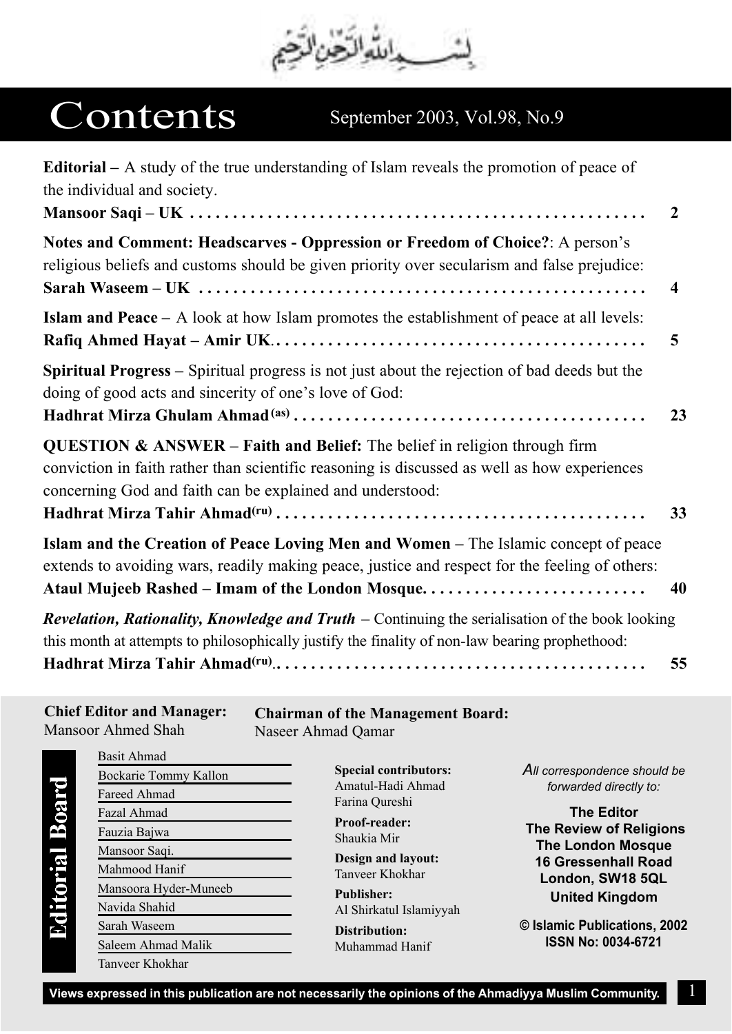بِسْمِ اللّٰهِ الرَّحْمٰنِ الرَّحِيْمِ

# Contents

September 2003, Vol.98, No.9

**Editorial –** A study of the true understanding of Islam reveals the promotion of peace of the individual and society.
**Mansoor Saqi – UK** . . . . . . . . . . . . . . . . . . . . . . . . . . . . . . . . . . . . . . . . . . . . . . . . . . . . 2

**Notes and Comment: Headscarves - Oppression or Freedom of Choice?**: A person's religious beliefs and customs should be given priority over secularism and false prejudice:
**Sarah Waseem – UK** . . . . . . . . . . . . . . . . . . . . . . . . . . . . . . . . . . . . . . . . . . . . . . . . . . . 4

**Islam and Peace –** A look at how Islam promotes the establishment of peace at all levels:
**Rafiq Ahmed Hayat – Amir UK**. . . . . . . . . . . . . . . . . . . . . . . . . . . . . . . . . . . . . . . . . . . 5

**Spiritual Progress –** Spiritual progress is not just about the rejection of bad deeds but the doing of good acts and sincerity of one's love of God:
**Hadhrat Mirza Ghulam Ahmad(as)** . . . . . . . . . . . . . . . . . . . . . . . . . . . . . . . . . . . . . . . . 23

**QUESTION & ANSWER – Faith and Belief:** The belief in religion through firm conviction in faith rather than scientific reasoning is discussed as well as how experiences concerning God and faith can be explained and understood:
**Hadhrat Mirza Tahir Ahmad(ru)** . . . . . . . . . . . . . . . . . . . . . . . . . . . . . . . . . . . . . . . . . . 33

**Islam and the Creation of Peace Loving Men and Women –** The Islamic concept of peace extends to avoiding wars, readily making peace, justice and respect for the feeling of others:
**Ataul Mujeeb Rashed – Imam of the London Mosque.** . . . . . . . . . . . . . . . . . . . . . . . . . 40

***Revelation, Rationality, Knowledge and Truth* –** Continuing the serialisation of the book looking this month at attempts to philosophically justify the finality of non-law bearing prophethood:
**Hadhrat Mirza Tahir Ahmad(ru)**. . . . . . . . . . . . . . . . . . . . . . . . . . . . . . . . . . . . . . . . . . . 55

**Chief Editor and Manager:**
Mansoor Ahmed Shah

**Chairman of the Management Board:**
Naseer Ahmad Qamar

**Editorial Board**
Basit Ahmad
Bockarie Tommy Kallon
Fareed Ahmad
Fazal Ahmad
Fauzia Bajwa
Mansoor Saqi.
Mahmood Hanif
Mansoora Hyder-Muneeb
Navida Shahid
Sarah Waseem
Saleem Ahmad Malik
Tanveer Khokhar

**Special contributors:**
Amatul-Hadi Ahmad
Farina Qureshi

**Proof-reader:**
Shaukia Mir

**Design and layout:**
Tanveer Khokhar

**Publisher:**
Al Shirkatul Islamiyyah

**Distribution:**
Muhammad Hanif

*All correspondence should be forwarded directly to:*

**The Editor**
**The Review of Religions**
**The London Mosque**
**16 Gressenhall Road**
**London, SW18 5QL**
**United Kingdom**

**© Islamic Publications, 2002**
**ISSN No: 0034-6721**

**Views expressed in this publication are not necessarily the opinions of the Ahmadiyya Muslim Community.**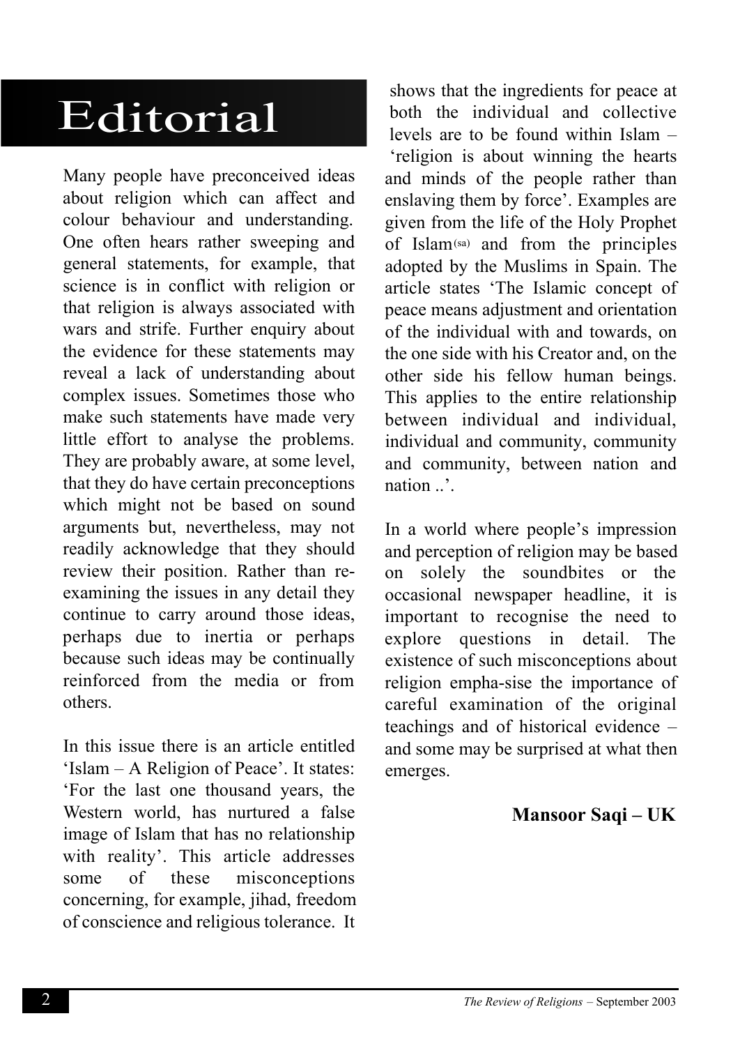# Editorial

Many people have preconceived ideas about religion which can affect and colour behaviour and understanding. One often hears rather sweeping and general statements, for example, that science is in conflict with religion or that religion is always associated with wars and strife. Further enquiry about the evidence for these statements may reveal a lack of understanding about complex issues. Sometimes those who make such statements have made very little effort to analyse the problems. They are probably aware, at some level, that they do have certain preconceptions which might not be based on sound arguments but, nevertheless, may not readily acknowledge that they should review their position. Rather than re-examining the issues in any detail they continue to carry around those ideas, perhaps due to inertia or perhaps because such ideas may be continually reinforced from the media or from others.

In this issue there is an article entitled 'Islam – A Religion of Peace'. It states: 'For the last one thousand years, the Western world, has nurtured a false image of Islam that has no relationship with reality'. This article addresses some of these misconceptions concerning, for example, jihad, freedom of conscience and religious tolerance. It shows that the ingredients for peace at both the individual and collective levels are to be found within Islam – 'religion is about winning the hearts and minds of the people rather than enslaving them by force'. Examples are given from the life of the Holy Prophet of Islam(sa) and from the principles adopted by the Muslims in Spain. The article states 'The Islamic concept of peace means adjustment and orientation of the individual with and towards, on the one side with his Creator and, on the other side his fellow human beings. This applies to the entire relationship between individual and individual, individual and community, community and community, between nation and nation ..'.

In a world where people's impression and perception of religion may be based on solely the soundbites or the occasional newspaper headline, it is important to recognise the need to explore questions in detail. The existence of such misconceptions about religion empha-sise the importance of careful examination of the original teachings and of historical evidence – and some may be surprised at what then emerges.

**Mansoor Saqi – UK**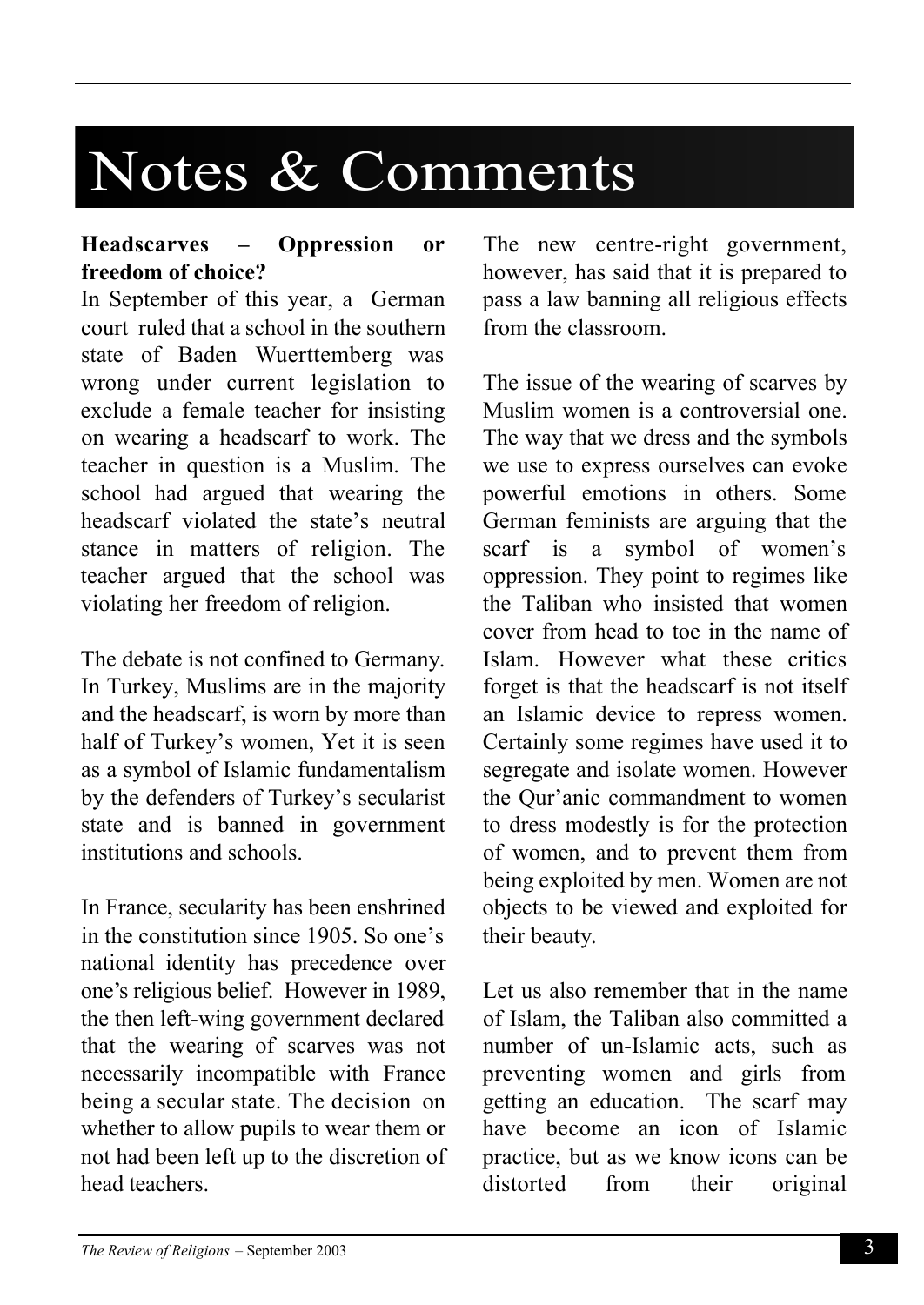# Notes & Comments

**Headscarves – Oppression or freedom of choice?**

In September of this year, a German court ruled that a school in the southern state of Baden Wuerttemberg was wrong under current legislation to exclude a female teacher for insisting on wearing a headscarf to work. The teacher in question is a Muslim. The school had argued that wearing the headscarf violated the state's neutral stance in matters of religion. The teacher argued that the school was violating her freedom of religion.

The debate is not confined to Germany. In Turkey, Muslims are in the majority and the headscarf, is worn by more than half of Turkey's women, Yet it is seen as a symbol of Islamic fundamentalism by the defenders of Turkey's secularist state and is banned in government institutions and schools.

In France, secularity has been enshrined in the constitution since 1905. So one's national identity has precedence over one's religious belief. However in 1989, the then left-wing government declared that the wearing of scarves was not necessarily incompatible with France being a secular state. The decision on whether to allow pupils to wear them or not had been left up to the discretion of head teachers.

The new centre-right government, however, has said that it is prepared to pass a law banning all religious effects from the classroom.

The issue of the wearing of scarves by Muslim women is a controversial one. The way that we dress and the symbols we use to express ourselves can evoke powerful emotions in others. Some German feminists are arguing that the scarf is a symbol of women's oppression. They point to regimes like the Taliban who insisted that women cover from head to toe in the name of Islam. However what these critics forget is that the headscarf is not itself an Islamic device to repress women. Certainly some regimes have used it to segregate and isolate women. However the Qur'anic commandment to women to dress modestly is for the protection of women, and to prevent them from being exploited by men. Women are not objects to be viewed and exploited for their beauty.

Let us also remember that in the name of Islam, the Taliban also committed a number of un-Islamic acts, such as preventing women and girls from getting an education. The scarf may have become an icon of Islamic practice, but as we know icons can be distorted from their original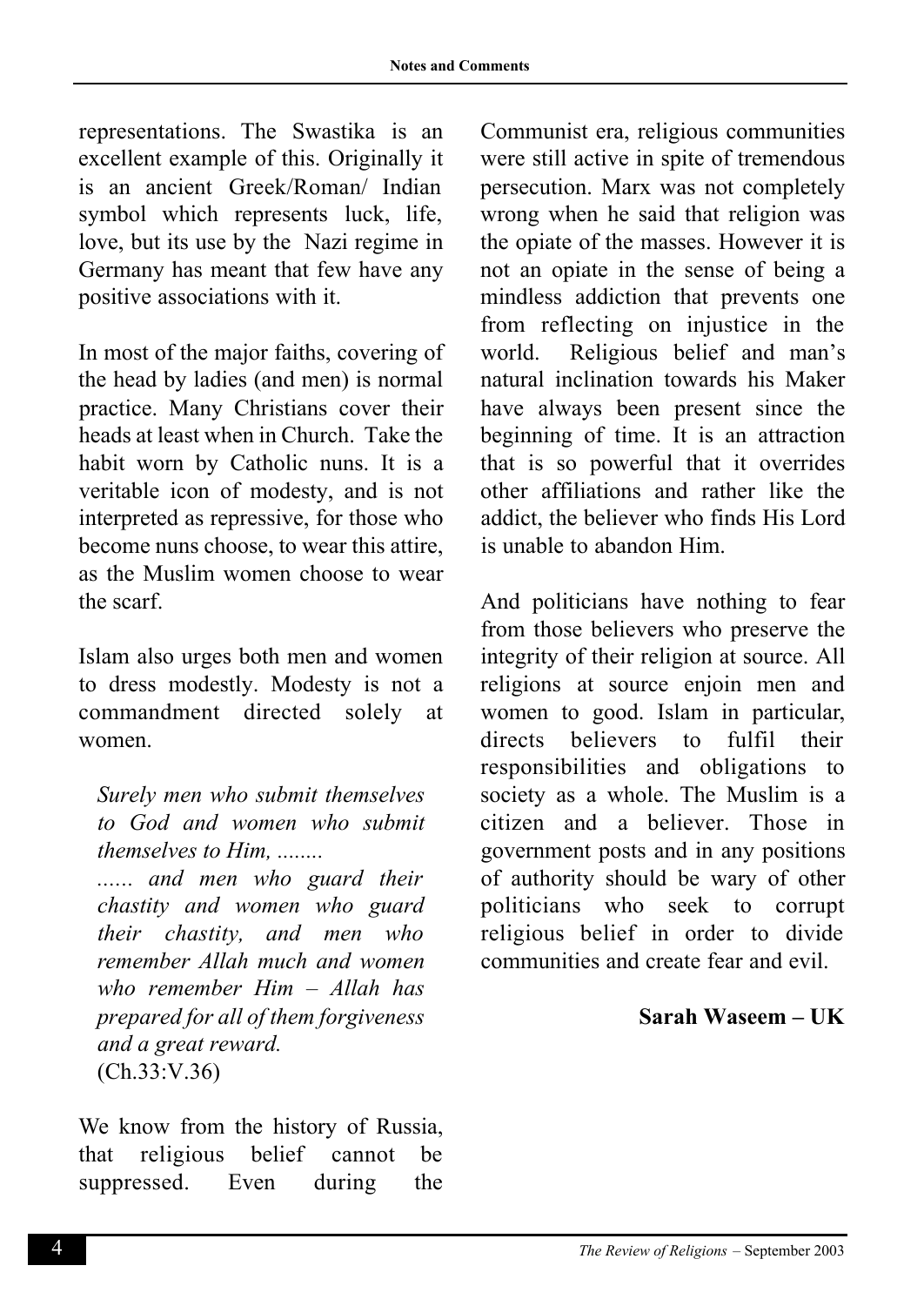representations. The Swastika is an excellent example of this. Originally it is an ancient Greek/Roman/ Indian symbol which represents luck, life, love, but its use by the Nazi regime in Germany has meant that few have any positive associations with it.

In most of the major faiths, covering of the head by ladies (and men) is normal practice. Many Christians cover their heads at least when in Church. Take the habit worn by Catholic nuns. It is a veritable icon of modesty, and is not interpreted as repressive, for those who become nuns choose, to wear this attire, as the Muslim women choose to wear the scarf.

Islam also urges both men and women to dress modestly. Modesty is not a commandment directed solely at women.

> *Surely men who submit themselves to God and women who submit themselves to Him, ........*
>
> *...... and men who guard their chastity and women who guard their chastity, and men who remember Allah much and women who remember Him – Allah has prepared for all of them forgiveness and a great reward.*
> (Ch.33:V.36)

We know from the history of Russia, that religious belief cannot be suppressed. Even during the Communist era, religious communities were still active in spite of tremendous persecution. Marx was not completely wrong when he said that religion was the opiate of the masses. However it is not an opiate in the sense of being a mindless addiction that prevents one from reflecting on injustice in the world. Religious belief and man's natural inclination towards his Maker have always been present since the beginning of time. It is an attraction that is so powerful that it overrides other affiliations and rather like the addict, the believer who finds His Lord is unable to abandon Him.

And politicians have nothing to fear from those believers who preserve the integrity of their religion at source. All religions at source enjoin men and women to good. Islam in particular, directs believers to fulfil their responsibilities and obligations to society as a whole. The Muslim is a citizen and a believer. Those in government posts and in any positions of authority should be wary of other politicians who seek to corrupt religious belief in order to divide communities and create fear and evil.

**Sarah Waseem – UK**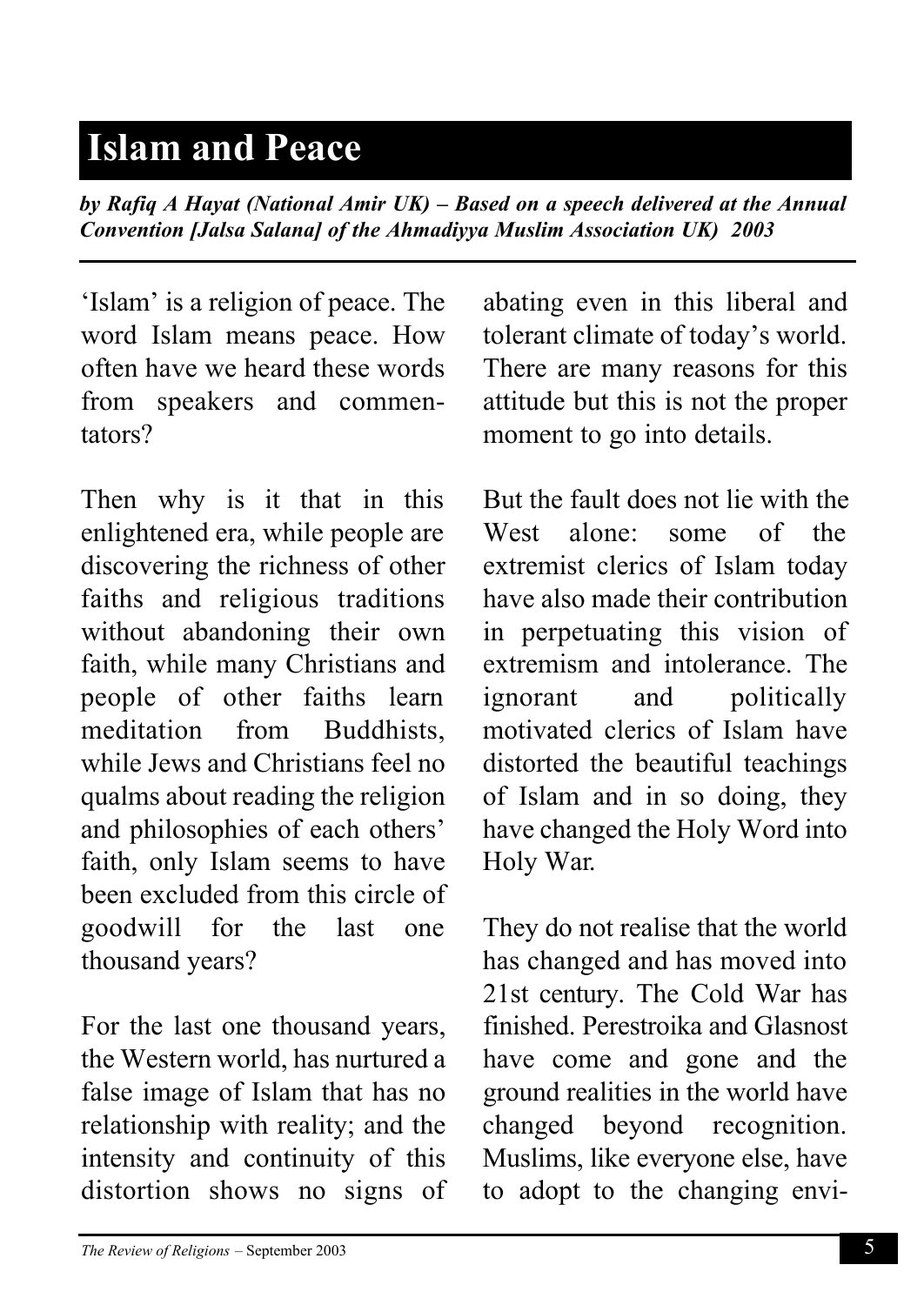# Islam and Peace

***by Rafiq A Hayat (National Amir UK) – Based on a speech delivered at the Annual Convention [Jalsa Salana] of the Ahmadiyya Muslim Association UK) 2003***

'Islam' is a religion of peace. The word Islam means peace. How often have we heard these words from speakers and commentators?

Then why is it that in this enlightened era, while people are discovering the richness of other faiths and religious traditions without abandoning their own faith, while many Christians and people of other faiths learn meditation from Buddhists, while Jews and Christians feel no qualms about reading the religion and philosophies of each others' faith, only Islam seems to have been excluded from this circle of goodwill for the last one thousand years?

For the last one thousand years, the Western world, has nurtured a false image of Islam that has no relationship with reality; and the intensity and continuity of this distortion shows no signs of abating even in this liberal and tolerant climate of today's world. There are many reasons for this attitude but this is not the proper moment to go into details.

But the fault does not lie with the West alone: some of the extremist clerics of Islam today have also made their contribution in perpetuating this vision of extremism and intolerance. The ignorant and politically motivated clerics of Islam have distorted the beautiful teachings of Islam and in so doing, they have changed the Holy Word into Holy War.

They do not realise that the world has changed and has moved into 21st century. The Cold War has finished. Perestroika and Glasnost have come and gone and the ground realities in the world have changed beyond recognition. Muslims, like everyone else, have to adopt to the changing envi-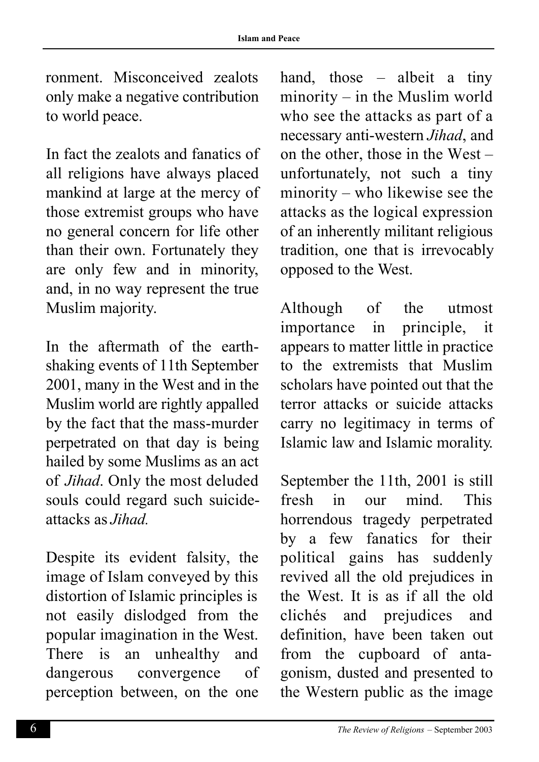ronment. Misconceived zealots only make a negative contribution to world peace.

In fact the zealots and fanatics of all religions have always placed mankind at large at the mercy of those extremist groups who have no general concern for life other than their own. Fortunately they are only few and in minority, and, in no way represent the true Muslim majority.

In the aftermath of the earth-shaking events of 11th September 2001, many in the West and in the Muslim world are rightly appalled by the fact that the mass-murder perpetrated on that day is being hailed by some Muslims as an act of *Jihad*. Only the most deluded souls could regard such suicide-attacks as *Jihad.*

Despite its evident falsity, the image of Islam conveyed by this distortion of Islamic principles is not easily dislodged from the popular imagination in the West. There is an unhealthy and dangerous convergence of perception between, on the one hand, those – albeit a tiny minority – in the Muslim world who see the attacks as part of a necessary anti-western *Jihad*, and on the other, those in the West – unfortunately, not such a tiny minority – who likewise see the attacks as the logical expression of an inherently militant religious tradition, one that is irrevocably opposed to the West.

Although of the utmost importance in principle, it appears to matter little in practice to the extremists that Muslim scholars have pointed out that the terror attacks or suicide attacks carry no legitimacy in terms of Islamic law and Islamic morality.

September the 11th, 2001 is still fresh in our mind. This horrendous tragedy perpetrated by a few fanatics for their political gains has suddenly revived all the old prejudices in the West. It is as if all the old clichés and prejudices and definition, have been taken out from the cupboard of antagonism, dusted and presented to the Western public as the image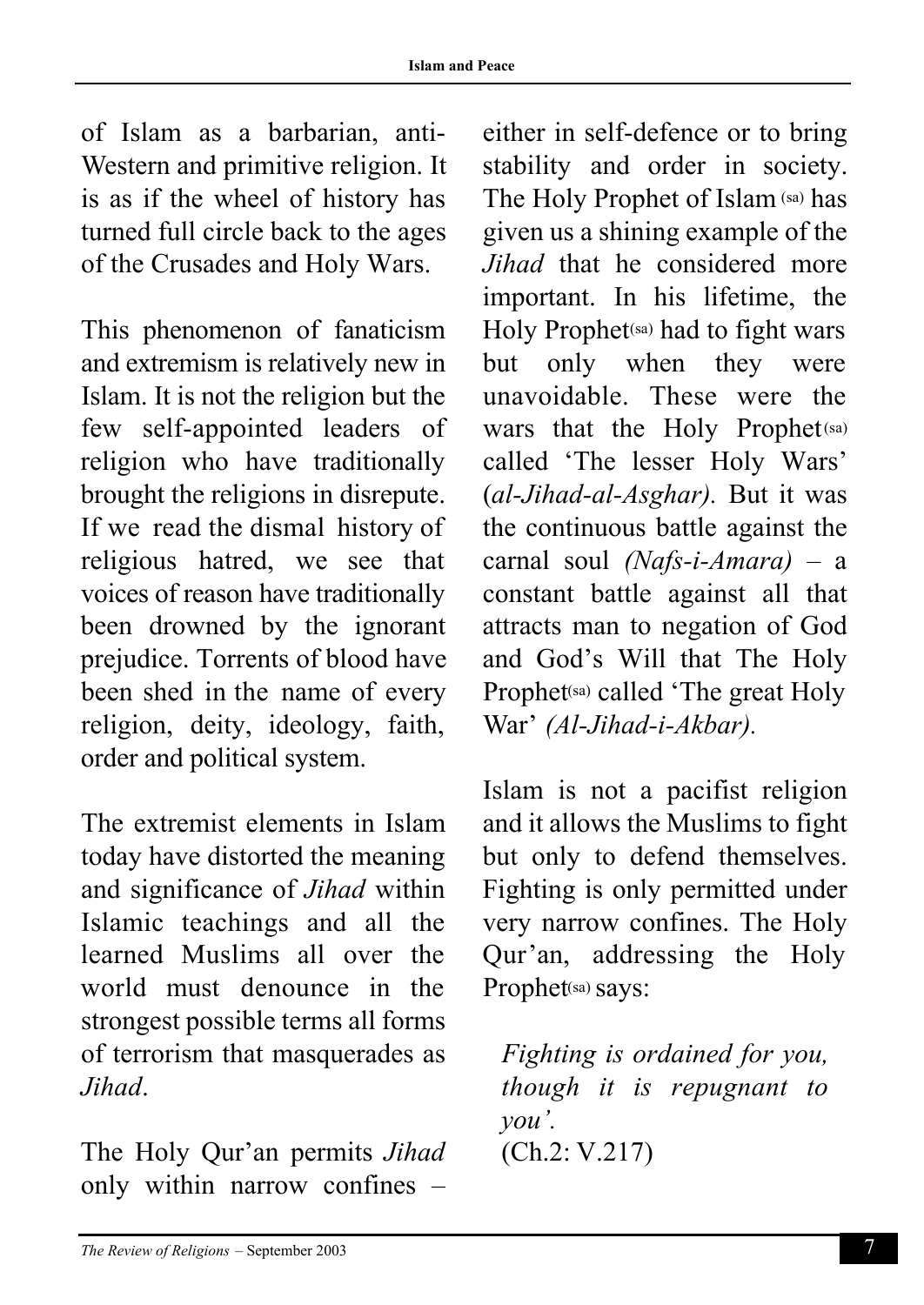of Islam as a barbarian, anti-Western and primitive religion. It is as if the wheel of history has turned full circle back to the ages of the Crusades and Holy Wars.

This phenomenon of fanaticism and extremism is relatively new in Islam. It is not the religion but the few self-appointed leaders of religion who have traditionally brought the religions in disrepute. If we read the dismal history of religious hatred, we see that voices of reason have traditionally been drowned by the ignorant prejudice. Torrents of blood have been shed in the name of every religion, deity, ideology, faith, order and political system.

The extremist elements in Islam today have distorted the meaning and significance of *Jihad* within Islamic teachings and all the learned Muslims all over the world must denounce in the strongest possible terms all forms of terrorism that masquerades as *Jihad*.

The Holy Qur'an permits *Jihad* only within narrow confines – either in self-defence or to bring stability and order in society. The Holy Prophet of Islam (sa) has given us a shining example of the *Jihad* that he considered more important. In his lifetime, the Holy Prophet(sa) had to fight wars but only when they were unavoidable. These were the wars that the Holy Prophet(sa) called 'The lesser Holy Wars' (*al-Jihad-al-Asghar).* But it was the continuous battle against the carnal soul *(Nafs-i-Amara)* – a constant battle against all that attracts man to negation of God and God's Will that The Holy Prophet(sa) called 'The great Holy War' *(Al-Jihad-i-Akbar).*

Islam is not a pacifist religion and it allows the Muslims to fight but only to defend themselves. Fighting is only permitted under very narrow confines. The Holy Qur'an, addressing the Holy Prophet(sa) says:

> *Fighting is ordained for you, though it is repugnant to you'.*
> (Ch.2: V.217)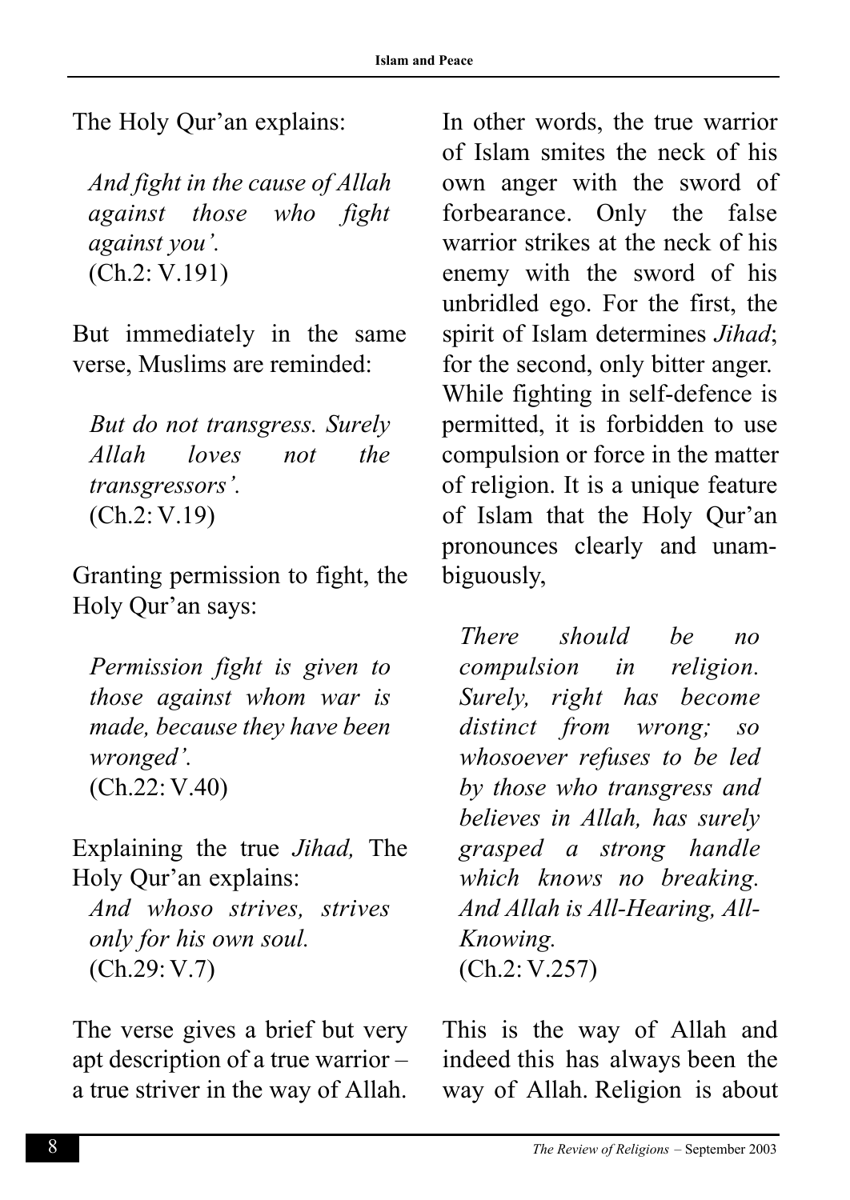The Holy Qur'an explains:

> *And fight in the cause of Allah against those who fight against you'.*
> (Ch.2: V.191)

But immediately in the same verse, Muslims are reminded:

> *But do not transgress. Surely Allah loves not the transgressors'.*
> (Ch.2: V.19)

Granting permission to fight, the Holy Qur'an says:

> *Permission fight is given to those against whom war is made, because they have been wronged'.*
> (Ch.22: V.40)

Explaining the true *Jihad,* The Holy Qur'an explains:

> *And whoso strives, strives only for his own soul.*
> (Ch.29: V.7)

The verse gives a brief but very apt description of a true warrior – a true striver in the way of Allah. In other words, the true warrior of Islam smites the neck of his own anger with the sword of forbearance. Only the false warrior strikes at the neck of his enemy with the sword of his unbridled ego. For the first, the spirit of Islam determines *Jihad*; for the second, only bitter anger. While fighting in self-defence is permitted, it is forbidden to use compulsion or force in the matter of religion. It is a unique feature of Islam that the Holy Qur'an pronounces clearly and unambiguously,

> *There should be no compulsion in religion. Surely, right has become distinct from wrong; so whosoever refuses to be led by those who transgress and believes in Allah, has surely grasped a strong handle which knows no breaking. And Allah is All-Hearing, All-Knowing.*
> (Ch.2: V.257)

This is the way of Allah and indeed this has always been the way of Allah. Religion is about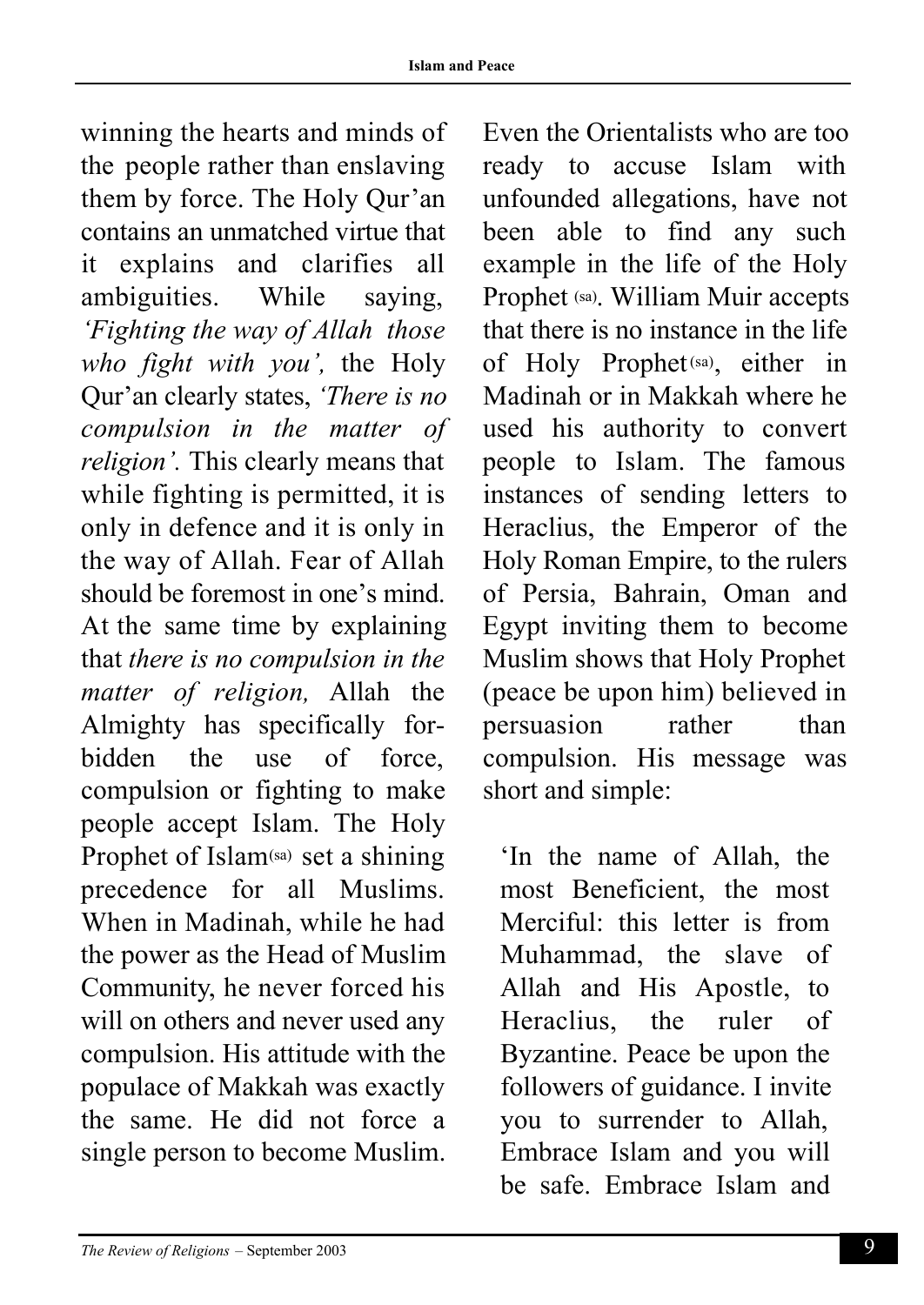winning the hearts and minds of the people rather than enslaving them by force. The Holy Qur'an contains an unmatched virtue that it explains and clarifies all ambiguities. While saying, *'Fighting the way of Allah those who fight with you',* the Holy Qur'an clearly states, *'There is no compulsion in the matter of religion'.* This clearly means that while fighting is permitted, it is only in defence and it is only in the way of Allah. Fear of Allah should be foremost in one's mind. At the same time by explaining that *there is no compulsion in the matter of religion,* Allah the Almighty has specifically forbidden the use of force, compulsion or fighting to make people accept Islam. The Holy Prophet of Islam(sa) set a shining precedence for all Muslims. When in Madinah, while he had the power as the Head of Muslim Community, he never forced his will on others and never used any compulsion. His attitude with the populace of Makkah was exactly the same. He did not force a single person to become Muslim.

Even the Orientalists who are too ready to accuse Islam with unfounded allegations, have not been able to find any such example in the life of the Holy Prophet (sa). William Muir accepts that there is no instance in the life of Holy Prophet(sa), either in Madinah or in Makkah where he used his authority to convert people to Islam. The famous instances of sending letters to Heraclius, the Emperor of the Holy Roman Empire, to the rulers of Persia, Bahrain, Oman and Egypt inviting them to become Muslim shows that Holy Prophet (peace be upon him) believed in persuasion rather than compulsion. His message was short and simple:

> 'In the name of Allah, the most Beneficient, the most Merciful: this letter is from Muhammad, the slave of Allah and His Apostle, to Heraclius, the ruler of Byzantine. Peace be upon the followers of guidance. I invite you to surrender to Allah, Embrace Islam and you will be safe. Embrace Islam and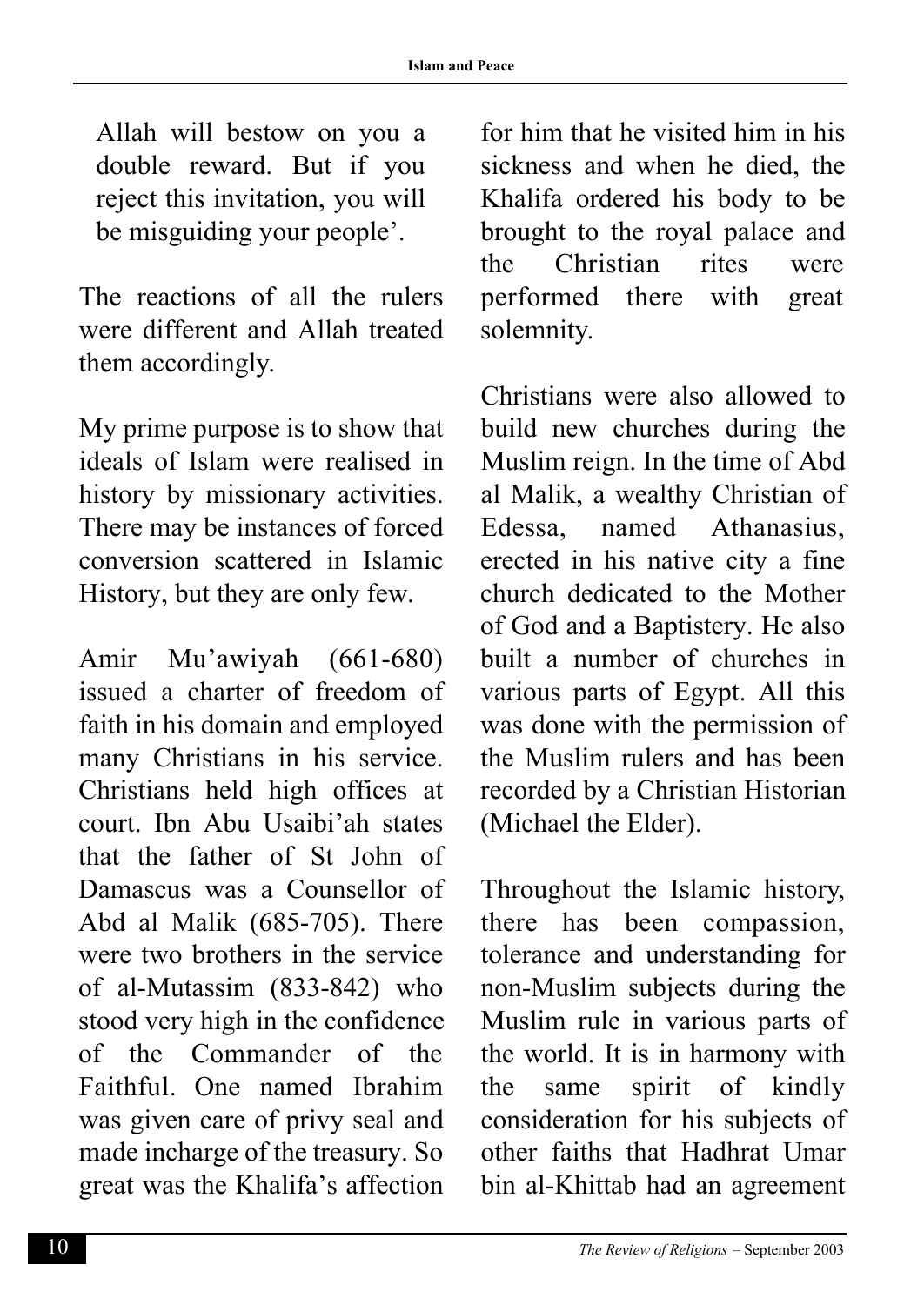Allah will bestow on you a double reward. But if you reject this invitation, you will be misguiding your people'.

The reactions of all the rulers were different and Allah treated them accordingly.

My prime purpose is to show that ideals of Islam were realised in history by missionary activities. There may be instances of forced conversion scattered in Islamic History, but they are only few.

Amir Mu'awiyah (661-680) issued a charter of freedom of faith in his domain and employed many Christians in his service. Christians held high offices at court. Ibn Abu Usaibi'ah states that the father of St John of Damascus was a Counsellor of Abd al Malik (685-705). There were two brothers in the service of al-Mutassim (833-842) who stood very high in the confidence of the Commander of the Faithful. One named Ibrahim was given care of privy seal and made incharge of the treasury. So great was the Khalifa's affection for him that he visited him in his sickness and when he died, the Khalifa ordered his body to be brought to the royal palace and the Christian rites were performed there with great solemnity.

Christians were also allowed to build new churches during the Muslim reign. In the time of Abd al Malik, a wealthy Christian of Edessa, named Athanasius, erected in his native city a fine church dedicated to the Mother of God and a Baptistery. He also built a number of churches in various parts of Egypt. All this was done with the permission of the Muslim rulers and has been recorded by a Christian Historian (Michael the Elder).

Throughout the Islamic history, there has been compassion, tolerance and understanding for non-Muslim subjects during the Muslim rule in various parts of the world. It is in harmony with the same spirit of kindly consideration for his subjects of other faiths that Hadhrat Umar bin al-Khittab had an agreement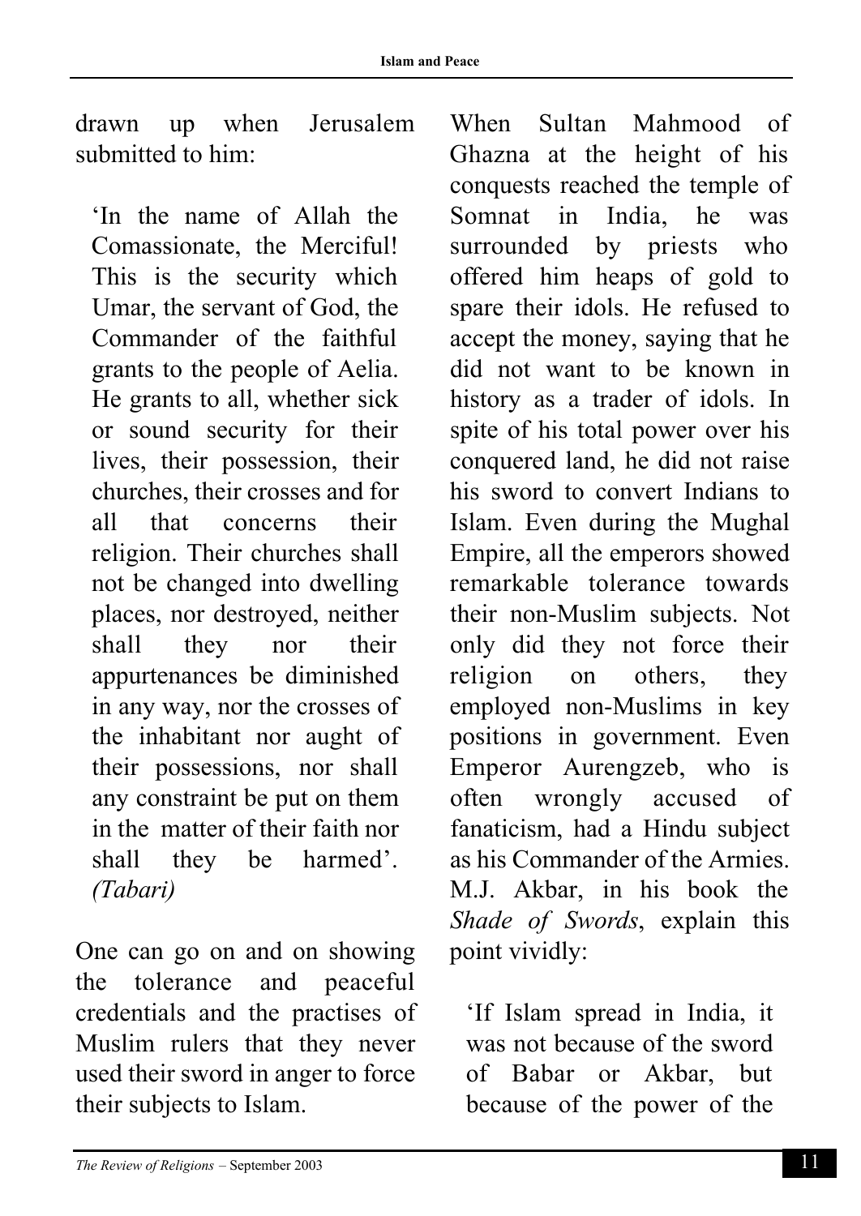drawn up when Jerusalem submitted to him:

> 'In the name of Allah the Comassionate, the Merciful! This is the security which Umar, the servant of God, the Commander of the faithful grants to the people of Aelia. He grants to all, whether sick or sound security for their lives, their possession, their churches, their crosses and for all that concerns their religion. Their churches shall not be changed into dwelling places, nor destroyed, neither shall they nor their appurtenances be diminished in any way, nor the crosses of the inhabitant nor aught of their possessions, nor shall any constraint be put on them in the matter of their faith nor shall they be harmed'. *(Tabari)*

One can go on and on showing the tolerance and peaceful credentials and the practises of Muslim rulers that they never used their sword in anger to force their subjects to Islam.

When Sultan Mahmood of Ghazna at the height of his conquests reached the temple of Somnat in India, he was surrounded by priests who offered him heaps of gold to spare their idols. He refused to accept the money, saying that he did not want to be known in history as a trader of idols. In spite of his total power over his conquered land, he did not raise his sword to convert Indians to Islam. Even during the Mughal Empire, all the emperors showed remarkable tolerance towards their non-Muslim subjects. Not only did they not force their religion on others, they employed non-Muslims in key positions in government. Even Emperor Aurengzeb, who is often wrongly accused of fanaticism, had a Hindu subject as his Commander of the Armies. M.J. Akbar, in his book the *Shade of Swords*, explain this point vividly:

> 'If Islam spread in India, it was not because of the sword of Babar or Akbar, but because of the power of the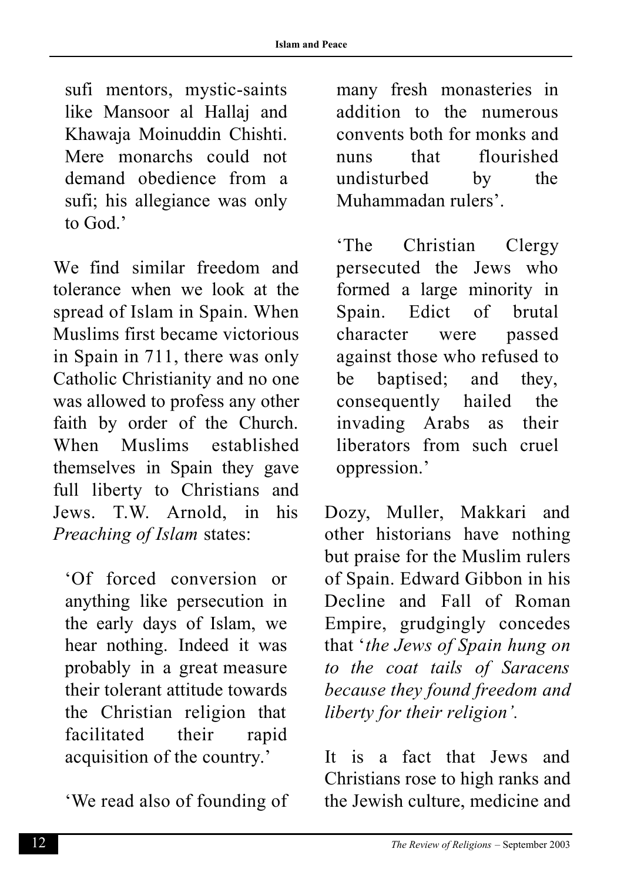sufi mentors, mystic-saints like Mansoor al Hallaj and Khawaja Moinuddin Chishti. Mere monarchs could not demand obedience from a sufi; his allegiance was only to God.'

We find similar freedom and tolerance when we look at the spread of Islam in Spain. When Muslims first became victorious in Spain in 711, there was only Catholic Christianity and no one was allowed to profess any other faith by order of the Church. When Muslims established themselves in Spain they gave full liberty to Christians and Jews. T.W. Arnold, in his *Preaching of Islam* states:

> 'Of forced conversion or anything like persecution in the early days of Islam, we hear nothing. Indeed it was probably in a great measure their tolerant attitude towards the Christian religion that facilitated their rapid acquisition of the country.'
>
> 'We read also of founding of many fresh monasteries in addition to the numerous convents both for monks and nuns that flourished undisturbed by the Muhammadan rulers'.
>
> 'The Christian Clergy persecuted the Jews who formed a large minority in Spain. Edict of brutal character were passed against those who refused to be baptised; and they, consequently hailed the invading Arabs as their liberators from such cruel oppression.'

Dozy, Muller, Makkari and other historians have nothing but praise for the Muslim rulers of Spain. Edward Gibbon in his Decline and Fall of Roman Empire, grudgingly concedes that '*the Jews of Spain hung on to the coat tails of Saracens because they found freedom and liberty for their religion'.*

It is a fact that Jews and Christians rose to high ranks and the Jewish culture, medicine and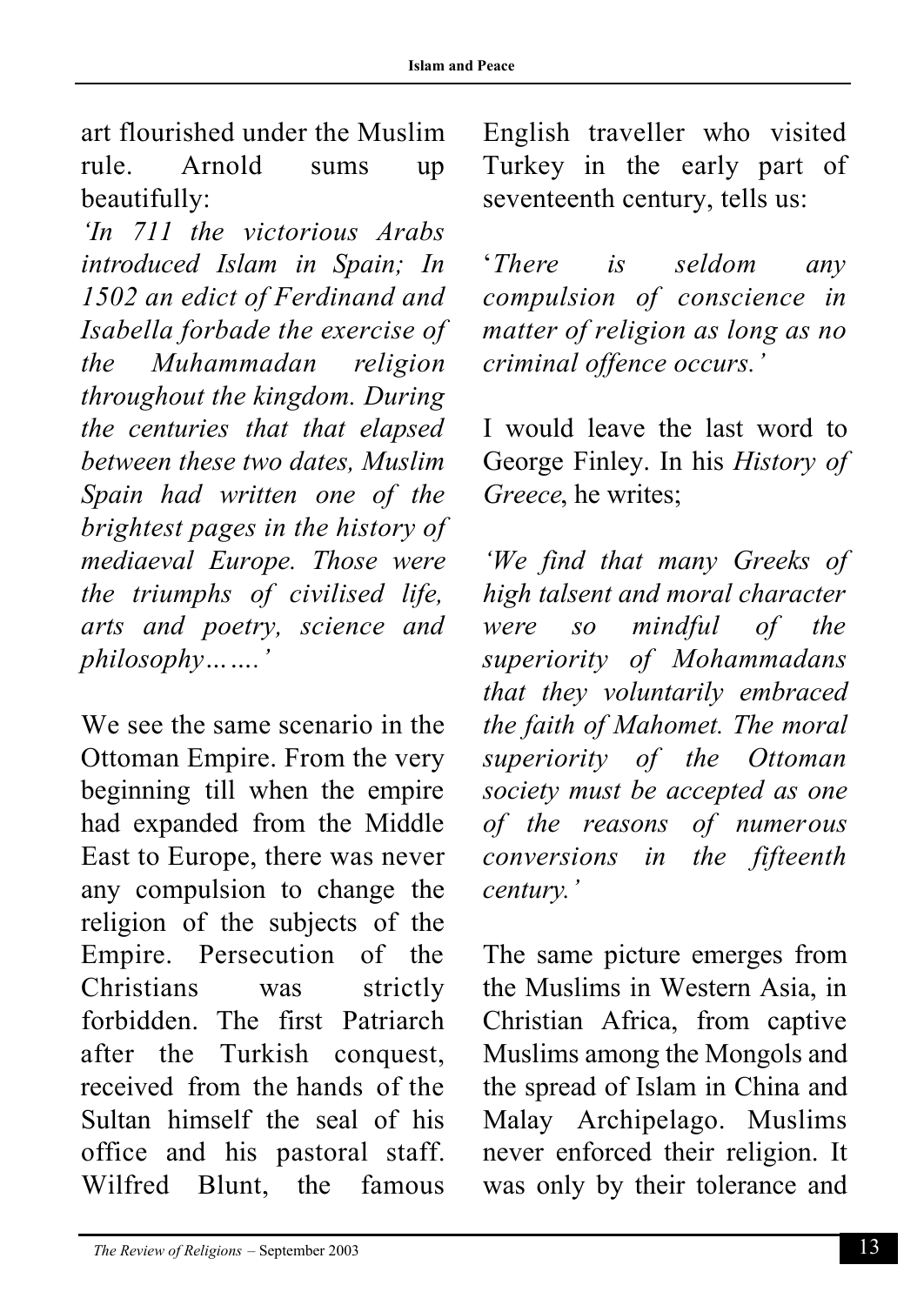art flourished under the Muslim rule. Arnold sums up beautifully:

*'In 711 the victorious Arabs introduced Islam in Spain; In 1502 an edict of Ferdinand and Isabella forbade the exercise of the Muhammadan religion throughout the kingdom. During the centuries that that elapsed between these two dates, Muslim Spain had written one of the brightest pages in the history of mediaeval Europe. Those were the triumphs of civilised life, arts and poetry, science and philosophy…….'*

We see the same scenario in the Ottoman Empire. From the very beginning till when the empire had expanded from the Middle East to Europe, there was never any compulsion to change the religion of the subjects of the Empire. Persecution of the Christians was strictly forbidden. The first Patriarch after the Turkish conquest, received from the hands of the Sultan himself the seal of his office and his pastoral staff. Wilfred Blunt, the famous English traveller who visited Turkey in the early part of seventeenth century, tells us:

'*There is seldom any compulsion of conscience in matter of religion as long as no criminal offence occurs.'*

I would leave the last word to George Finley. In his *History of Greece*, he writes;

*'We find that many Greeks of high talsent and moral character were so mindful of the superiority of Mohammadans that they voluntarily embraced the faith of Mahomet. The moral superiority of the Ottoman society must be accepted as one of the reasons of numerous conversions in the fifteenth century.'*

The same picture emerges from the Muslims in Western Asia, in Christian Africa, from captive Muslims among the Mongols and the spread of Islam in China and Malay Archipelago. Muslims never enforced their religion. It was only by their tolerance and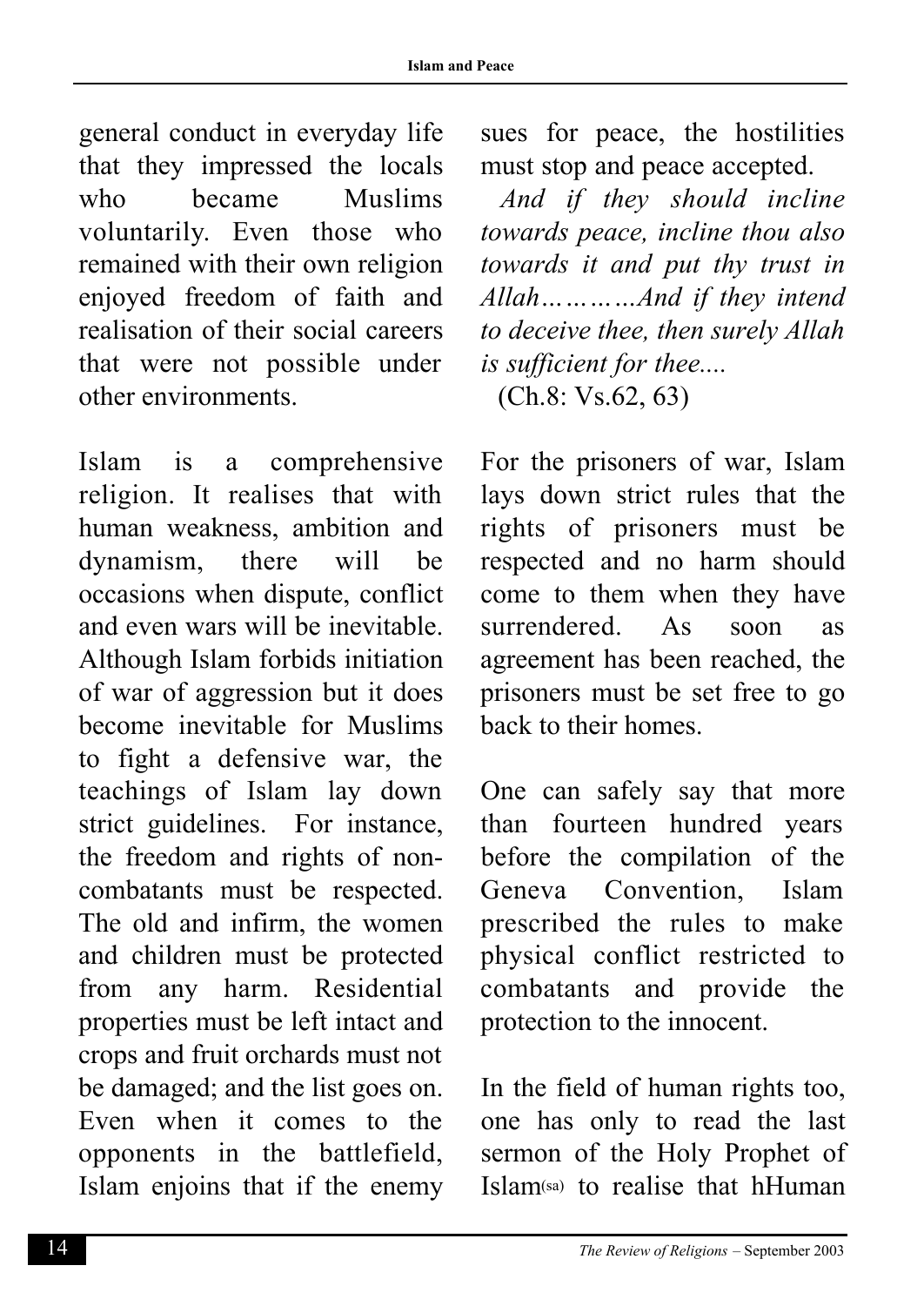general conduct in everyday life that they impressed the locals who became Muslims voluntarily. Even those who remained with their own religion enjoyed freedom of faith and realisation of their social careers that were not possible under other environments.

Islam is a comprehensive religion. It realises that with human weakness, ambition and dynamism, there will be occasions when dispute, conflict and even wars will be inevitable. Although Islam forbids initiation of war of aggression but it does become inevitable for Muslims to fight a defensive war, the teachings of Islam lay down strict guidelines. For instance, the freedom and rights of non-combatants must be respected. The old and infirm, the women and children must be protected from any harm. Residential properties must be left intact and crops and fruit orchards must not be damaged; and the list goes on. Even when it comes to the opponents in the battlefield, Islam enjoins that if the enemy sues for peace, the hostilities must stop and peace accepted.

*And if they should incline towards peace, incline thou also towards it and put thy trust in Allah…………And if they intend to deceive thee, then surely Allah is sufficient for thee....*

(Ch.8: Vs.62, 63)

For the prisoners of war, Islam lays down strict rules that the rights of prisoners must be respected and no harm should come to them when they have surrendered. As soon as agreement has been reached, the prisoners must be set free to go back to their homes.

One can safely say that more than fourteen hundred years before the compilation of the Geneva Convention, Islam prescribed the rules to make physical conflict restricted to combatants and provide the protection to the innocent.

In the field of human rights too, one has only to read the last sermon of the Holy Prophet of Islam(sa) to realise that hHuman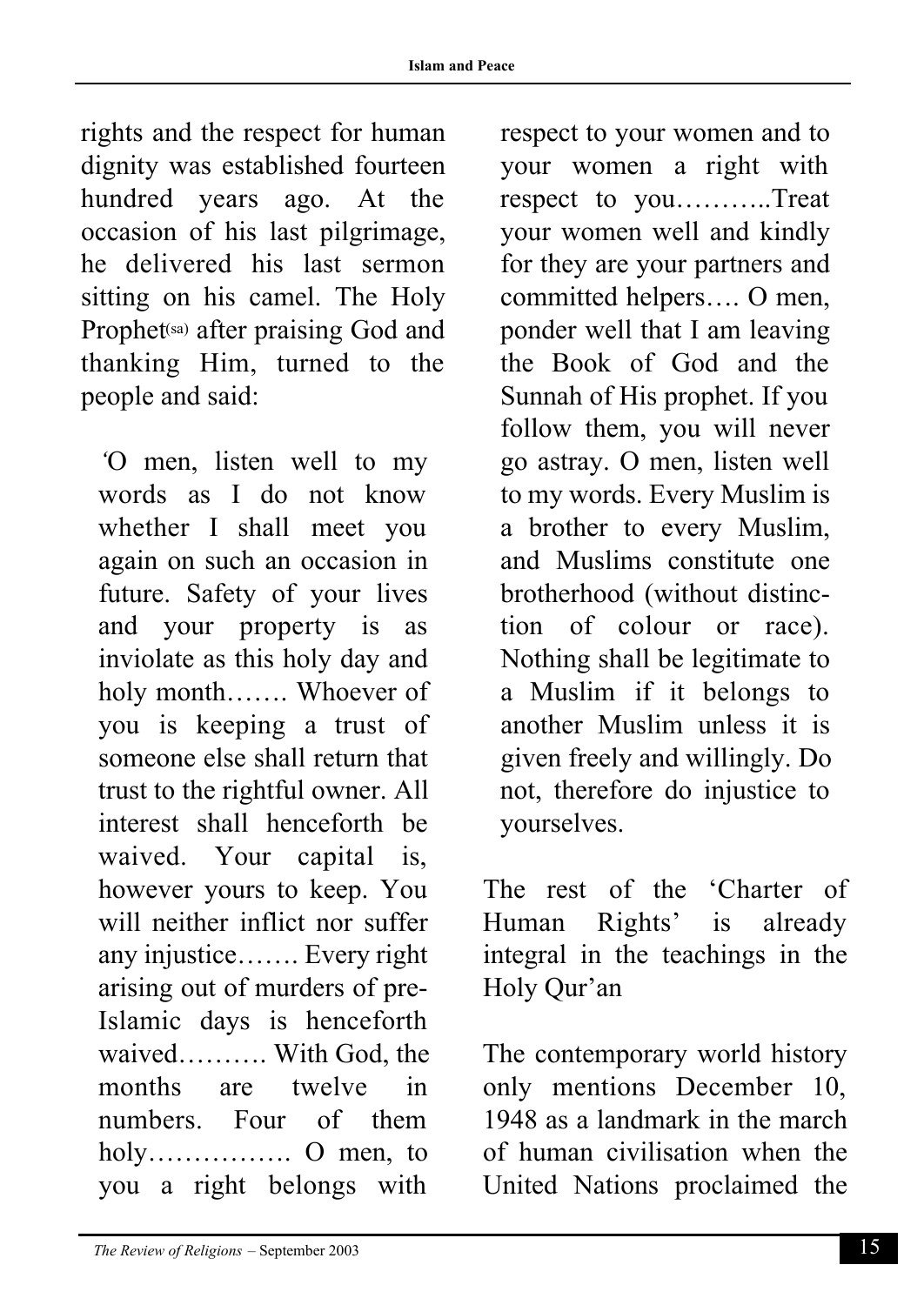rights and the respect for human dignity was established fourteen hundred years ago. At the occasion of his last pilgrimage, he delivered his last sermon sitting on his camel. The Holy Prophet(sa) after praising God and thanking Him, turned to the people and said:

> 'O men, listen well to my words as I do not know whether I shall meet you again on such an occasion in future. Safety of your lives and your property is as inviolate as this holy day and holy month……. Whoever of you is keeping a trust of someone else shall return that trust to the rightful owner. All interest shall henceforth be waived. Your capital is, however yours to keep. You will neither inflict nor suffer any injustice……. Every right arising out of murders of pre-Islamic days is henceforth waived………. With God, the months are twelve in numbers. Four of them holy……………. O men, to you a right belongs with respect to your women and to your women a right with respect to you………..Treat your women well and kindly for they are your partners and committed helpers…. O men, ponder well that I am leaving the Book of God and the Sunnah of His prophet. If you follow them, you will never go astray. O men, listen well to my words. Every Muslim is a brother to every Muslim, and Muslims constitute one brotherhood (without distinction of colour or race). Nothing shall be legitimate to a Muslim if it belongs to another Muslim unless it is given freely and willingly. Do not, therefore do injustice to yourselves.

The rest of the 'Charter of Human Rights' is already integral in the teachings in the Holy Qur'an

The contemporary world history only mentions December 10, 1948 as a landmark in the march of human civilisation when the United Nations proclaimed the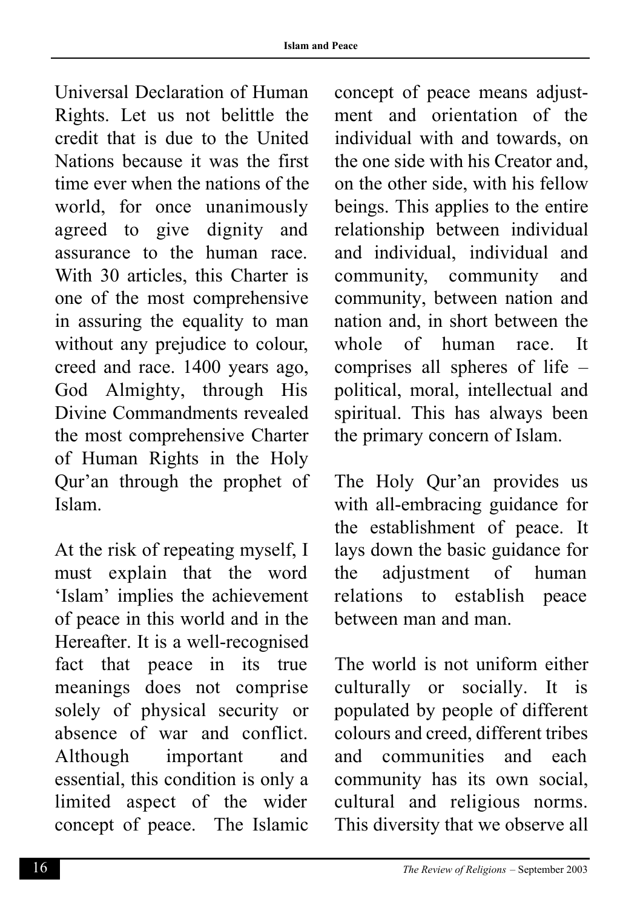Universal Declaration of Human Rights. Let us not belittle the credit that is due to the United Nations because it was the first time ever when the nations of the world, for once unanimously agreed to give dignity and assurance to the human race. With 30 articles, this Charter is one of the most comprehensive in assuring the equality to man without any prejudice to colour, creed and race. 1400 years ago, God Almighty, through His Divine Commandments revealed the most comprehensive Charter of Human Rights in the Holy Qur'an through the prophet of Islam.

At the risk of repeating myself, I must explain that the word 'Islam' implies the achievement of peace in this world and in the Hereafter. It is a well-recognised fact that peace in its true meanings does not comprise solely of physical security or absence of war and conflict. Although important and essential, this condition is only a limited aspect of the wider concept of peace. The Islamic concept of peace means adjustment and orientation of the individual with and towards, on the one side with his Creator and, on the other side, with his fellow beings. This applies to the entire relationship between individual and individual, individual and community, community and community, between nation and nation and, in short between the whole of human race. It comprises all spheres of life – political, moral, intellectual and spiritual. This has always been the primary concern of Islam.

The Holy Qur'an provides us with all-embracing guidance for the establishment of peace. It lays down the basic guidance for the adjustment of human relations to establish peace between man and man.

The world is not uniform either culturally or socially. It is populated by people of different colours and creed, different tribes and communities and each community has its own social, cultural and religious norms. This diversity that we observe all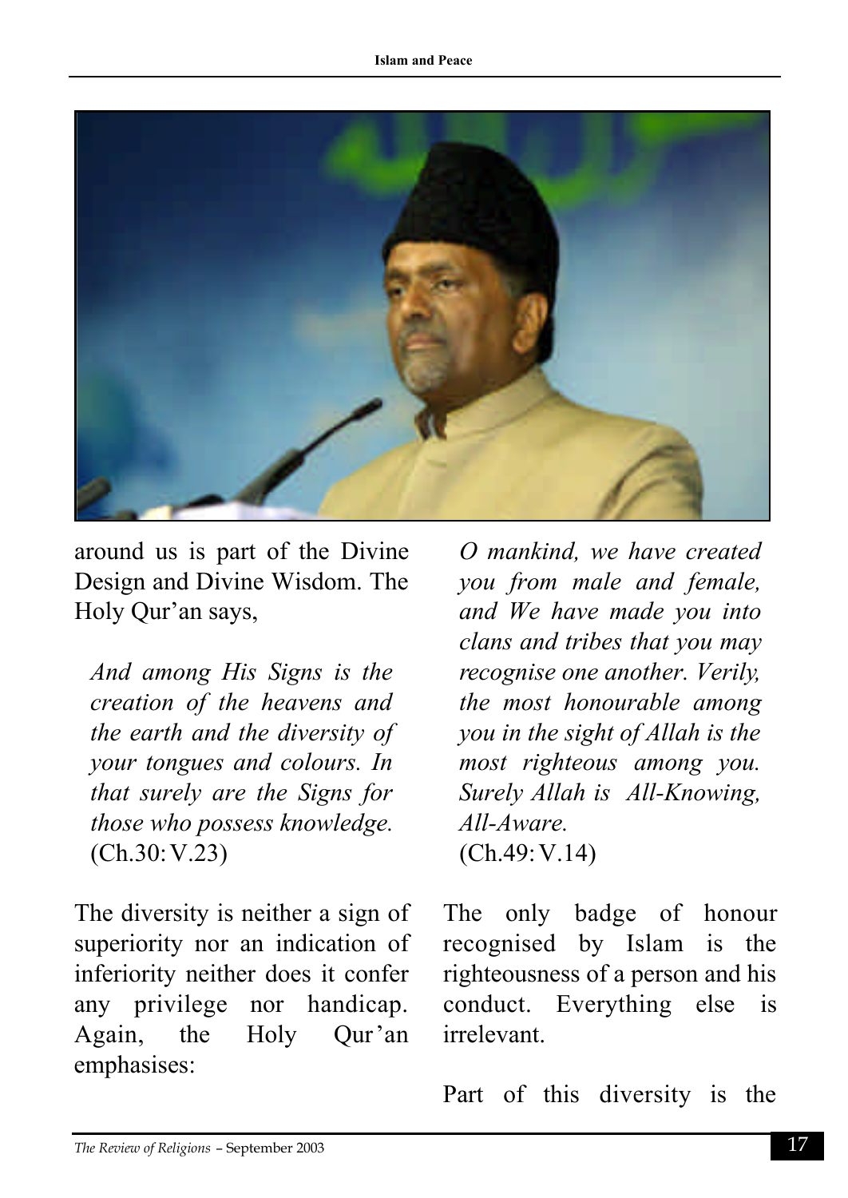around us is part of the Divine Design and Divine Wisdom. The Holy Qur'an says,

> *And among His Signs is the creation of the heavens and the earth and the diversity of your tongues and colours. In that surely are the Signs for those who possess knowledge.*
> (Ch.30: V.23)

The diversity is neither a sign of superiority nor an indication of inferiority neither does it confer any privilege nor handicap. Again, the Holy Qur'an emphasises:

> *O mankind, we have created you from male and female, and We have made you into clans and tribes that you may recognise one another. Verily, the most honourable among you in the sight of Allah is the most righteous among you. Surely Allah is All-Knowing, All-Aware.*
> (Ch.49: V.14)

The only badge of honour recognised by Islam is the righteousness of a person and his conduct. Everything else is irrelevant.

Part of this diversity is the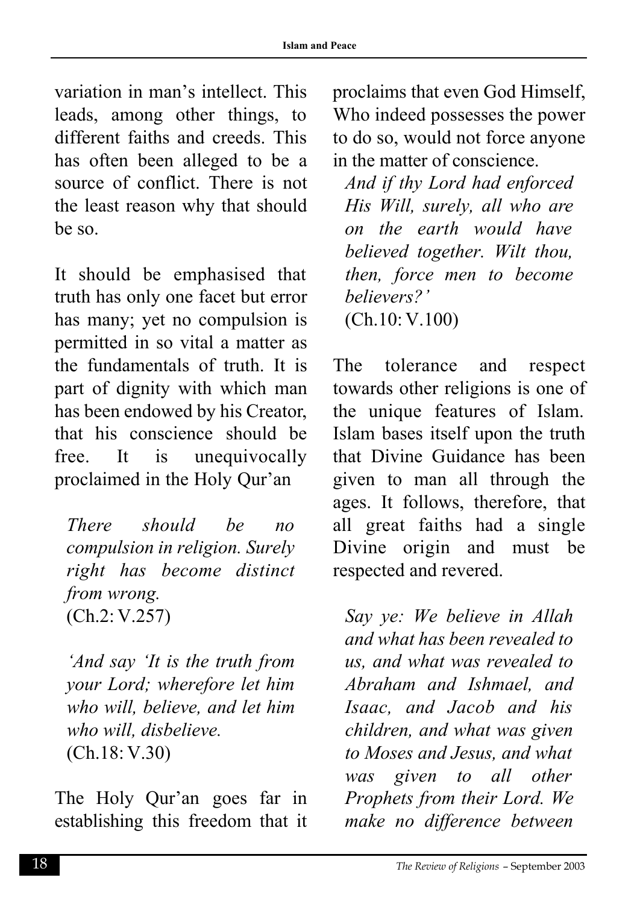variation in man's intellect. This leads, among other things, to different faiths and creeds. This has often been alleged to be a source of conflict. There is not the least reason why that should be so.

It should be emphasised that truth has only one facet but error has many; yet no compulsion is permitted in so vital a matter as the fundamentals of truth. It is part of dignity with which man has been endowed by his Creator, that his conscience should be free. It is unequivocally proclaimed in the Holy Qur'an

> *There should be no compulsion in religion. Surely right has become distinct from wrong.*
> (Ch.2: V.257)

> *'And say 'It is the truth from your Lord; wherefore let him who will, believe, and let him who will, disbelieve.*
> (Ch.18: V.30)

The Holy Qur'an goes far in establishing this freedom that it proclaims that even God Himself, Who indeed possesses the power to do so, would not force anyone in the matter of conscience.

> *And if thy Lord had enforced His Will, surely, all who are on the earth would have believed together. Wilt thou, then, force men to become believers?'*
> (Ch.10: V.100)

The tolerance and respect towards other religions is one of the unique features of Islam. Islam bases itself upon the truth that Divine Guidance has been given to man all through the ages. It follows, therefore, that all great faiths had a single Divine origin and must be respected and revered.

> *Say ye: We believe in Allah and what has been revealed to us, and what was revealed to Abraham and Ishmael, and Isaac, and Jacob and his children, and what was given to Moses and Jesus, and what was given to all other Prophets from their Lord. We make no difference between*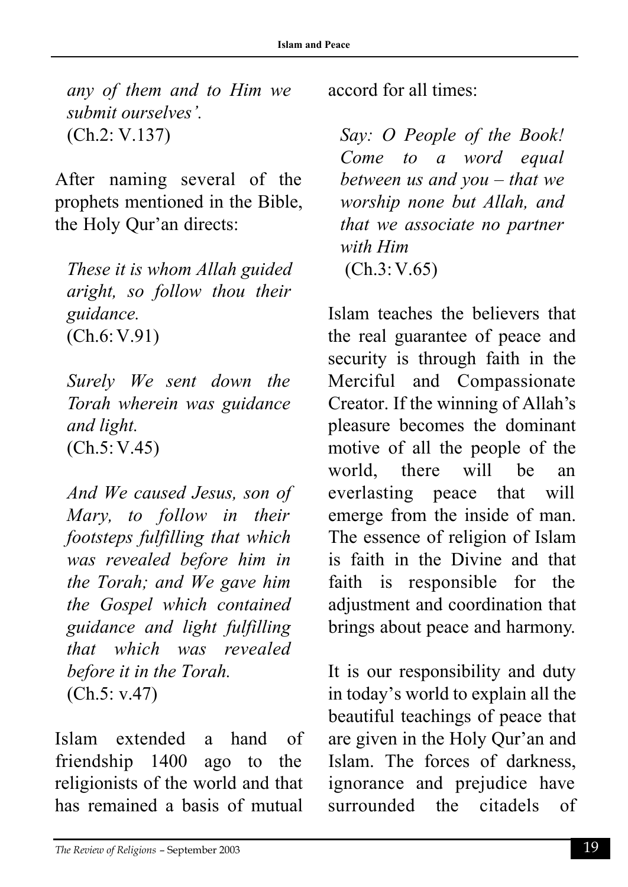*any of them and to Him we submit ourselves'.*
(Ch.2: V.137)

After naming several of the prophets mentioned in the Bible, the Holy Qur'an directs:

*These it is whom Allah guided aright, so follow thou their guidance.*
(Ch.6: V.91)

*Surely We sent down the Torah wherein was guidance and light.*
(Ch.5: V.45)

*And We caused Jesus, son of Mary, to follow in their footsteps fulfilling that which was revealed before him in the Torah; and We gave him the Gospel which contained guidance and light fulfilling that which was revealed before it in the Torah.*
(Ch.5: v.47)

Islam extended a hand of friendship 1400 ago to the religionists of the world and that has remained a basis of mutual accord for all times:

*Say: O People of the Book! Come to a word equal between us and you – that we worship none but Allah, and that we associate no partner with Him*
(Ch.3: V.65)

Islam teaches the believers that the real guarantee of peace and security is through faith in the Merciful and Compassionate Creator. If the winning of Allah's pleasure becomes the dominant motive of all the people of the world, there will be an everlasting peace that will emerge from the inside of man. The essence of religion of Islam is faith in the Divine and that faith is responsible for the adjustment and coordination that brings about peace and harmony.

It is our responsibility and duty in today's world to explain all the beautiful teachings of peace that are given in the Holy Qur'an and Islam. The forces of darkness, ignorance and prejudice have surrounded the citadels of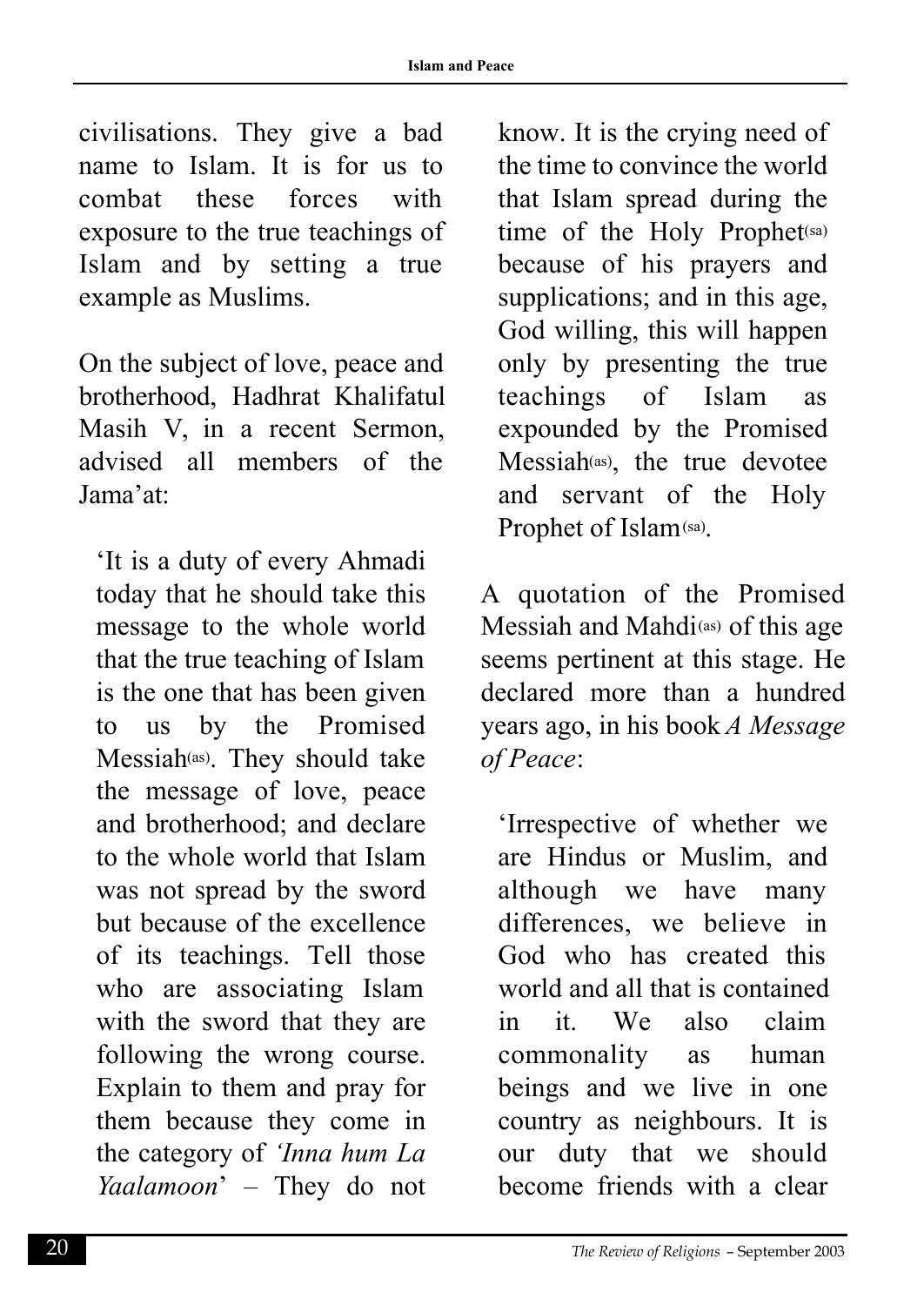civilisations. They give a bad name to Islam. It is for us to combat these forces with exposure to the true teachings of Islam and by setting a true example as Muslims.

On the subject of love, peace and brotherhood, Hadhrat Khalifatul Masih V, in a recent Sermon, advised all members of the Jama'at:

> 'It is a duty of every Ahmadi today that he should take this message to the whole world that the true teaching of Islam is the one that has been given to us by the Promised Messiah(as). They should take the message of love, peace and brotherhood; and declare to the whole world that Islam was not spread by the sword but because of the excellence of its teachings. Tell those who are associating Islam with the sword that they are following the wrong course. Explain to them and pray for them because they come in the category of *'Inna hum La Yaalamoon*' – They do not know. It is the crying need of the time to convince the world that Islam spread during the time of the Holy Prophet(sa) because of his prayers and supplications; and in this age, God willing, this will happen only by presenting the true teachings of Islam as expounded by the Promised Messiah(as), the true devotee and servant of the Holy Prophet of Islam(sa).

A quotation of the Promised Messiah and Mahdi(as) of this age seems pertinent at this stage. He declared more than a hundred years ago, in his book *A Message of Peace*:

> 'Irrespective of whether we are Hindus or Muslim, and although we have many differences, we believe in God who has created this world and all that is contained in it. We also claim commonality as human beings and we live in one country as neighbours. It is our duty that we should become friends with a clear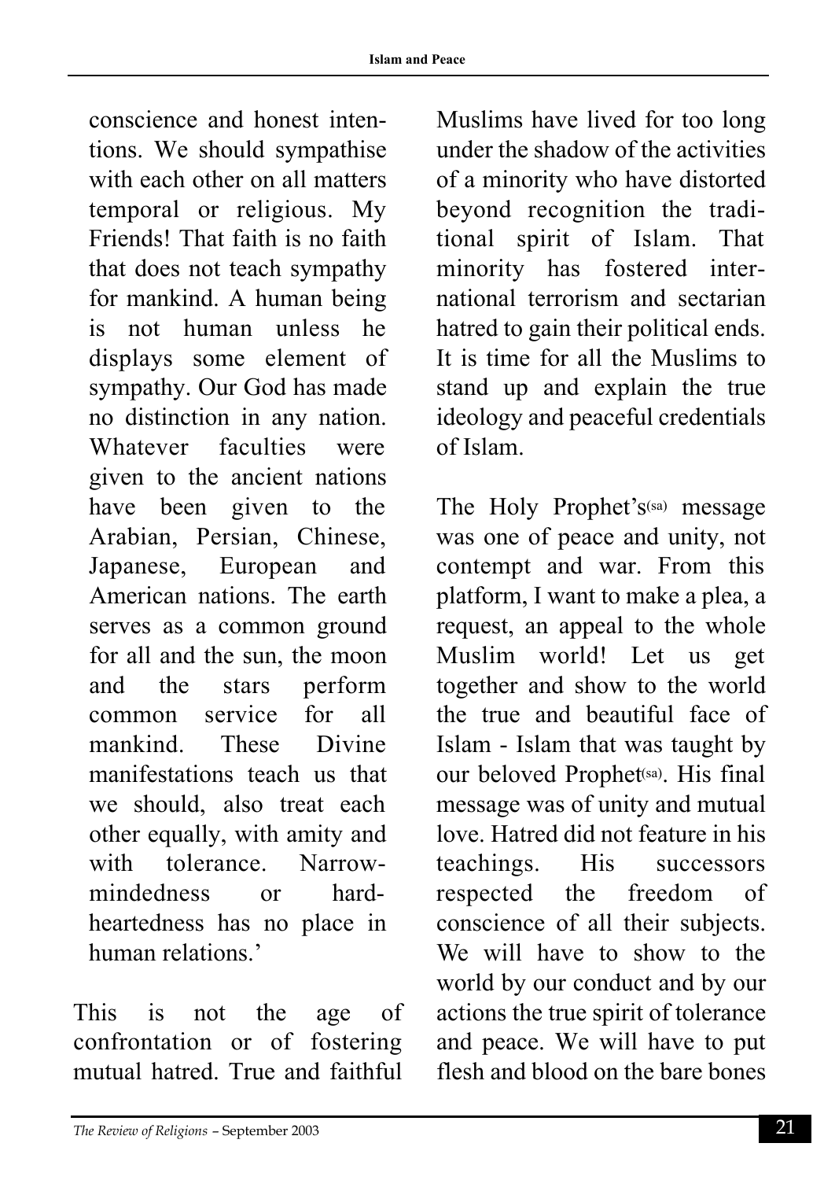conscience and honest intentions. We should sympathise with each other on all matters temporal or religious. My Friends! That faith is no faith that does not teach sympathy for mankind. A human being is not human unless he displays some element of sympathy. Our God has made no distinction in any nation. Whatever faculties were given to the ancient nations have been given to the Arabian, Persian, Chinese, Japanese, European and American nations. The earth serves as a common ground for all and the sun, the moon and the stars perform common service for all mankind. These Divine manifestations teach us that we should, also treat each other equally, with amity and with tolerance. Narrow-mindedness or hard-heartedness has no place in human relations.'

This is not the age of confrontation or of fostering mutual hatred. True and faithful Muslims have lived for too long under the shadow of the activities of a minority who have distorted beyond recognition the traditional spirit of Islam. That minority has fostered international terrorism and sectarian hatred to gain their political ends. It is time for all the Muslims to stand up and explain the true ideology and peaceful credentials of Islam.

The Holy Prophet's(sa) message was one of peace and unity, not contempt and war. From this platform, I want to make a plea, a request, an appeal to the whole Muslim world! Let us get together and show to the world the true and beautiful face of Islam - Islam that was taught by our beloved Prophet(sa). His final message was of unity and mutual love. Hatred did not feature in his teachings. His successors respected the freedom of conscience of all their subjects. We will have to show to the world by our conduct and by our actions the true spirit of tolerance and peace. We will have to put flesh and blood on the bare bones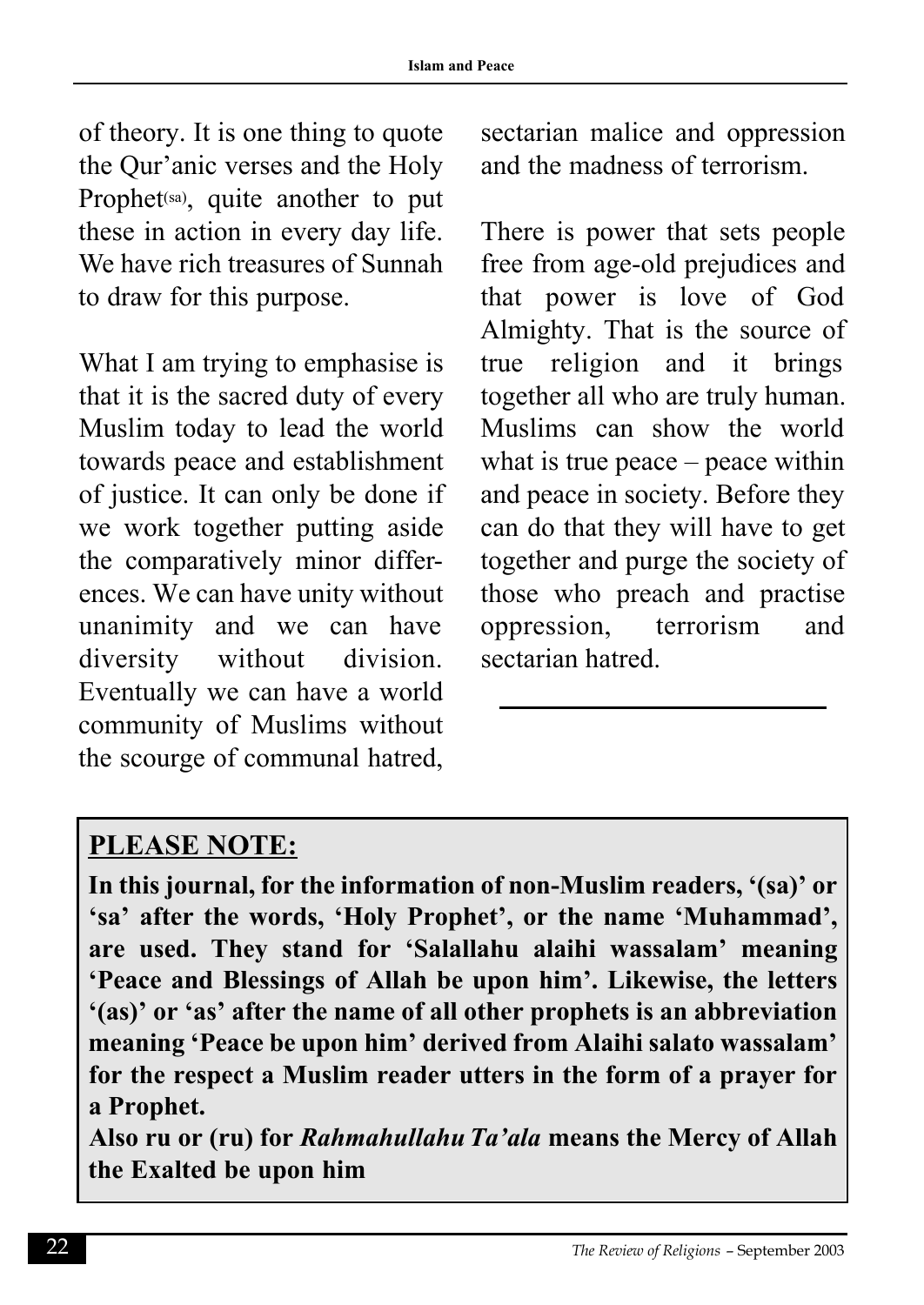of theory. It is one thing to quote the Qur'anic verses and the Holy Prophet(sa), quite another to put these in action in every day life. We have rich treasures of Sunnah to draw for this purpose.

What I am trying to emphasise is that it is the sacred duty of every Muslim today to lead the world towards peace and establishment of justice. It can only be done if we work together putting aside the comparatively minor differences. We can have unity without unanimity and we can have diversity without division. Eventually we can have a world community of Muslims without the scourge of communal hatred, sectarian malice and oppression and the madness of terrorism.

There is power that sets people free from age-old prejudices and that power is love of God Almighty. That is the source of true religion and it brings together all who are truly human. Muslims can show the world what is true peace – peace within and peace in society. Before they can do that they will have to get together and purge the society of those who preach and practise oppression, terrorism and sectarian hatred.

---

**PLEASE NOTE:**

**In this journal, for the information of non-Muslim readers, '(sa)' or 'sa' after the words, 'Holy Prophet', or the name 'Muhammad', are used. They stand for 'Salallahu alaihi wassalam' meaning 'Peace and Blessings of Allah be upon him'. Likewise, the letters '(as)' or 'as' after the name of all other prophets is an abbreviation meaning 'Peace be upon him' derived from Alaihi salato wassalam' for the respect a Muslim reader utters in the form of a prayer for a Prophet.**

**Also ru or (ru) for *Rahmahullahu Ta'ala* means the Mercy of Allah the Exalted be upon him**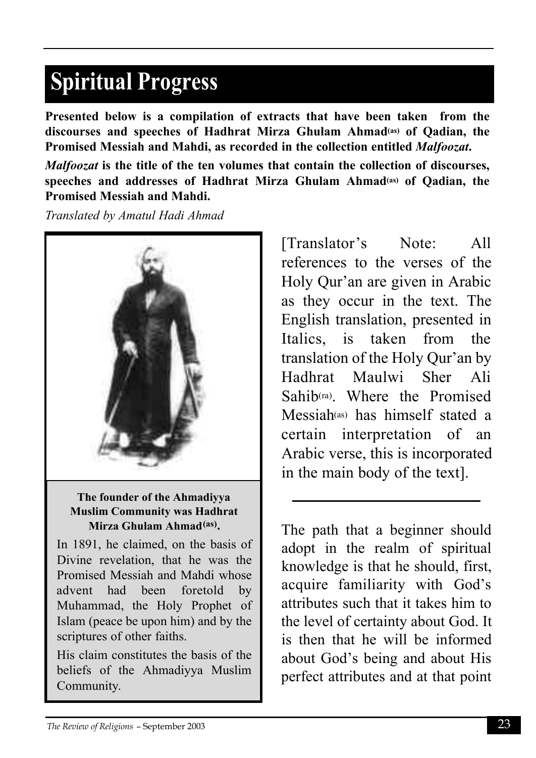# Spiritual Progress

**Presented below is a compilation of extracts that have been taken from the discourses and speeches of Hadhrat Mirza Ghulam Ahmad(as) of Qadian, the Promised Messiah and Mahdi, as recorded in the collection entitled *Malfoozat*.**

***Malfoozat* is the title of the ten volumes that contain the collection of discourses, speeches and addresses of Hadhrat Mirza Ghulam Ahmad(as) of Qadian, the Promised Messiah and Mahdi.**

*Translated by Amatul Hadi Ahmad*

**The founder of the Ahmadiyya Muslim Community was Hadhrat Mirza Ghulam Ahmad(as).**

In 1891, he claimed, on the basis of Divine revelation, that he was the Promised Messiah and Mahdi whose advent had been foretold by Muhammad, the Holy Prophet of Islam (peace be upon him) and by the scriptures of other faiths.

His claim constitutes the basis of the beliefs of the Ahmadiyya Muslim Community.

[Translator's Note: All references to the verses of the Holy Qur'an are given in Arabic as they occur in the text. The English translation, presented in Italics, is taken from the translation of the Holy Qur'an by Hadhrat Maulwi Sher Ali Sahib(ra). Where the Promised Messiah(as) has himself stated a certain interpretation of an Arabic verse, this is incorporated in the main body of the text].

---

The path that a beginner should adopt in the realm of spiritual knowledge is that he should, first, acquire familiarity with God's attributes such that it takes him to the level of certainty about God. It is then that he will be informed about God's being and about His perfect attributes and at that point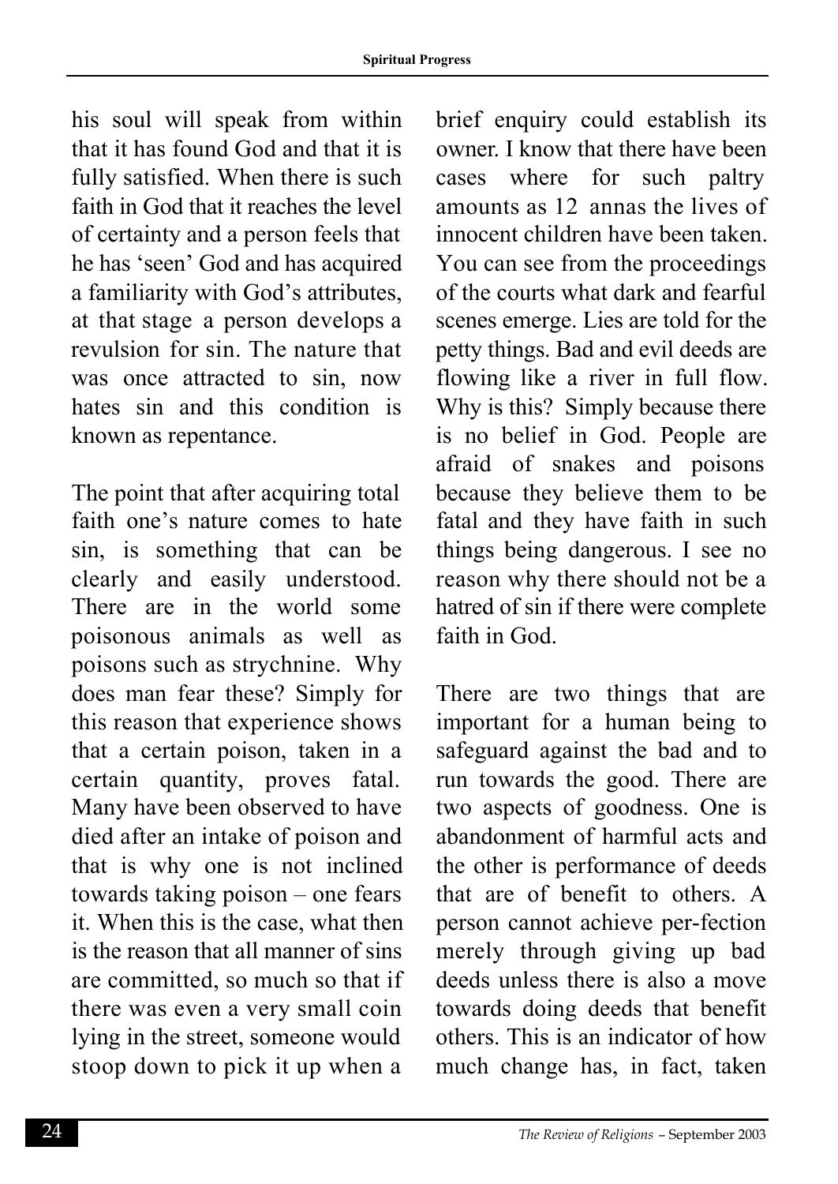his soul will speak from within that it has found God and that it is fully satisfied. When there is such faith in God that it reaches the level of certainty and a person feels that he has 'seen' God and has acquired a familiarity with God's attributes, at that stage a person develops a revulsion for sin. The nature that was once attracted to sin, now hates sin and this condition is known as repentance.

The point that after acquiring total faith one's nature comes to hate sin, is something that can be clearly and easily understood. There are in the world some poisonous animals as well as poisons such as strychnine. Why does man fear these? Simply for this reason that experience shows that a certain poison, taken in a certain quantity, proves fatal. Many have been observed to have died after an intake of poison and that is why one is not inclined towards taking poison – one fears it. When this is the case, what then is the reason that all manner of sins are committed, so much so that if there was even a very small coin lying in the street, someone would stoop down to pick it up when a brief enquiry could establish its owner. I know that there have been cases where for such paltry amounts as 12 annas the lives of innocent children have been taken. You can see from the proceedings of the courts what dark and fearful scenes emerge. Lies are told for the petty things. Bad and evil deeds are flowing like a river in full flow. Why is this? Simply because there is no belief in God. People are afraid of snakes and poisons because they believe them to be fatal and they have faith in such things being dangerous. I see no reason why there should not be a hatred of sin if there were complete faith in God.

There are two things that are important for a human being to safeguard against the bad and to run towards the good. There are two aspects of goodness. One is abandonment of harmful acts and the other is performance of deeds that are of benefit to others. A person cannot achieve per-fection merely through giving up bad deeds unless there is also a move towards doing deeds that benefit others. This is an indicator of how much change has, in fact, taken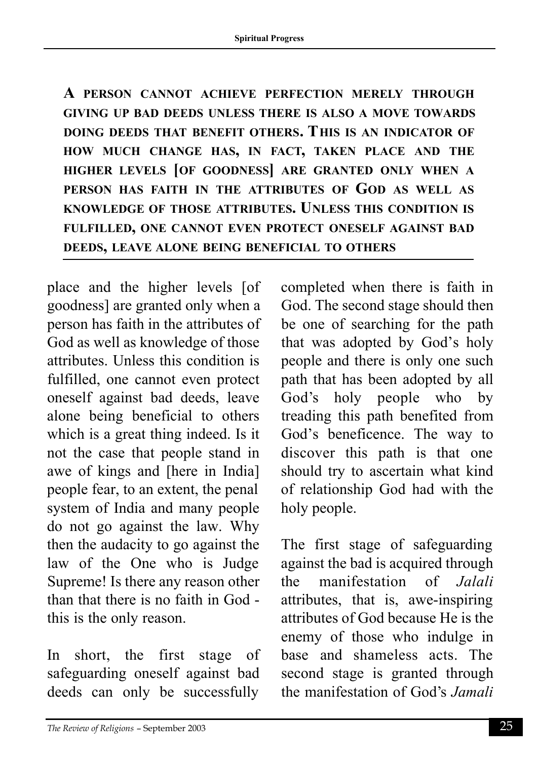**A person cannot achieve perfection merely through giving up bad deeds unless there is also a move towards doing deeds that benefit others. This is an indicator of how much change has, in fact, taken place and the higher levels [of goodness] are granted only when a person has faith in the attributes of God as well as knowledge of those attributes. Unless this condition is fulfilled, one cannot even protect oneself against bad deeds, leave alone being beneficial to others**

place and the higher levels [of goodness] are granted only when a person has faith in the attributes of God as well as knowledge of those attributes. Unless this condition is fulfilled, one cannot even protect oneself against bad deeds, leave alone being beneficial to others which is a great thing indeed. Is it not the case that people stand in awe of kings and [here in India] people fear, to an extent, the penal system of India and many people do not go against the law. Why then the audacity to go against the law of the One who is Judge Supreme! Is there any reason other than that there is no faith in God - this is the only reason.

In short, the first stage of safeguarding oneself against bad deeds can only be successfully completed when there is faith in God. The second stage should then be one of searching for the path that was adopted by God's holy people and there is only one such path that has been adopted by all God's holy people who by treading this path benefited from God's beneficence. The way to discover this path is that one should try to ascertain what kind of relationship God had with the holy people.

The first stage of safeguarding against the bad is acquired through the manifestation of *Jalali* attributes, that is, awe-inspiring attributes of God because He is the enemy of those who indulge in base and shameless acts. The second stage is granted through the manifestation of God's *Jamali*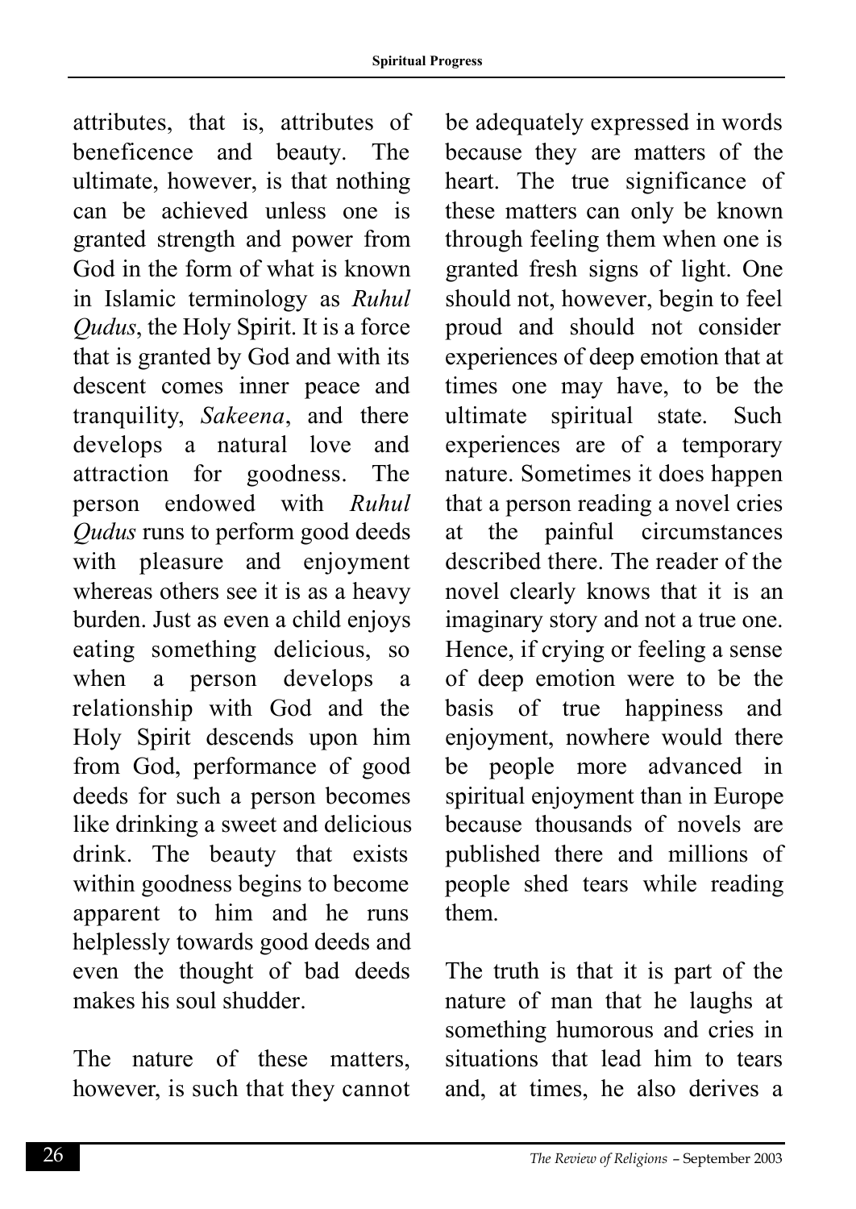attributes, that is, attributes of beneficence and beauty. The ultimate, however, is that nothing can be achieved unless one is granted strength and power from God in the form of what is known in Islamic terminology as *Ruhul Qudus*, the Holy Spirit. It is a force that is granted by God and with its descent comes inner peace and tranquility, *Sakeena*, and there develops a natural love and attraction for goodness. The person endowed with *Ruhul Qudus* runs to perform good deeds with pleasure and enjoyment whereas others see it is as a heavy burden. Just as even a child enjoys eating something delicious, so when a person develops a relationship with God and the Holy Spirit descends upon him from God, performance of good deeds for such a person becomes like drinking a sweet and delicious drink. The beauty that exists within goodness begins to become apparent to him and he runs helplessly towards good deeds and even the thought of bad deeds makes his soul shudder.

The nature of these matters, however, is such that they cannot be adequately expressed in words because they are matters of the heart. The true significance of these matters can only be known through feeling them when one is granted fresh signs of light. One should not, however, begin to feel proud and should not consider experiences of deep emotion that at times one may have, to be the ultimate spiritual state. Such experiences are of a temporary nature. Sometimes it does happen that a person reading a novel cries at the painful circumstances described there. The reader of the novel clearly knows that it is an imaginary story and not a true one. Hence, if crying or feeling a sense of deep emotion were to be the basis of true happiness and enjoyment, nowhere would there be people more advanced in spiritual enjoyment than in Europe because thousands of novels are published there and millions of people shed tears while reading them.

The truth is that it is part of the nature of man that he laughs at something humorous and cries in situations that lead him to tears and, at times, he also derives a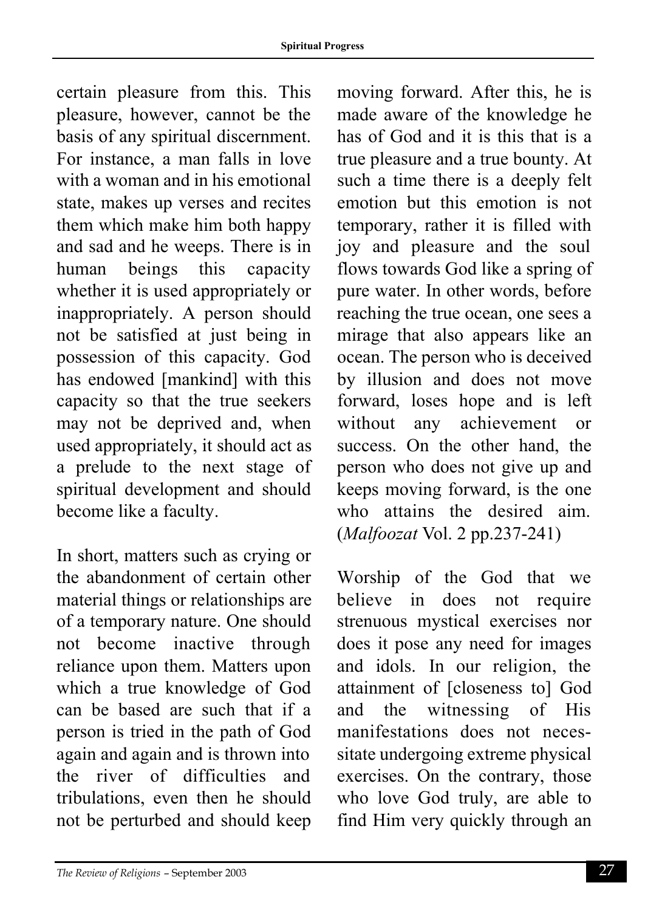certain pleasure from this. This pleasure, however, cannot be the basis of any spiritual discernment. For instance, a man falls in love with a woman and in his emotional state, makes up verses and recites them which make him both happy and sad and he weeps. There is in human beings this capacity whether it is used appropriately or inappropriately. A person should not be satisfied at just being in possession of this capacity. God has endowed [mankind] with this capacity so that the true seekers may not be deprived and, when used appropriately, it should act as a prelude to the next stage of spiritual development and should become like a faculty.

In short, matters such as crying or the abandonment of certain other material things or relationships are of a temporary nature. One should not become inactive through reliance upon them. Matters upon which a true knowledge of God can be based are such that if a person is tried in the path of God again and again and is thrown into the river of difficulties and tribulations, even then he should not be perturbed and should keep moving forward. After this, he is made aware of the knowledge he has of God and it is this that is a true pleasure and a true bounty. At such a time there is a deeply felt emotion but this emotion is not temporary, rather it is filled with joy and pleasure and the soul flows towards God like a spring of pure water. In other words, before reaching the true ocean, one sees a mirage that also appears like an ocean. The person who is deceived by illusion and does not move forward, loses hope and is left without any achievement or success. On the other hand, the person who does not give up and keeps moving forward, is the one who attains the desired aim. (*Malfoozat* Vol. 2 pp.237-241)

Worship of the God that we believe in does not require strenuous mystical exercises nor does it pose any need for images and idols. In our religion, the attainment of [closeness to] God and the witnessing of His manifestations does not necessitate undergoing extreme physical exercises. On the contrary, those who love God truly, are able to find Him very quickly through an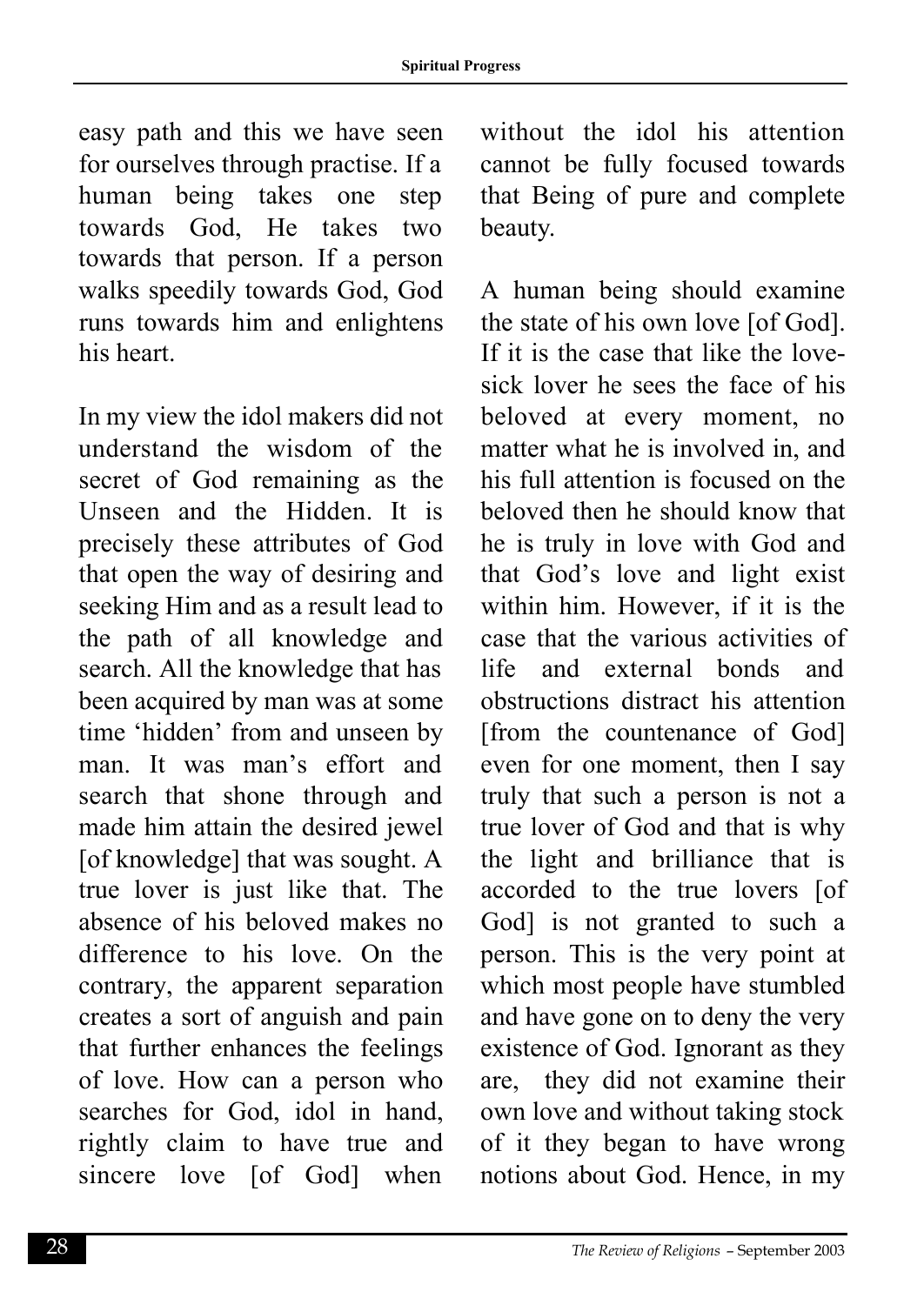easy path and this we have seen for ourselves through practise. If a human being takes one step towards God, He takes two towards that person. If a person walks speedily towards God, God runs towards him and enlightens his heart.

In my view the idol makers did not understand the wisdom of the secret of God remaining as the Unseen and the Hidden. It is precisely these attributes of God that open the way of desiring and seeking Him and as a result lead to the path of all knowledge and search. All the knowledge that has been acquired by man was at some time 'hidden' from and unseen by man. It was man's effort and search that shone through and made him attain the desired jewel [of knowledge] that was sought. A true lover is just like that. The absence of his beloved makes no difference to his love. On the contrary, the apparent separation creates a sort of anguish and pain that further enhances the feelings of love. How can a person who searches for God, idol in hand, rightly claim to have true and sincere love [of God] when without the idol his attention cannot be fully focused towards that Being of pure and complete beauty.

A human being should examine the state of his own love [of God]. If it is the case that like the love-sick lover he sees the face of his beloved at every moment, no matter what he is involved in, and his full attention is focused on the beloved then he should know that he is truly in love with God and that God's love and light exist within him. However, if it is the case that the various activities of life and external bonds and obstructions distract his attention [from the countenance of God] even for one moment, then I say truly that such a person is not a true lover of God and that is why the light and brilliance that is accorded to the true lovers [of God] is not granted to such a person. This is the very point at which most people have stumbled and have gone on to deny the very existence of God. Ignorant as they are, they did not examine their own love and without taking stock of it they began to have wrong notions about God. Hence, in my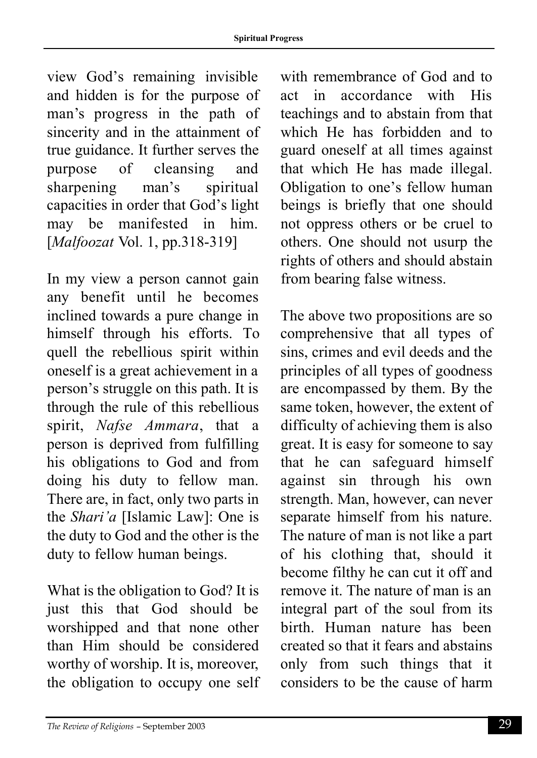view God's remaining invisible and hidden is for the purpose of man's progress in the path of sincerity and in the attainment of true guidance. It further serves the purpose of cleansing and sharpening man's spiritual capacities in order that God's light may be manifested in him. [*Malfoozat* Vol. 1, pp.318-319]

In my view a person cannot gain any benefit until he becomes inclined towards a pure change in himself through his efforts. To quell the rebellious spirit within oneself is a great achievement in a person's struggle on this path. It is through the rule of this rebellious spirit, *Nafse Ammara*, that a person is deprived from fulfilling his obligations to God and from doing his duty to fellow man. There are, in fact, only two parts in the *Shari'a* [Islamic Law]: One is the duty to God and the other is the duty to fellow human beings.

What is the obligation to God? It is just this that God should be worshipped and that none other than Him should be considered worthy of worship. It is, moreover, the obligation to occupy one self with remembrance of God and to act in accordance with His teachings and to abstain from that which He has forbidden and to guard oneself at all times against that which He has made illegal. Obligation to one's fellow human beings is briefly that one should not oppress others or be cruel to others. One should not usurp the rights of others and should abstain from bearing false witness.

The above two propositions are so comprehensive that all types of sins, crimes and evil deeds and the principles of all types of goodness are encompassed by them. By the same token, however, the extent of difficulty of achieving them is also great. It is easy for someone to say that he can safeguard himself against sin through his own strength. Man, however, can never separate himself from his nature. The nature of man is not like a part of his clothing that, should it become filthy he can cut it off and remove it. The nature of man is an integral part of the soul from its birth. Human nature has been created so that it fears and abstains only from such things that it considers to be the cause of harm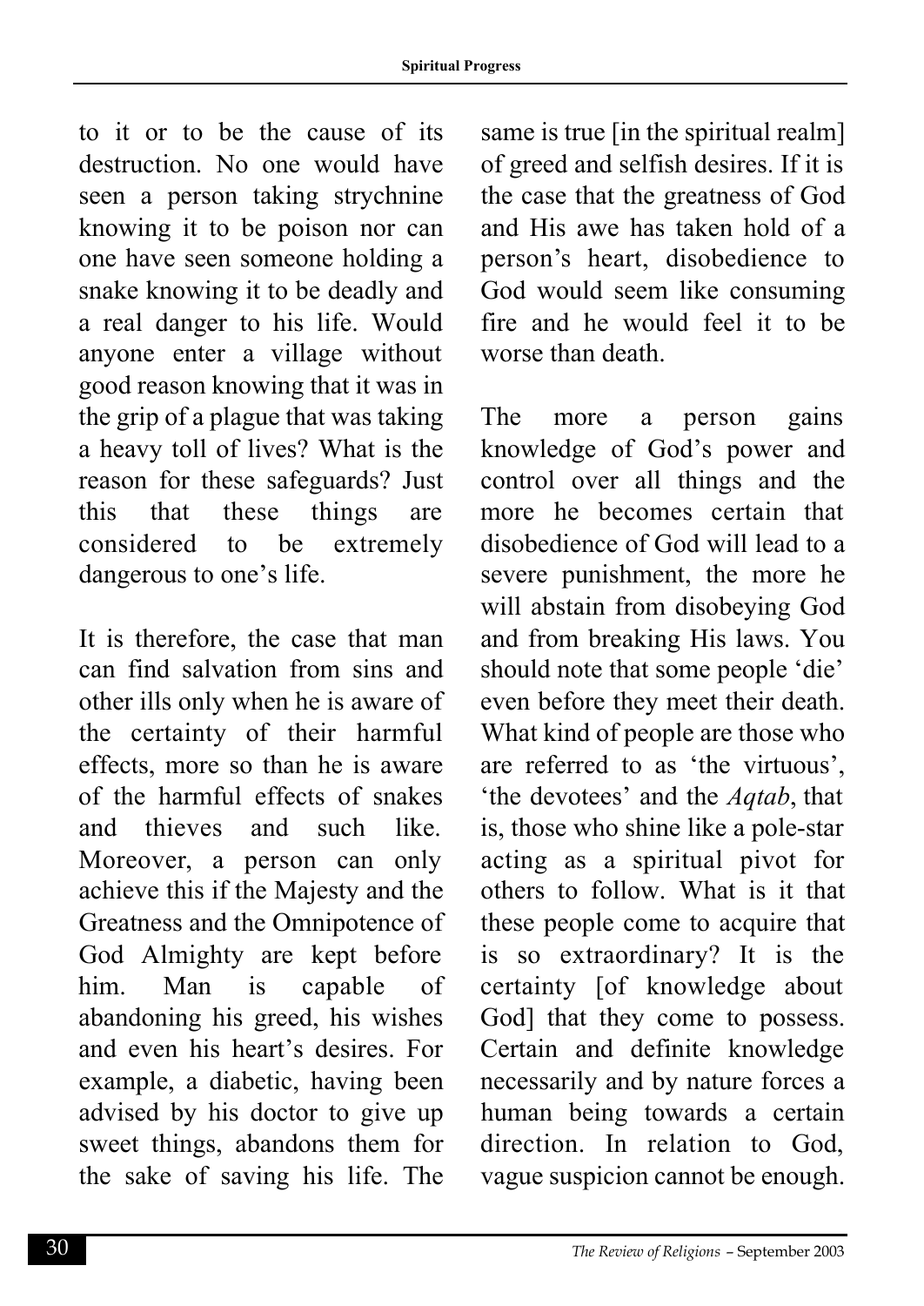to it or to be the cause of its destruction. No one would have seen a person taking strychnine knowing it to be poison nor can one have seen someone holding a snake knowing it to be deadly and a real danger to his life. Would anyone enter a village without good reason knowing that it was in the grip of a plague that was taking a heavy toll of lives? What is the reason for these safeguards? Just this that these things are considered to be extremely dangerous to one's life.

It is therefore, the case that man can find salvation from sins and other ills only when he is aware of the certainty of their harmful effects, more so than he is aware of the harmful effects of snakes and thieves and such like. Moreover, a person can only achieve this if the Majesty and the Greatness and the Omnipotence of God Almighty are kept before him. Man is capable of abandoning his greed, his wishes and even his heart's desires. For example, a diabetic, having been advised by his doctor to give up sweet things, abandons them for the sake of saving his life. The same is true [in the spiritual realm] of greed and selfish desires. If it is the case that the greatness of God and His awe has taken hold of a person's heart, disobedience to God would seem like consuming fire and he would feel it to be worse than death.

The more a person gains knowledge of God's power and control over all things and the more he becomes certain that disobedience of God will lead to a severe punishment, the more he will abstain from disobeying God and from breaking His laws. You should note that some people 'die' even before they meet their death. What kind of people are those who are referred to as 'the virtuous', 'the devotees' and the *Aqtab*, that is, those who shine like a pole-star acting as a spiritual pivot for others to follow. What is it that these people come to acquire that is so extraordinary? It is the certainty [of knowledge about God] that they come to possess. Certain and definite knowledge necessarily and by nature forces a human being towards a certain direction. In relation to God, vague suspicion cannot be enough.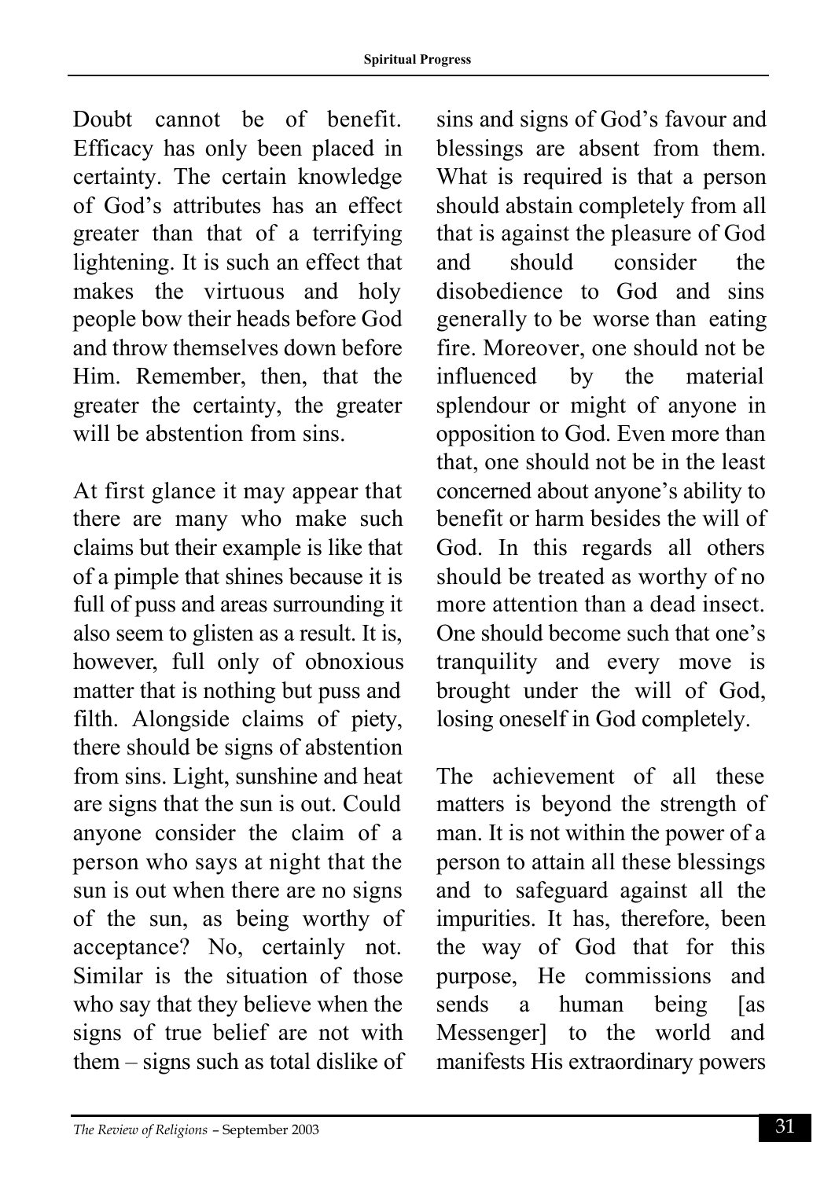Doubt cannot be of benefit. Efficacy has only been placed in certainty. The certain knowledge of God's attributes has an effect greater than that of a terrifying lightening. It is such an effect that makes the virtuous and holy people bow their heads before God and throw themselves down before Him. Remember, then, that the greater the certainty, the greater will be abstention from sins.

At first glance it may appear that there are many who make such claims but their example is like that of a pimple that shines because it is full of puss and areas surrounding it also seem to glisten as a result. It is, however, full only of obnoxious matter that is nothing but puss and filth. Alongside claims of piety, there should be signs of abstention from sins. Light, sunshine and heat are signs that the sun is out. Could anyone consider the claim of a person who says at night that the sun is out when there are no signs of the sun, as being worthy of acceptance? No, certainly not. Similar is the situation of those who say that they believe when the signs of true belief are not with them – signs such as total dislike of sins and signs of God's favour and blessings are absent from them. What is required is that a person should abstain completely from all that is against the pleasure of God and should consider the disobedience to God and sins generally to be worse than eating fire. Moreover, one should not be influenced by the material splendour or might of anyone in opposition to God. Even more than that, one should not be in the least concerned about anyone's ability to benefit or harm besides the will of God. In this regards all others should be treated as worthy of no more attention than a dead insect. One should become such that one's tranquility and every move is brought under the will of God, losing oneself in God completely.

The achievement of all these matters is beyond the strength of man. It is not within the power of a person to attain all these blessings and to safeguard against all the impurities. It has, therefore, been the way of God that for this purpose, He commissions and sends a human being [as Messenger] to the world and manifests His extraordinary powers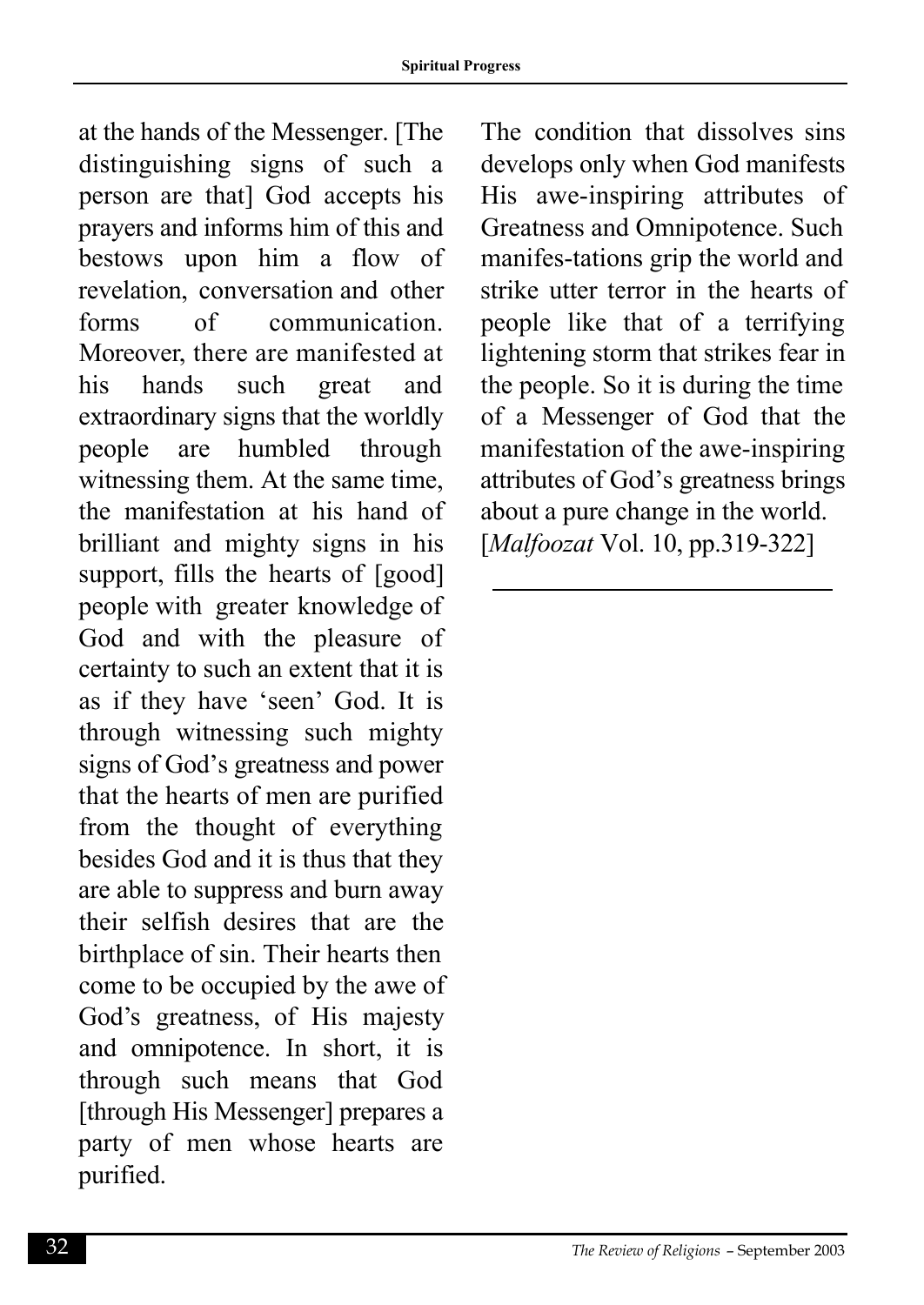at the hands of the Messenger. [The distinguishing signs of such a person are that] God accepts his prayers and informs him of this and bestows upon him a flow of revelation, conversation and other forms of communication. Moreover, there are manifested at his hands such great and extraordinary signs that the worldly people are humbled through witnessing them. At the same time, the manifestation at his hand of brilliant and mighty signs in his support, fills the hearts of [good] people with greater knowledge of God and with the pleasure of certainty to such an extent that it is as if they have 'seen' God. It is through witnessing such mighty signs of God's greatness and power that the hearts of men are purified from the thought of everything besides God and it is thus that they are able to suppress and burn away their selfish desires that are the birthplace of sin. Their hearts then come to be occupied by the awe of God's greatness, of His majesty and omnipotence. In short, it is through such means that God [through His Messenger] prepares a party of men whose hearts are purified.

The condition that dissolves sins develops only when God manifests His awe-inspiring attributes of Greatness and Omnipotence. Such manifes-tations grip the world and strike utter terror in the hearts of people like that of a terrifying lightening storm that strikes fear in the people. So it is during the time of a Messenger of God that the manifestation of the awe-inspiring attributes of God's greatness brings about a pure change in the world. [*Malfoozat* Vol. 10, pp.319-322]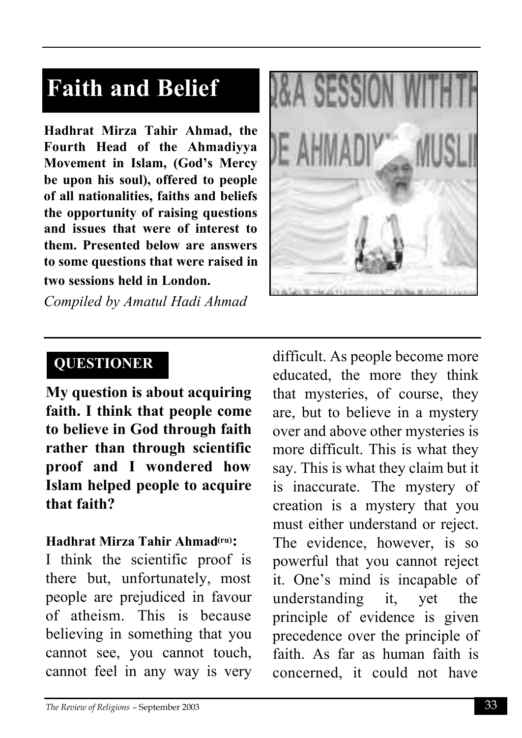# Faith and Belief

**Hadhrat Mirza Tahir Ahmad, the Fourth Head of the Ahmadiyya Movement in Islam, (God's Mercy be upon his soul), offered to people of all nationalities, faiths and beliefs the opportunity of raising questions and issues that were of interest to them. Presented below are answers to some questions that were raised in two sessions held in London.**

*Compiled by Amatul Hadi Ahmad*

## QUESTIONER

**My question is about acquiring faith. I think that people come to believe in God through faith rather than through scientific proof and I wondered how Islam helped people to acquire that faith?**

**Hadhrat Mirza Tahir Ahmad(ru):**

I think the scientific proof is there but, unfortunately, most people are prejudiced in favour of atheism. This is because believing in something that you cannot see, you cannot touch, cannot feel in any way is very difficult. As people become more educated, the more they think that mysteries, of course, they are, but to believe in a mystery over and above other mysteries is more difficult. This is what they say. This is what they claim but it is inaccurate. The mystery of creation is a mystery that you must either understand or reject. The evidence, however, is so powerful that you cannot reject it. One's mind is incapable of understanding it, yet the principle of evidence is given precedence over the principle of faith. As far as human faith is concerned, it could not have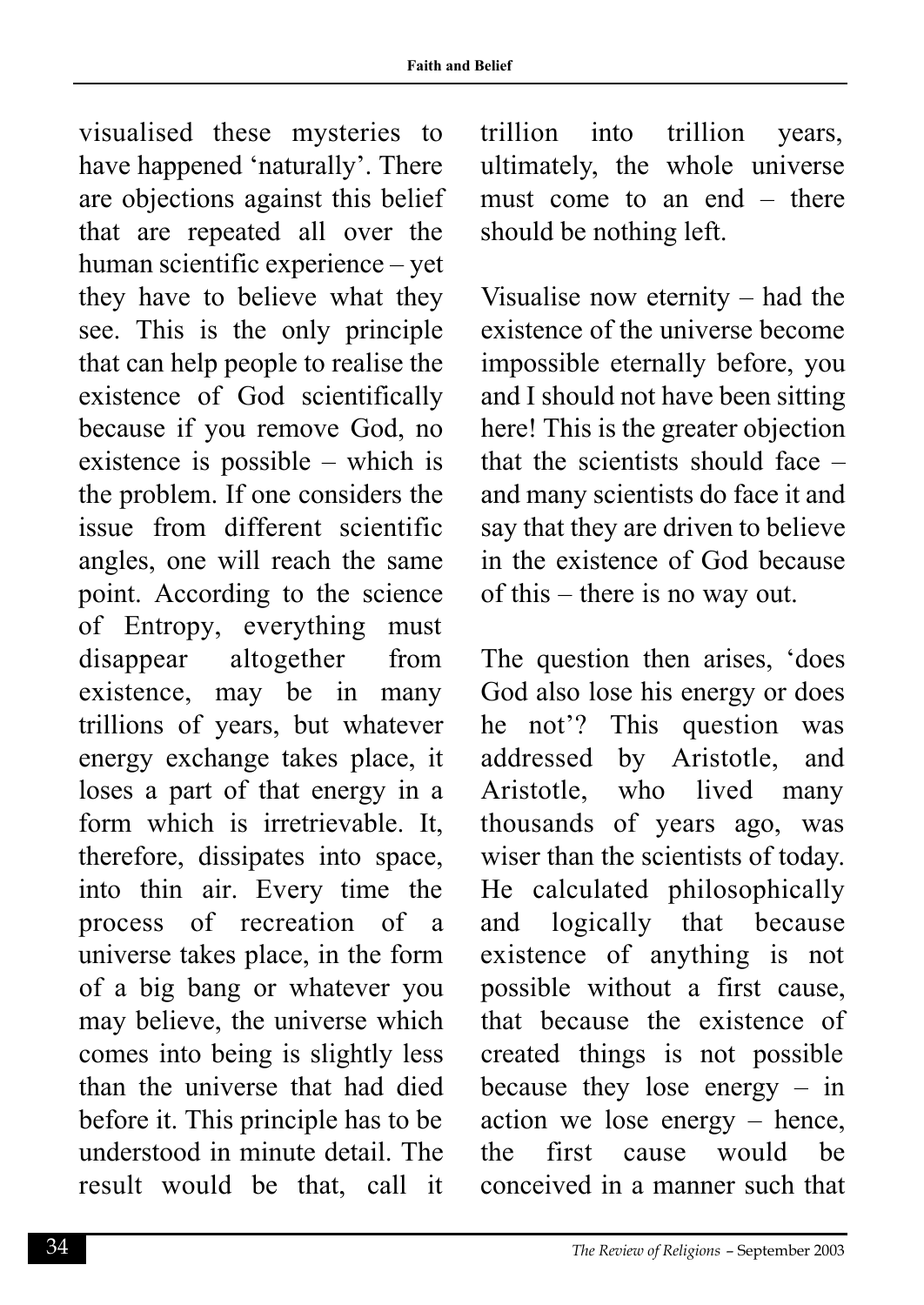visualised these mysteries to have happened 'naturally'. There are objections against this belief that are repeated all over the human scientific experience – yet they have to believe what they see. This is the only principle that can help people to realise the existence of God scientifically because if you remove God, no existence is possible – which is the problem. If one considers the issue from different scientific angles, one will reach the same point. According to the science of Entropy, everything must disappear altogether from existence, may be in many trillions of years, but whatever energy exchange takes place, it loses a part of that energy in a form which is irretrievable. It, therefore, dissipates into space, into thin air. Every time the process of recreation of a universe takes place, in the form of a big bang or whatever you may believe, the universe which comes into being is slightly less than the universe that had died before it. This principle has to be understood in minute detail. The result would be that, call it trillion into trillion years, ultimately, the whole universe must come to an end – there should be nothing left.

Visualise now eternity – had the existence of the universe become impossible eternally before, you and I should not have been sitting here! This is the greater objection that the scientists should face – and many scientists do face it and say that they are driven to believe in the existence of God because of this – there is no way out.

The question then arises, 'does God also lose his energy or does he not'? This question was addressed by Aristotle, and Aristotle, who lived many thousands of years ago, was wiser than the scientists of today. He calculated philosophically and logically that because existence of anything is not possible without a first cause, that because the existence of created things is not possible because they lose energy – in action we lose energy – hence, the first cause would be conceived in a manner such that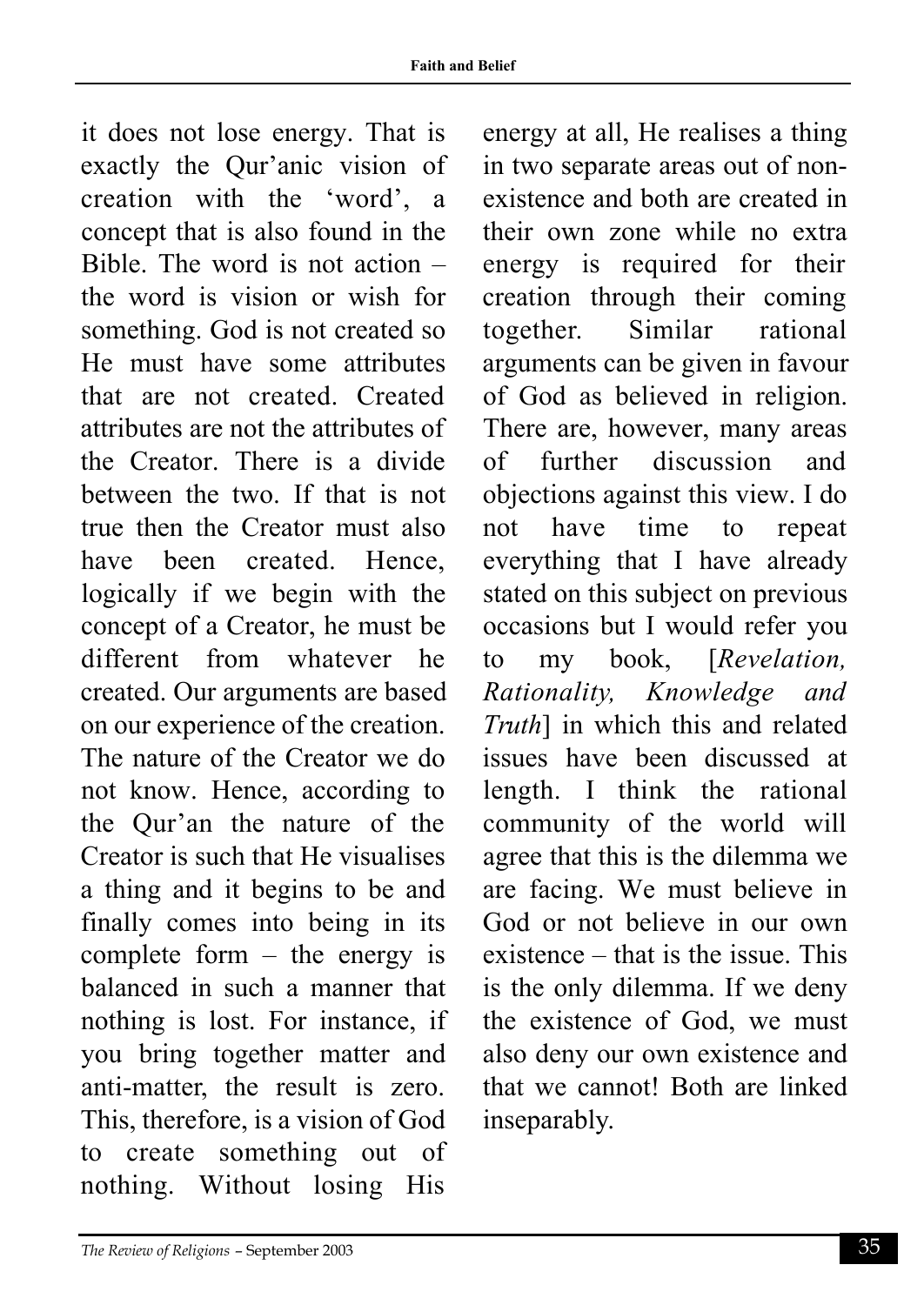it does not lose energy. That is exactly the Qur'anic vision of creation with the 'word', a concept that is also found in the Bible. The word is not action – the word is vision or wish for something. God is not created so He must have some attributes that are not created. Created attributes are not the attributes of the Creator. There is a divide between the two. If that is not true then the Creator must also have been created. Hence, logically if we begin with the concept of a Creator, he must be different from whatever he created. Our arguments are based on our experience of the creation. The nature of the Creator we do not know. Hence, according to the Qur'an the nature of the Creator is such that He visualises a thing and it begins to be and finally comes into being in its complete form – the energy is balanced in such a manner that nothing is lost. For instance, if you bring together matter and anti-matter, the result is zero. This, therefore, is a vision of God to create something out of nothing. Without losing His energy at all, He realises a thing in two separate areas out of non-existence and both are created in their own zone while no extra energy is required for their creation through their coming together. Similar rational arguments can be given in favour of God as believed in religion. There are, however, many areas of further discussion and objections against this view. I do not have time to repeat everything that I have already stated on this subject on previous occasions but I would refer you to my book, [*Revelation, Rationality, Knowledge and Truth*] in which this and related issues have been discussed at length. I think the rational community of the world will agree that this is the dilemma we are facing. We must believe in God or not believe in our own existence – that is the issue. This is the only dilemma. If we deny the existence of God, we must also deny our own existence and that we cannot! Both are linked inseparably.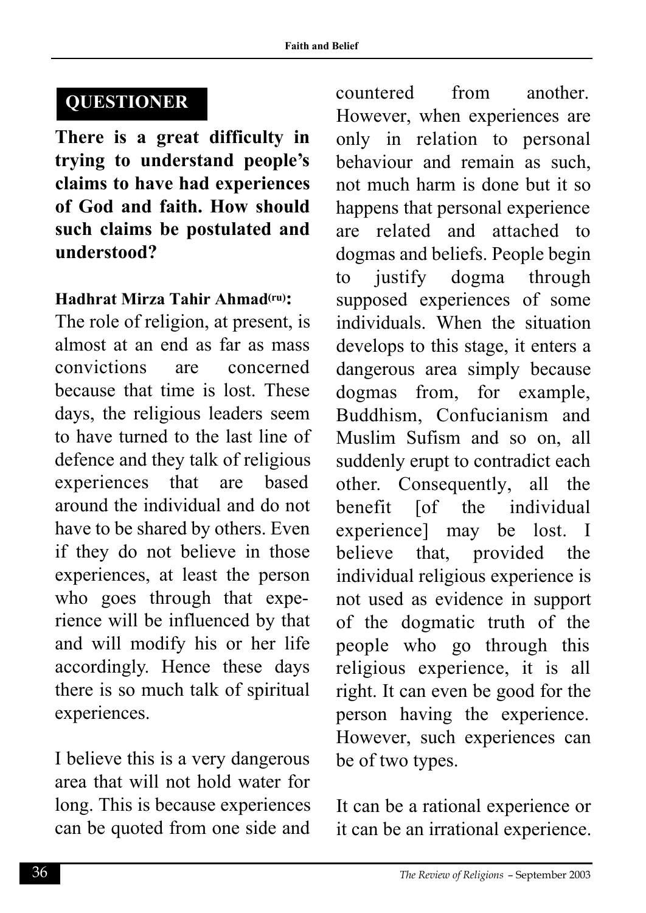**QUESTIONER**

**There is a great difficulty in trying to understand people's claims to have had experiences of God and faith. How should such claims be postulated and understood?**

**Hadhrat Mirza Tahir Ahmad(ru):**
The role of religion, at present, is almost at an end as far as mass convictions are concerned because that time is lost. These days, the religious leaders seem to have turned to the last line of defence and they talk of religious experiences that are based around the individual and do not have to be shared by others. Even if they do not believe in those experiences, at least the person who goes through that experience will be influenced by that and will modify his or her life accordingly. Hence these days there is so much talk of spiritual experiences.

I believe this is a very dangerous area that will not hold water for long. This is because experiences can be quoted from one side and countered from another. However, when experiences are only in relation to personal behaviour and remain as such, not much harm is done but it so happens that personal experience are related and attached to dogmas and beliefs. People begin to justify dogma through supposed experiences of some individuals. When the situation develops to this stage, it enters a dangerous area simply because dogmas from, for example, Buddhism, Confucianism and Muslim Sufism and so on, all suddenly erupt to contradict each other. Consequently, all the benefit [of the individual experience] may be lost. I believe that, provided the individual religious experience is not used as evidence in support of the dogmatic truth of the people who go through this religious experience, it is all right. It can even be good for the person having the experience. However, such experiences can be of two types.

It can be a rational experience or it can be an irrational experience.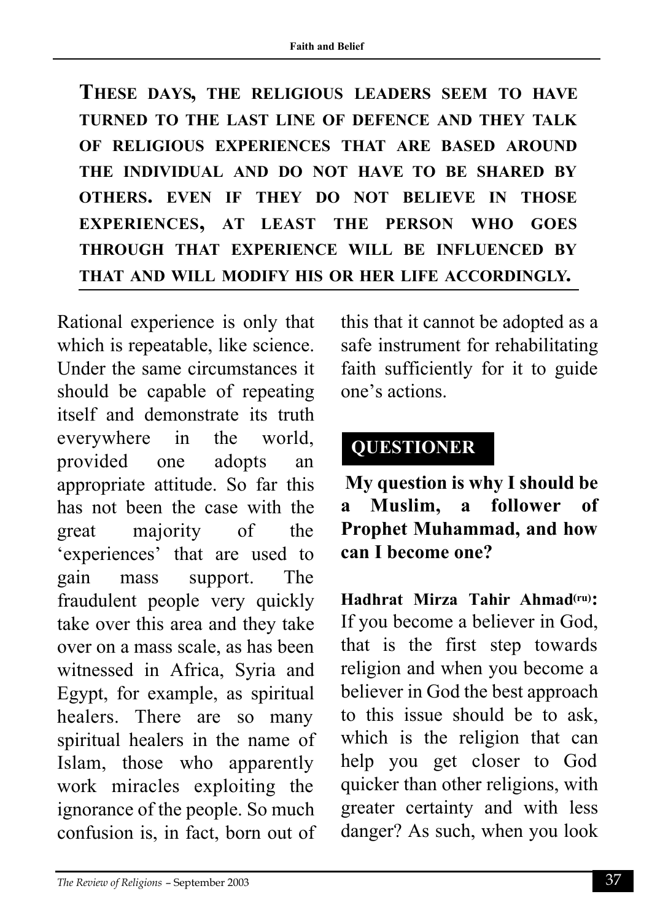**THESE DAYS, THE RELIGIOUS LEADERS SEEM TO HAVE TURNED TO THE LAST LINE OF DEFENCE AND THEY TALK OF RELIGIOUS EXPERIENCES THAT ARE BASED AROUND THE INDIVIDUAL AND DO NOT HAVE TO BE SHARED BY OTHERS. EVEN IF THEY DO NOT BELIEVE IN THOSE EXPERIENCES, AT LEAST THE PERSON WHO GOES THROUGH THAT EXPERIENCE WILL BE INFLUENCED BY THAT AND WILL MODIFY HIS OR HER LIFE ACCORDINGLY.**

Rational experience is only that which is repeatable, like science. Under the same circumstances it should be capable of repeating itself and demonstrate its truth everywhere in the world, provided one adopts an appropriate attitude. So far this has not been the case with the great majority of the 'experiences' that are used to gain mass support. The fraudulent people very quickly take over this area and they take over on a mass scale, as has been witnessed in Africa, Syria and Egypt, for example, as spiritual healers. There are so many spiritual healers in the name of Islam, those who apparently work miracles exploiting the ignorance of the people. So much confusion is, in fact, born out of this that it cannot be adopted as a safe instrument for rehabilitating faith sufficiently for it to guide one's actions.

**QUESTIONER**

**My question is why I should be a Muslim, a follower of Prophet Muhammad, and how can I become one?**

**Hadhrat Mirza Tahir Ahmad(ru):** If you become a believer in God, that is the first step towards religion and when you become a believer in God the best approach to this issue should be to ask, which is the religion that can help you get closer to God quicker than other religions, with greater certainty and with less danger? As such, when you look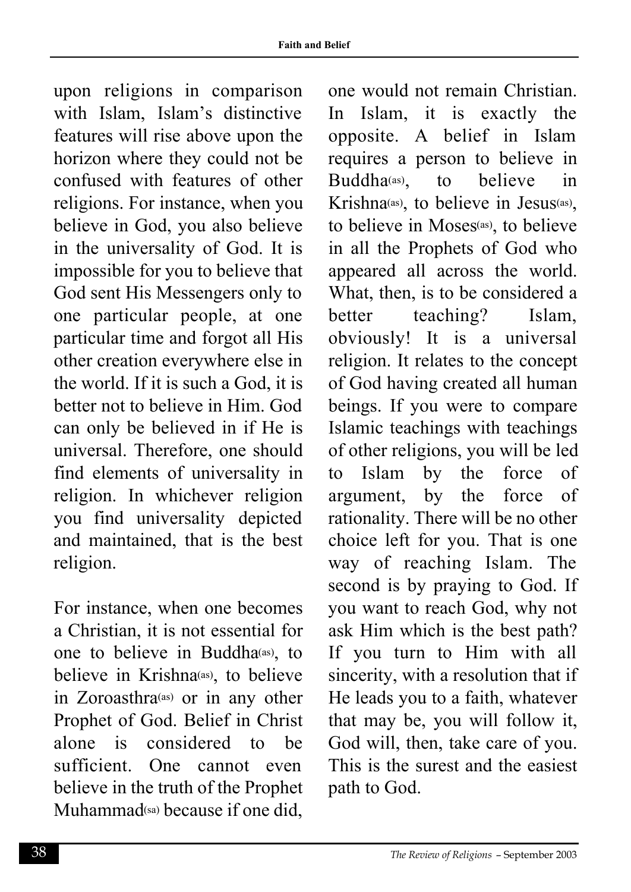upon religions in comparison with Islam, Islam's distinctive features will rise above upon the horizon where they could not be confused with features of other religions. For instance, when you believe in God, you also believe in the universality of God. It is impossible for you to believe that God sent His Messengers only to one particular people, at one particular time and forgot all His other creation everywhere else in the world. If it is such a God, it is better not to believe in Him. God can only be believed in if He is universal. Therefore, one should find elements of universality in religion. In whichever religion you find universality depicted and maintained, that is the best religion.

For instance, when one becomes a Christian, it is not essential for one to believe in Buddha(as), to believe in Krishna(as), to believe in Zoroasthra(as) or in any other Prophet of God. Belief in Christ alone is considered to be sufficient. One cannot even believe in the truth of the Prophet Muhammad(sa) because if one did, one would not remain Christian. In Islam, it is exactly the opposite. A belief in Islam requires a person to believe in Buddha(as), to believe in Krishna(as), to believe in Jesus(as), to believe in Moses(as), to believe in all the Prophets of God who appeared all across the world. What, then, is to be considered a better teaching? Islam, obviously! It is a universal religion. It relates to the concept of God having created all human beings. If you were to compare Islamic teachings with teachings of other religions, you will be led to Islam by the force of argument, by the force of rationality. There will be no other choice left for you. That is one way of reaching Islam. The second is by praying to God. If you want to reach God, why not ask Him which is the best path? If you turn to Him with all sincerity, with a resolution that if He leads you to a faith, whatever that may be, you will follow it, God will, then, take care of you. This is the surest and the easiest path to God.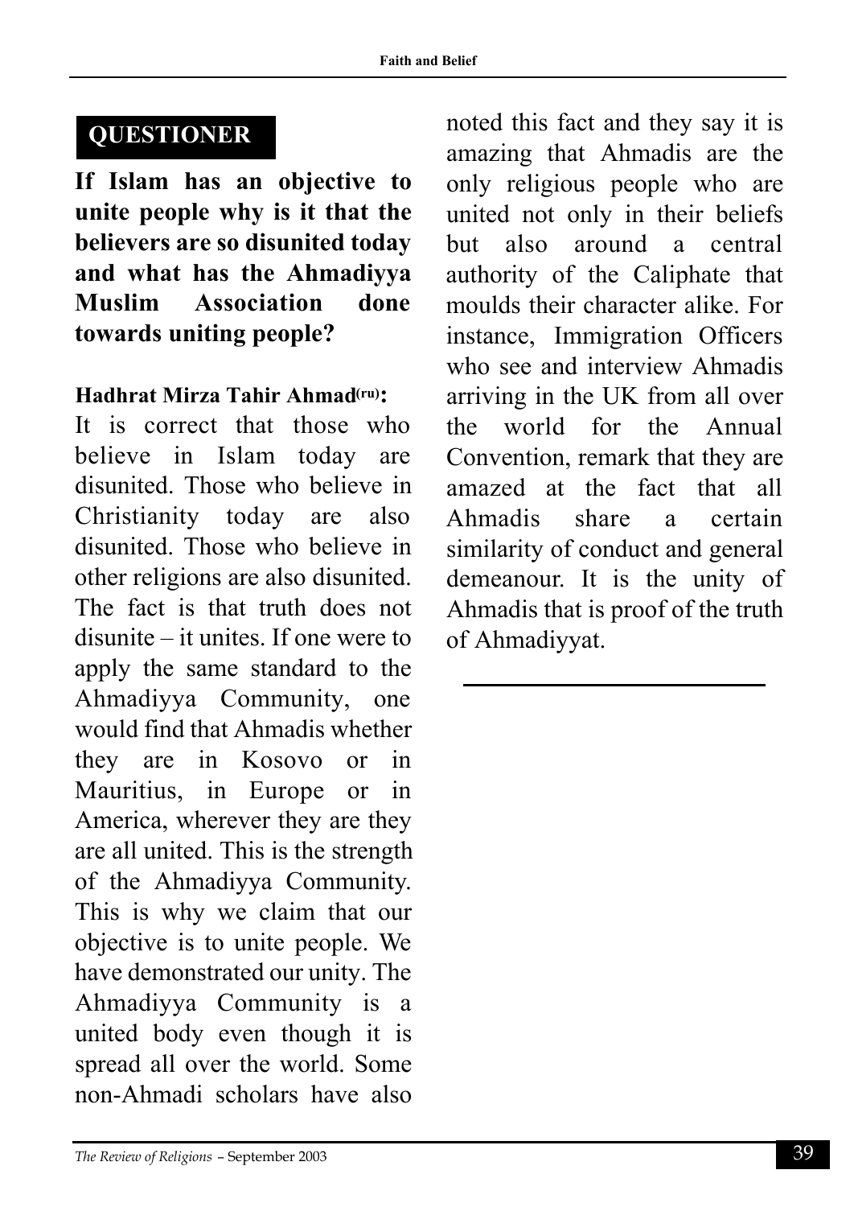## QUESTIONER

**If Islam has an objective to unite people why is it that the believers are so disunited today and what has the Ahmadiyya Muslim Association done towards uniting people?**

**Hadhrat Mirza Tahir Ahmad(ru):**

It is correct that those who believe in Islam today are disunited. Those who believe in Christianity today are also disunited. Those who believe in other religions are also disunited. The fact is that truth does not disunite – it unites. If one were to apply the same standard to the Ahmadiyya Community, one would find that Ahmadis whether they are in Kosovo or in Mauritius, in Europe or in America, wherever they are they are all united. This is the strength of the Ahmadiyya Community. This is why we claim that our objective is to unite people. We have demonstrated our unity. The Ahmadiyya Community is a united body even though it is spread all over the world. Some non-Ahmadi scholars have also noted this fact and they say it is amazing that Ahmadis are the only religious people who are united not only in their beliefs but also around a central authority of the Caliphate that moulds their character alike. For instance, Immigration Officers who see and interview Ahmadis arriving in the UK from all over the world for the Annual Convention, remark that they are amazed at the fact that all Ahmadis share a certain similarity of conduct and general demeanour. It is the unity of Ahmadis that is proof of the truth of Ahmadiyyat.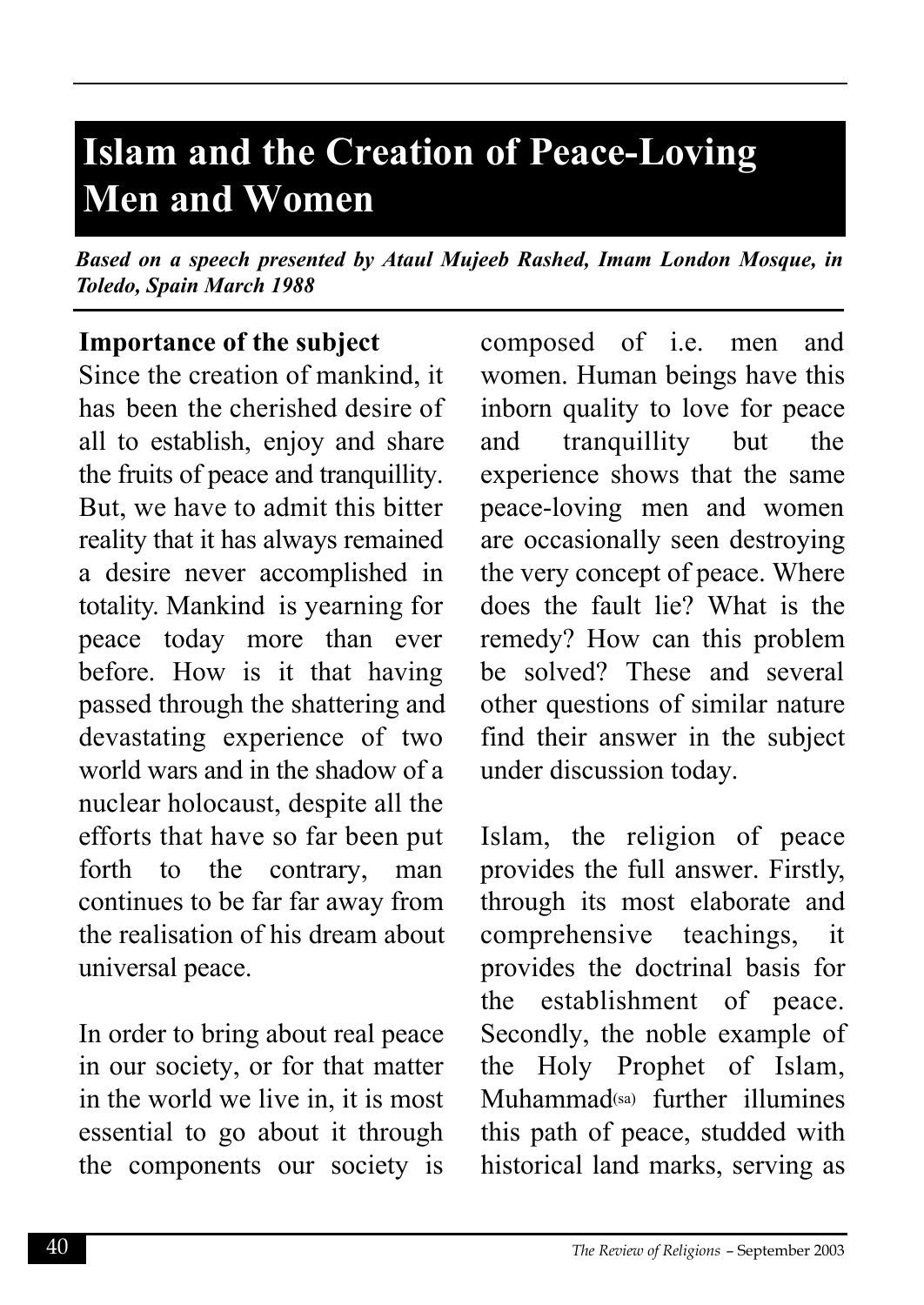# Islam and the Creation of Peace-Loving Men and Women

***Based on a speech presented by Ataul Mujeeb Rashed, Imam London Mosque, in Toledo, Spain March 1988***

## Importance of the subject

Since the creation of mankind, it has been the cherished desire of all to establish, enjoy and share the fruits of peace and tranquillity. But, we have to admit this bitter reality that it has always remained a desire never accomplished in totality. Mankind is yearning for peace today more than ever before. How is it that having passed through the shattering and devastating experience of two world wars and in the shadow of a nuclear holocaust, despite all the efforts that have so far been put forth to the contrary, man continues to be far far away from the realisation of his dream about universal peace.

In order to bring about real peace in our society, or for that matter in the world we live in, it is most essential to go about it through the components our society is composed of i.e. men and women. Human beings have this inborn quality to love for peace and tranquillity but the experience shows that the same peace-loving men and women are occasionally seen destroying the very concept of peace. Where does the fault lie? What is the remedy? How can this problem be solved? These and several other questions of similar nature find their answer in the subject under discussion today.

Islam, the religion of peace provides the full answer. Firstly, through its most elaborate and comprehensive teachings, it provides the doctrinal basis for the establishment of peace. Secondly, the noble example of the Holy Prophet of Islam, Muhammad(sa) further illumines this path of peace, studded with historical land marks, serving as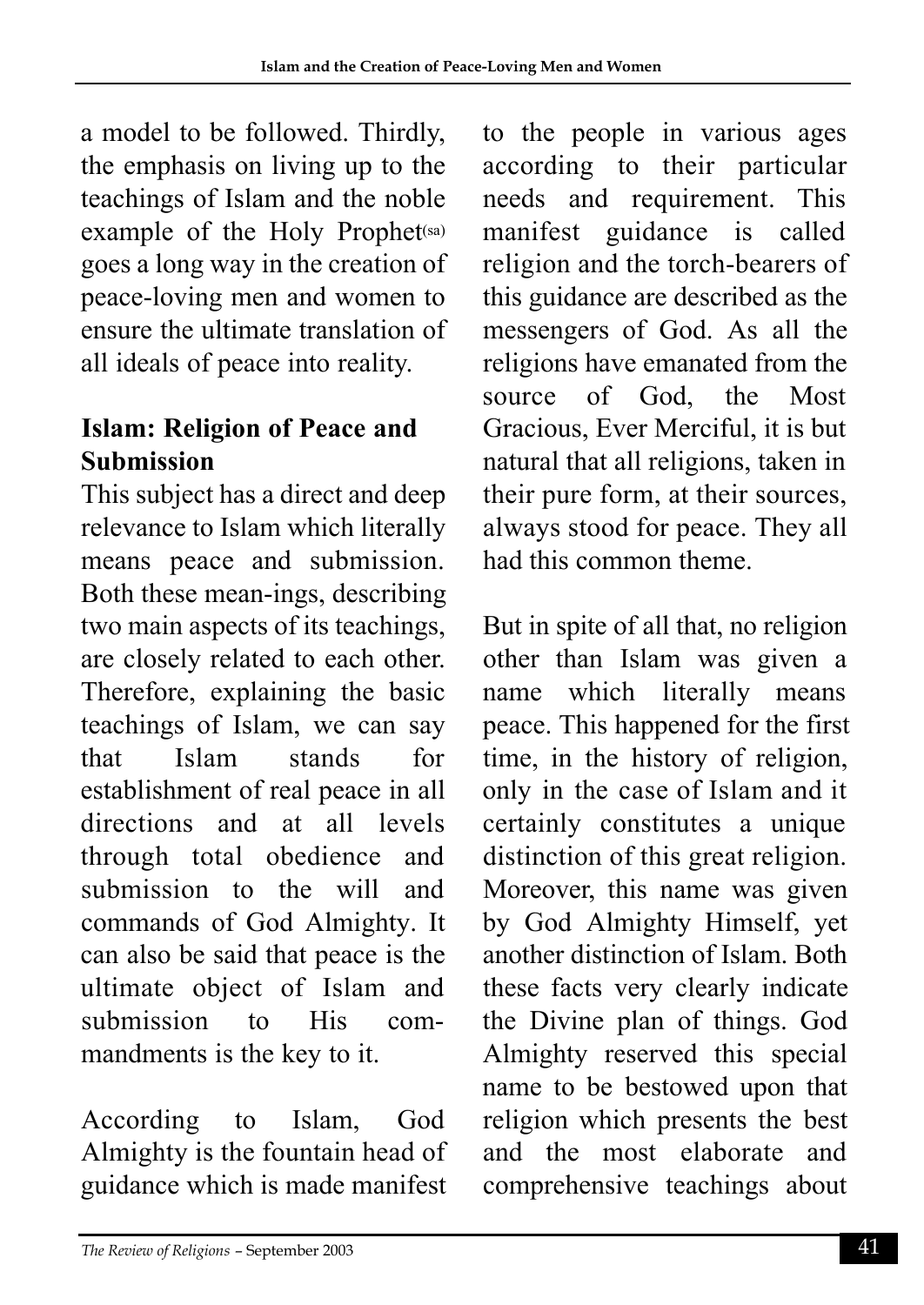a model to be followed. Thirdly, the emphasis on living up to the teachings of Islam and the noble example of the Holy Prophet(sa) goes a long way in the creation of peace-loving men and women to ensure the ultimate translation of all ideals of peace into reality.

## Islam: Religion of Peace and Submission

This subject has a direct and deep relevance to Islam which literally means peace and submission. Both these mean-ings, describing two main aspects of its teachings, are closely related to each other. Therefore, explaining the basic teachings of Islam, we can say that Islam stands for establishment of real peace in all directions and at all levels through total obedience and submission to the will and commands of God Almighty. It can also be said that peace is the ultimate object of Islam and submission to His commandments is the key to it.

According to Islam, God Almighty is the fountain head of guidance which is made manifest to the people in various ages according to their particular needs and requirement. This manifest guidance is called religion and the torch-bearers of this guidance are described as the messengers of God. As all the religions have emanated from the source of God, the Most Gracious, Ever Merciful, it is but natural that all religions, taken in their pure form, at their sources, always stood for peace. They all had this common theme.

But in spite of all that, no religion other than Islam was given a name which literally means peace. This happened for the first time, in the history of religion, only in the case of Islam and it certainly constitutes a unique distinction of this great religion. Moreover, this name was given by God Almighty Himself, yet another distinction of Islam. Both these facts very clearly indicate the Divine plan of things. God Almighty reserved this special name to be bestowed upon that religion which presents the best and the most elaborate and comprehensive teachings about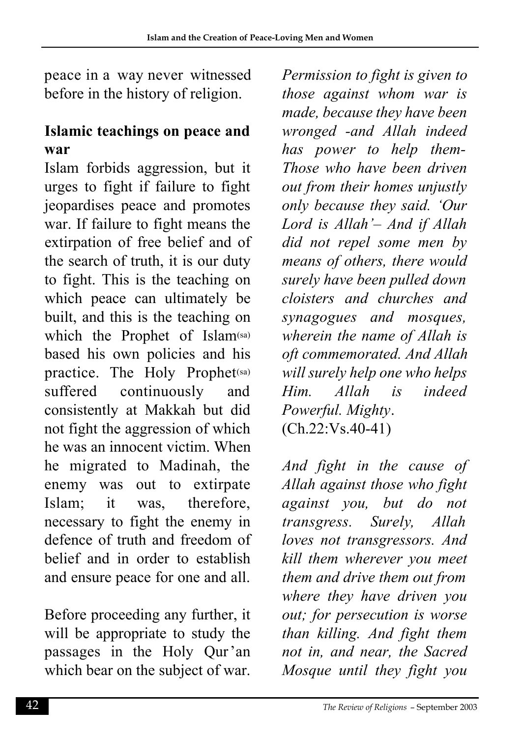peace in a way never witnessed before in the history of religion.

## Islamic teachings on peace and war

Islam forbids aggression, but it urges to fight if failure to fight jeopardises peace and promotes war. If failure to fight means the extirpation of free belief and of the search of truth, it is our duty to fight. This is the teaching on which peace can ultimately be built, and this is the teaching on which the Prophet of Islam(sa) based his own policies and his practice. The Holy Prophet(sa) suffered continuously and consistently at Makkah but did not fight the aggression of which he was an innocent victim. When he migrated to Madinah, the enemy was out to extirpate Islam; it was, therefore, necessary to fight the enemy in defence of truth and freedom of belief and in order to establish and ensure peace for one and all.

Before proceeding any further, it will be appropriate to study the passages in the Holy Qur'an which bear on the subject of war.

*Permission to fight is given to those against whom war is made, because they have been wronged -and Allah indeed has power to help them- Those who have been driven out from their homes unjustly only because they said. 'Our Lord is Allah'– And if Allah did not repel some men by means of others, there would surely have been pulled down cloisters and churches and synagogues and mosques, wherein the name of Allah is oft commemorated. And Allah will surely help one who helps Him. Allah is indeed Powerful. Mighty*.
(Ch.22:Vs.40-41)

*And fight in the cause of Allah against those who fight against you, but do not transgress. Surely, Allah loves not transgressors. And kill them wherever you meet them and drive them out from where they have driven you out; for persecution is worse than killing. And fight them not in, and near, the Sacred Mosque until they fight you*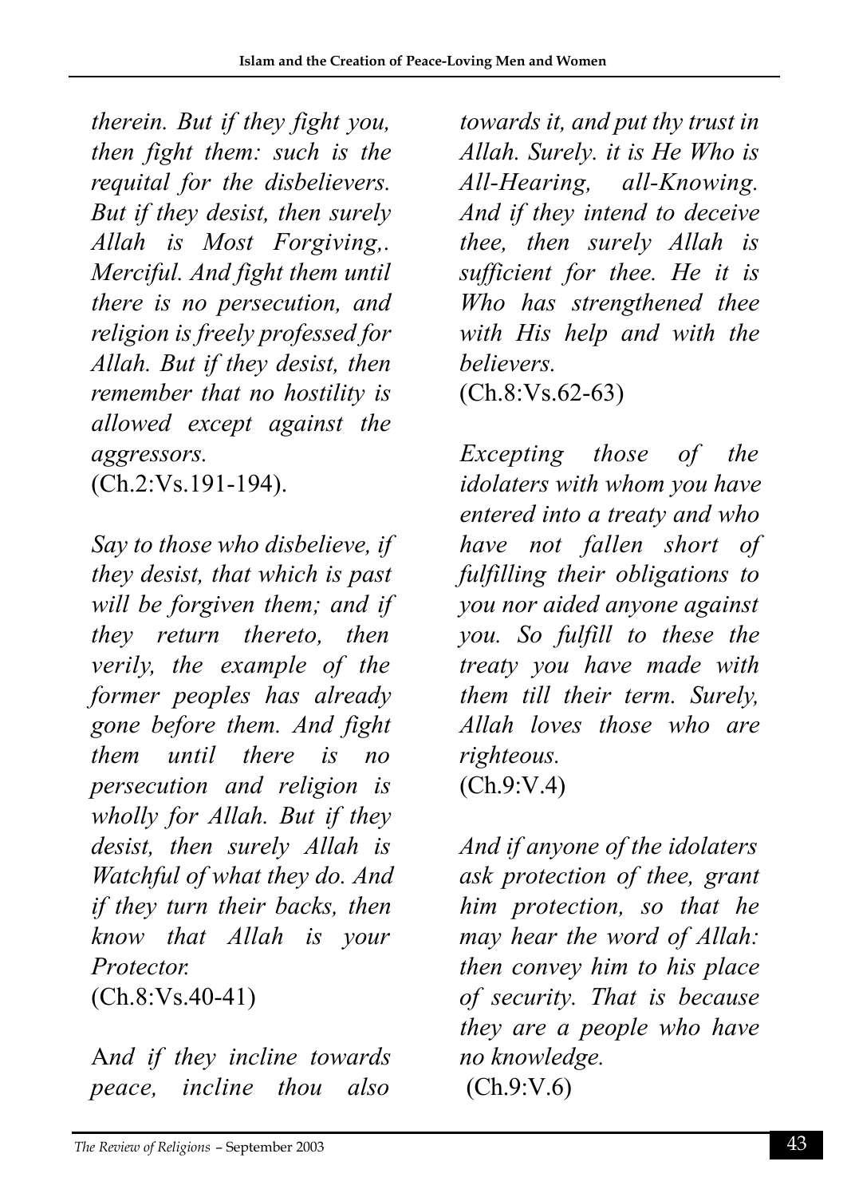*therein. But if they fight you, then fight them: such is the requital for the disbelievers. But if they desist, then surely Allah is Most Forgiving,. Merciful. And fight them until there is no persecution, and religion is freely professed for Allah. But if they desist, then remember that no hostility is allowed except against the aggressors.*
(Ch.2:Vs.191-194).

*Say to those who disbelieve, if they desist, that which is past will be forgiven them; and if they return thereto, then verily, the example of the former peoples has already gone before them. And fight them until there is no persecution and religion is wholly for Allah. But if they desist, then surely Allah is Watchful of what they do. And if they turn their backs, then know that Allah is your Protector.*
(Ch.8:Vs.40-41)

A*nd if they incline towards peace, incline thou also towards it, and put thy trust in Allah. Surely. it is He Who is All-Hearing, all-Knowing. And if they intend to deceive thee, then surely Allah is sufficient for thee. He it is Who has strengthened thee with His help and with the believers.*
(Ch.8:Vs.62-63)

*Excepting those of the idolaters with whom you have entered into a treaty and who have not fallen short of fulfilling their obligations to you nor aided anyone against you. So fulfill to these the treaty you have made with them till their term. Surely, Allah loves those who are righteous.*
(Ch.9:V.4)

*And if anyone of the idolaters ask protection of thee, grant him protection, so that he may hear the word of Allah: then convey him to his place of security. That is because they are a people who have no knowledge.*
(Ch.9:V.6)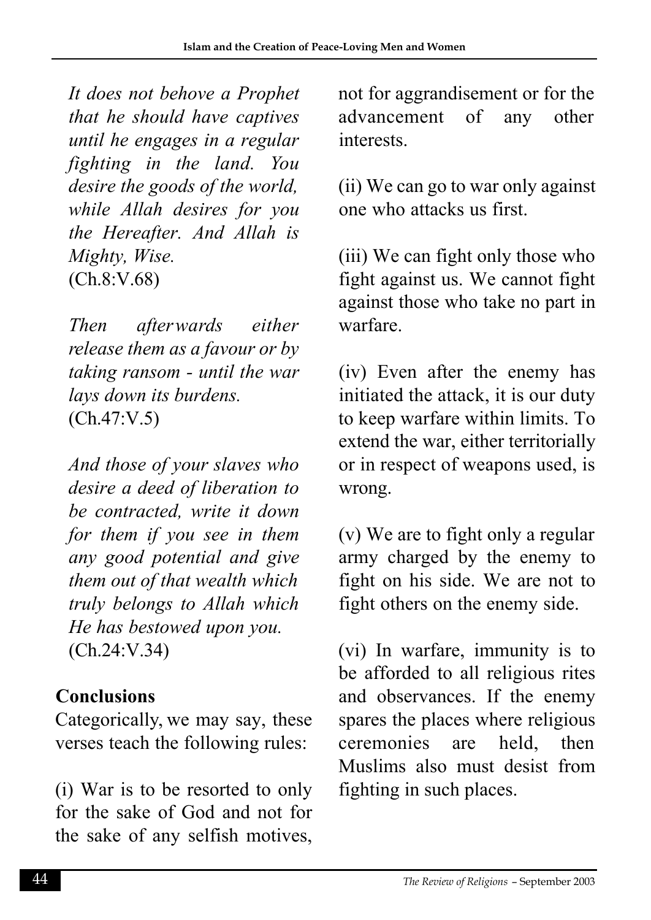*It does not behove a Prophet that he should have captives until he engages in a regular fighting in the land. You desire the goods of the world, while Allah desires for you the Hereafter. And Allah is Mighty, Wise.*
(Ch.8:V.68)

*Then afterwards either release them as a favour or by taking ransom - until the war lays down its burdens.*
(Ch.47:V.5)

*And those of your slaves who desire a deed of liberation to be contracted, write it down for them if you see in them any good potential and give them out of that wealth which truly belongs to Allah which He has bestowed upon you.*
(Ch.24:V.34)

**Conclusions**

Categorically, we may say, these verses teach the following rules:

(i) War is to be resorted to only for the sake of God and not for the sake of any selfish motives, not for aggrandisement or for the advancement of any other interests.

(ii) We can go to war only against one who attacks us first.

(iii) We can fight only those who fight against us. We cannot fight against those who take no part in warfare.

(iv) Even after the enemy has initiated the attack, it is our duty to keep warfare within limits. To extend the war, either territorially or in respect of weapons used, is wrong.

(v) We are to fight only a regular army charged by the enemy to fight on his side. We are not to fight others on the enemy side.

(vi) In warfare, immunity is to be afforded to all religious rites and observances. If the enemy spares the places where religious ceremonies are held, then Muslims also must desist from fighting in such places.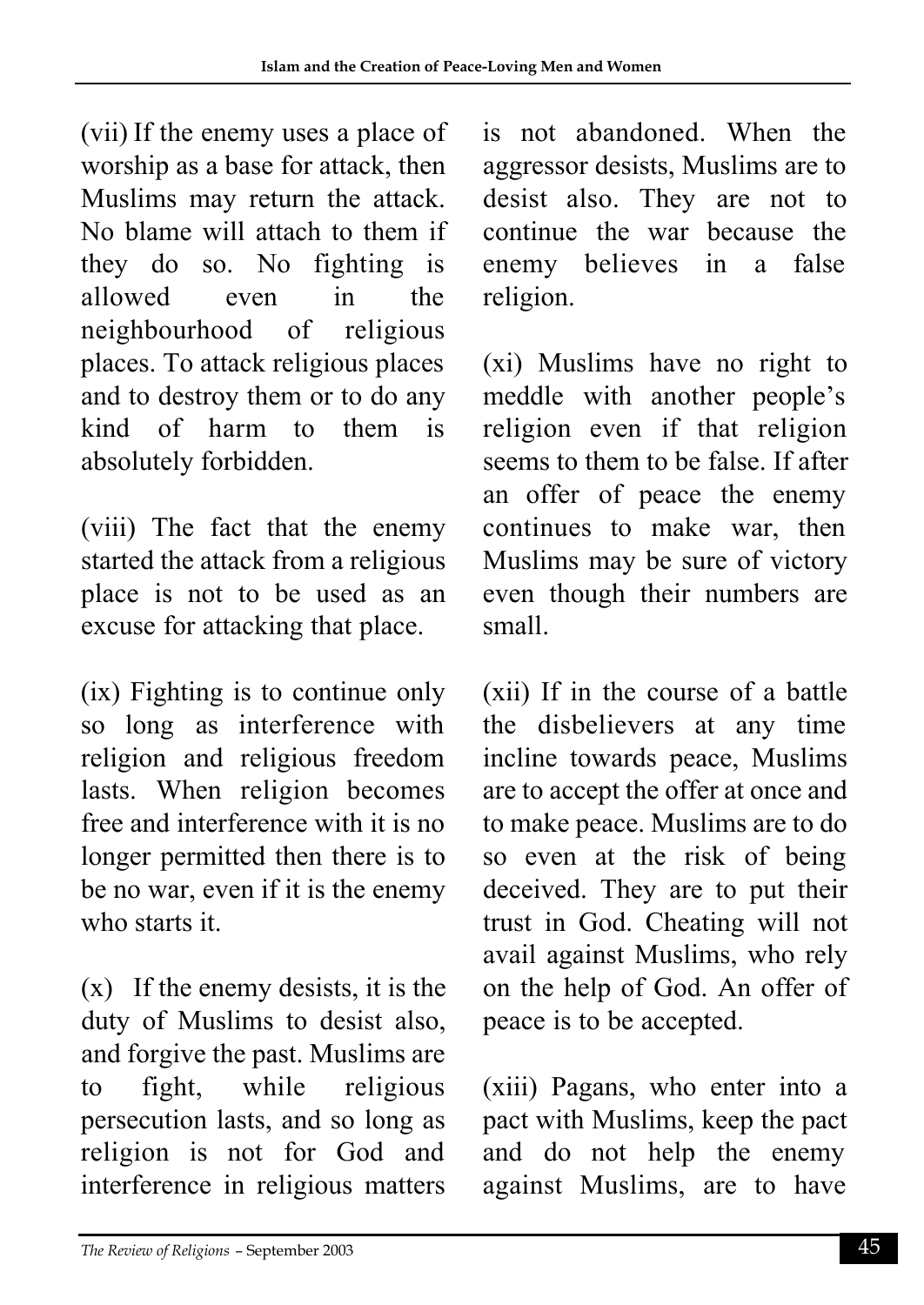(vii) If the enemy uses a place of worship as a base for attack, then Muslims may return the attack. No blame will attach to them if they do so. No fighting is allowed even in the neighbourhood of religious places. To attack religious places and to destroy them or to do any kind of harm to them is absolutely forbidden.

(viii) The fact that the enemy started the attack from a religious place is not to be used as an excuse for attacking that place.

(ix) Fighting is to continue only so long as interference with religion and religious freedom lasts. When religion becomes free and interference with it is no longer permitted then there is to be no war, even if it is the enemy who starts it.

(x) If the enemy desists, it is the duty of Muslims to desist also, and forgive the past. Muslims are to fight, while religious persecution lasts, and so long as religion is not for God and interference in religious matters is not abandoned. When the aggressor desists, Muslims are to desist also. They are not to continue the war because the enemy believes in a false religion.

(xi) Muslims have no right to meddle with another people's religion even if that religion seems to them to be false. If after an offer of peace the enemy continues to make war, then Muslims may be sure of victory even though their numbers are small.

(xii) If in the course of a battle the disbelievers at any time incline towards peace, Muslims are to accept the offer at once and to make peace. Muslims are to do so even at the risk of being deceived. They are to put their trust in God. Cheating will not avail against Muslims, who rely on the help of God. An offer of peace is to be accepted.

(xiii) Pagans, who enter into a pact with Muslims, keep the pact and do not help the enemy against Muslims, are to have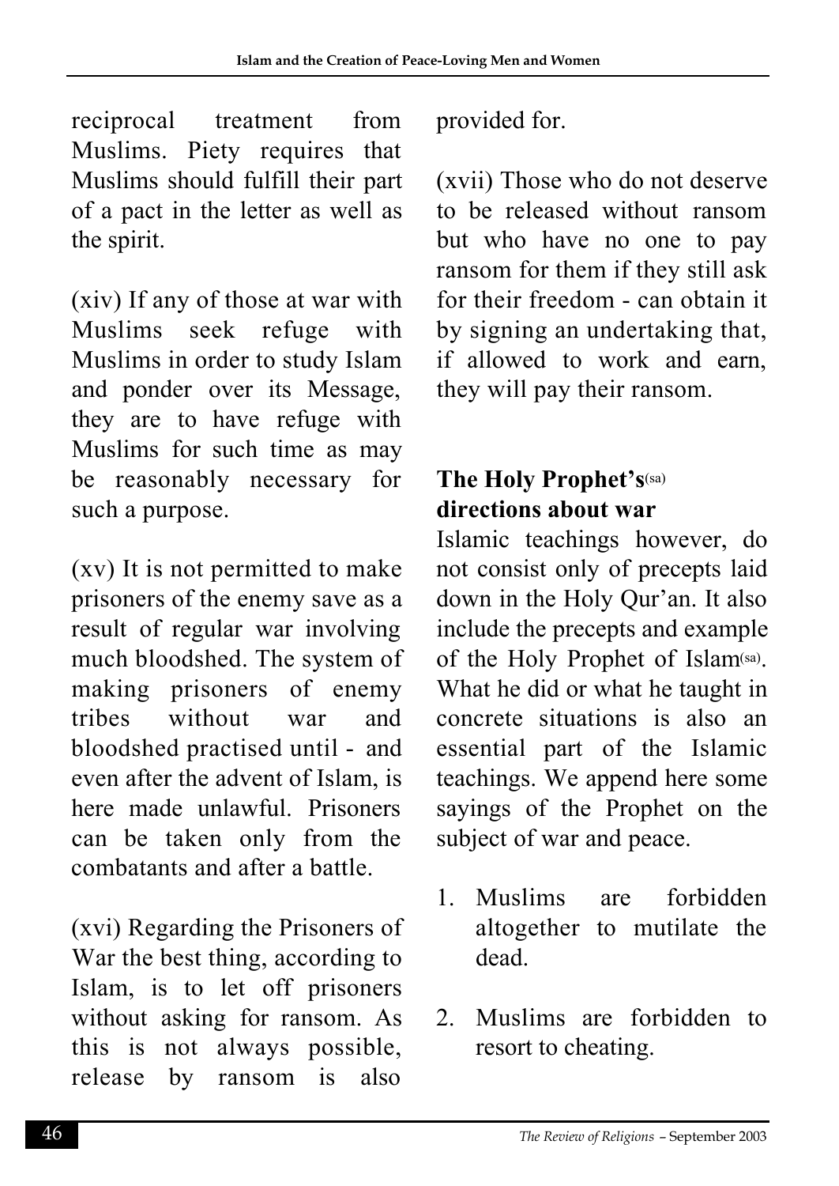reciprocal treatment from Muslims. Piety requires that Muslims should fulfill their part of a pact in the letter as well as the spirit.

(xiv) If any of those at war with Muslims seek refuge with Muslims in order to study Islam and ponder over its Message, they are to have refuge with Muslims for such time as may be reasonably necessary for such a purpose.

(xv) It is not permitted to make prisoners of the enemy save as a result of regular war involving much bloodshed. The system of making prisoners of enemy tribes without war and bloodshed practised until - and even after the advent of Islam, is here made unlawful. Prisoners can be taken only from the combatants and after a battle.

(xvi) Regarding the Prisoners of War the best thing, according to Islam, is to let off prisoners without asking for ransom. As this is not always possible, release by ransom is also provided for.

(xvii) Those who do not deserve to be released without ransom but who have no one to pay ransom for them if they still ask for their freedom - can obtain it by signing an undertaking that, if allowed to work and earn, they will pay their ransom.

**The Holy Prophet's(sa) directions about war**

Islamic teachings however, do not consist only of precepts laid down in the Holy Qur'an. It also include the precepts and example of the Holy Prophet of Islam(sa). What he did or what he taught in concrete situations is also an essential part of the Islamic teachings. We append here some sayings of the Prophet on the subject of war and peace.

1. Muslims are forbidden altogether to mutilate the dead.
2. Muslims are forbidden to resort to cheating.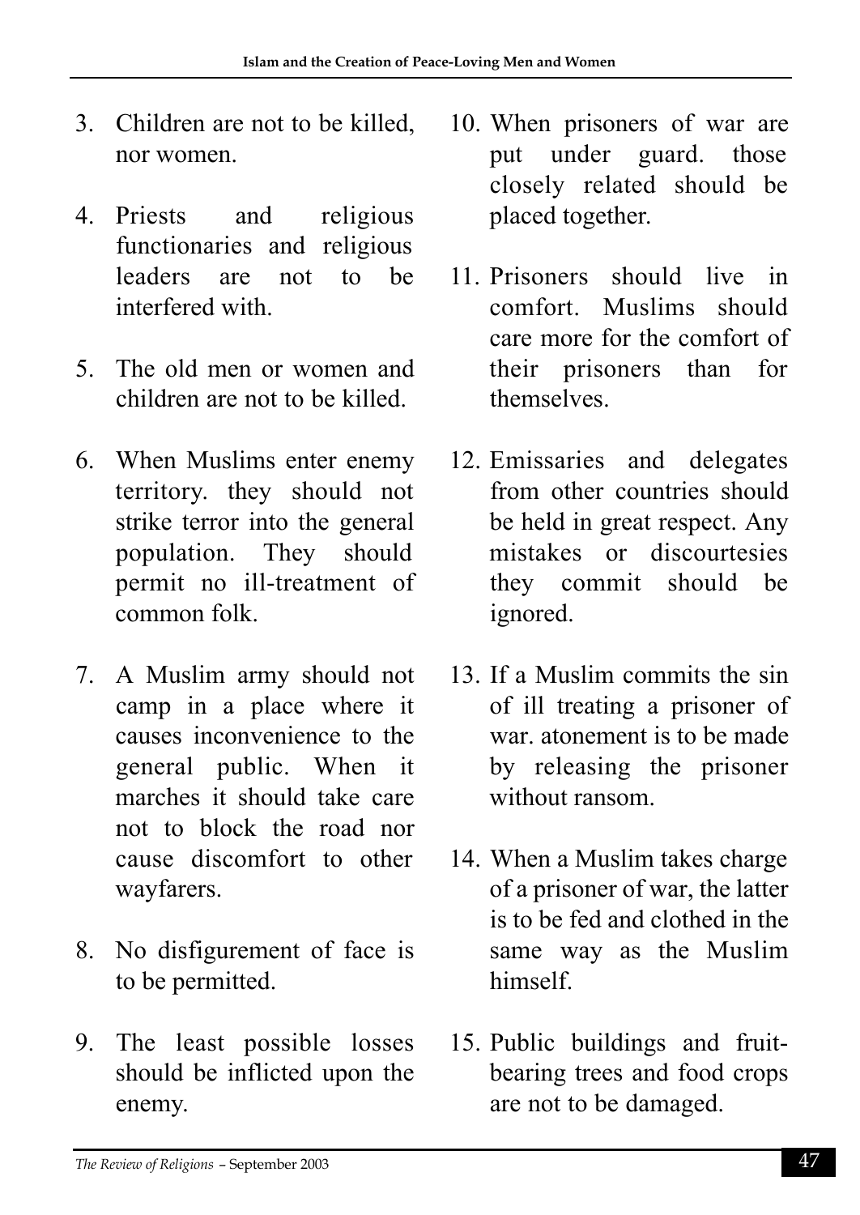3. Children are not to be killed, nor women.

4. Priests and religious functionaries and religious leaders are not to be interfered with.

5. The old men or women and children are not to be killed.

6. When Muslims enter enemy territory. they should not strike terror into the general population. They should permit no ill-treatment of common folk.

7. A Muslim army should not camp in a place where it causes inconvenience to the general public. When it marches it should take care not to block the road nor cause discomfort to other wayfarers.

8. No disfigurement of face is to be permitted.

9. The least possible losses should be inflicted upon the enemy.

10. When prisoners of war are put under guard. those closely related should be placed together.

11. Prisoners should live in comfort. Muslims should care more for the comfort of their prisoners than for themselves.

12. Emissaries and delegates from other countries should be held in great respect. Any mistakes or discourtesies they commit should be ignored.

13. If a Muslim commits the sin of ill treating a prisoner of war. atonement is to be made by releasing the prisoner without ransom.

14. When a Muslim takes charge of a prisoner of war, the latter is to be fed and clothed in the same way as the Muslim himself.

15. Public buildings and fruit-bearing trees and food crops are not to be damaged.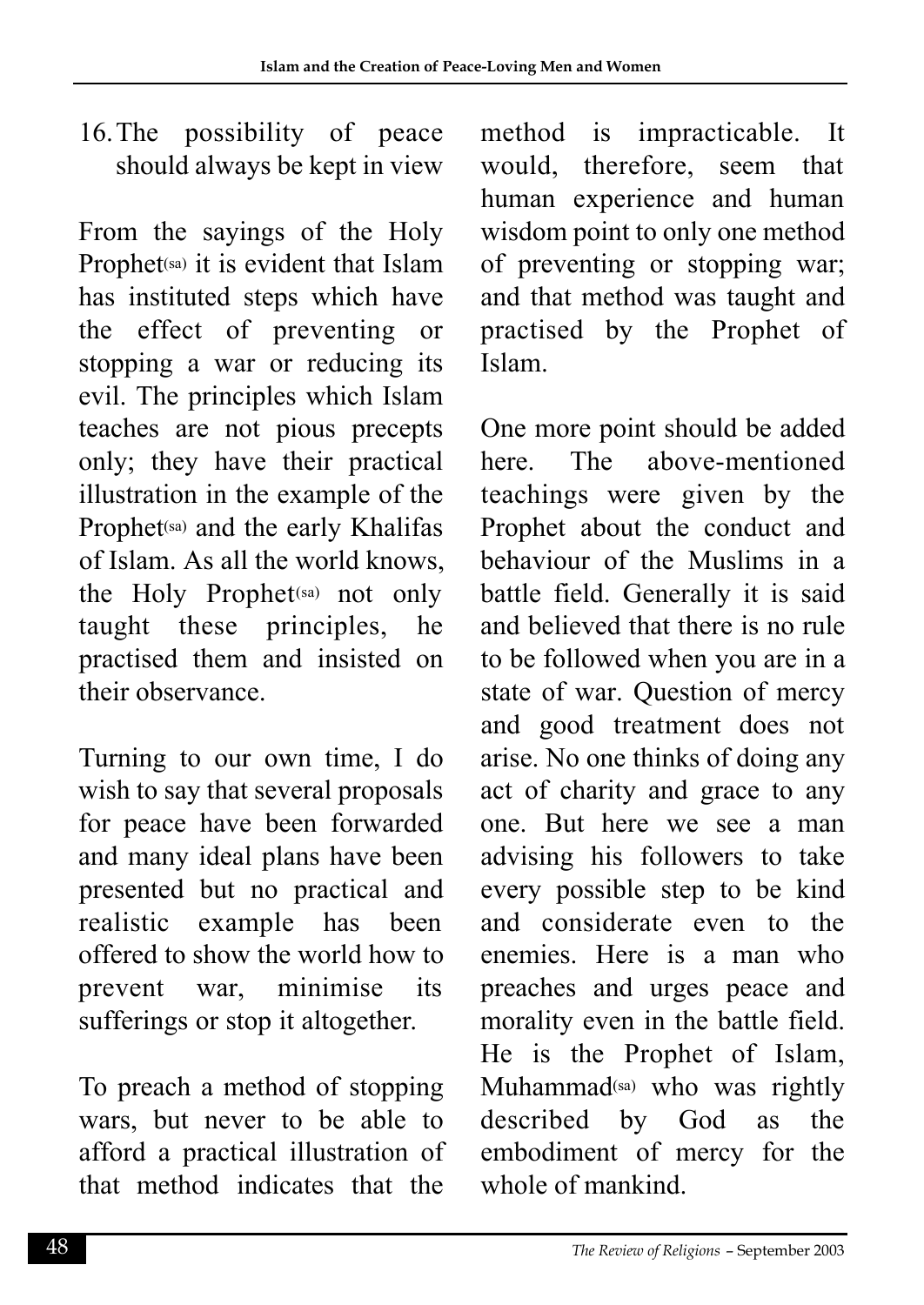16. The possibility of peace should always be kept in view

From the sayings of the Holy Prophet(sa) it is evident that Islam has instituted steps which have the effect of preventing or stopping a war or reducing its evil. The principles which Islam teaches are not pious precepts only; they have their practical illustration in the example of the Prophet(sa) and the early Khalifas of Islam. As all the world knows, the Holy Prophet(sa) not only taught these principles, he practised them and insisted on their observance.

Turning to our own time, I do wish to say that several proposals for peace have been forwarded and many ideal plans have been presented but no practical and realistic example has been offered to show the world how to prevent war, minimise its sufferings or stop it altogether.

To preach a method of stopping wars, but never to be able to afford a practical illustration of that method indicates that the method is impracticable. It would, therefore, seem that human experience and human wisdom point to only one method of preventing or stopping war; and that method was taught and practised by the Prophet of Islam.

One more point should be added here. The above-mentioned teachings were given by the Prophet about the conduct and behaviour of the Muslims in a battle field. Generally it is said and believed that there is no rule to be followed when you are in a state of war. Question of mercy and good treatment does not arise. No one thinks of doing any act of charity and grace to any one. But here we see a man advising his followers to take every possible step to be kind and considerate even to the enemies. Here is a man who preaches and urges peace and morality even in the battle field. He is the Prophet of Islam, Muhammad(sa) who was rightly described by God as the embodiment of mercy for the whole of mankind.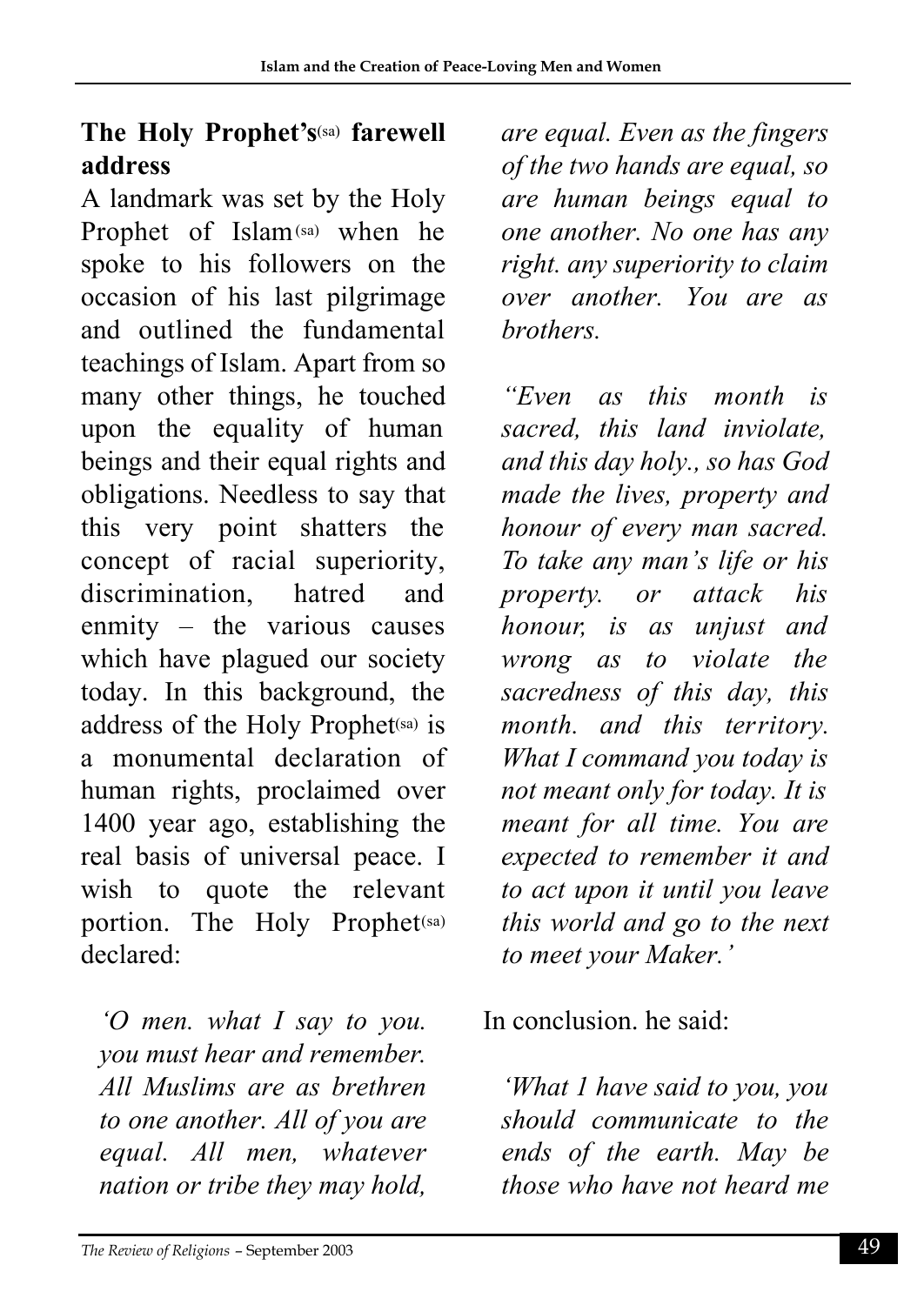## The Holy Prophet's(sa) farewell address

A landmark was set by the Holy Prophet of Islam(sa) when he spoke to his followers on the occasion of his last pilgrimage and outlined the fundamental teachings of Islam. Apart from so many other things, he touched upon the equality of human beings and their equal rights and obligations. Needless to say that this very point shatters the concept of racial superiority, discrimination, hatred and enmity – the various causes which have plagued our society today. In this background, the address of the Holy Prophet(sa) is a monumental declaration of human rights, proclaimed over 1400 year ago, establishing the real basis of universal peace. I wish to quote the relevant portion. The Holy Prophet(sa) declared:

> *'O men. what I say to you. you must hear and remember. All Muslims are as brethren to one another. All of you are equal. All men, whatever nation or tribe they may hold, are equal. Even as the fingers of the two hands are equal, so are human beings equal to one another. No one has any right. any superiority to claim over another. You are as brothers.*
>
> *"Even as this month is sacred, this land inviolate, and this day holy., so has God made the lives, property and honour of every man sacred. To take any man's life or his property. or attack his honour, is as unjust and wrong as to violate the sacredness of this day, this month. and this territory. What I command you today is not meant only for today. It is meant for all time. You are expected to remember it and to act upon it until you leave this world and go to the next to meet your Maker.'*

In conclusion. he said:

> *'What 1 have said to you, you should communicate to the ends of the earth. May be those who have not heard me*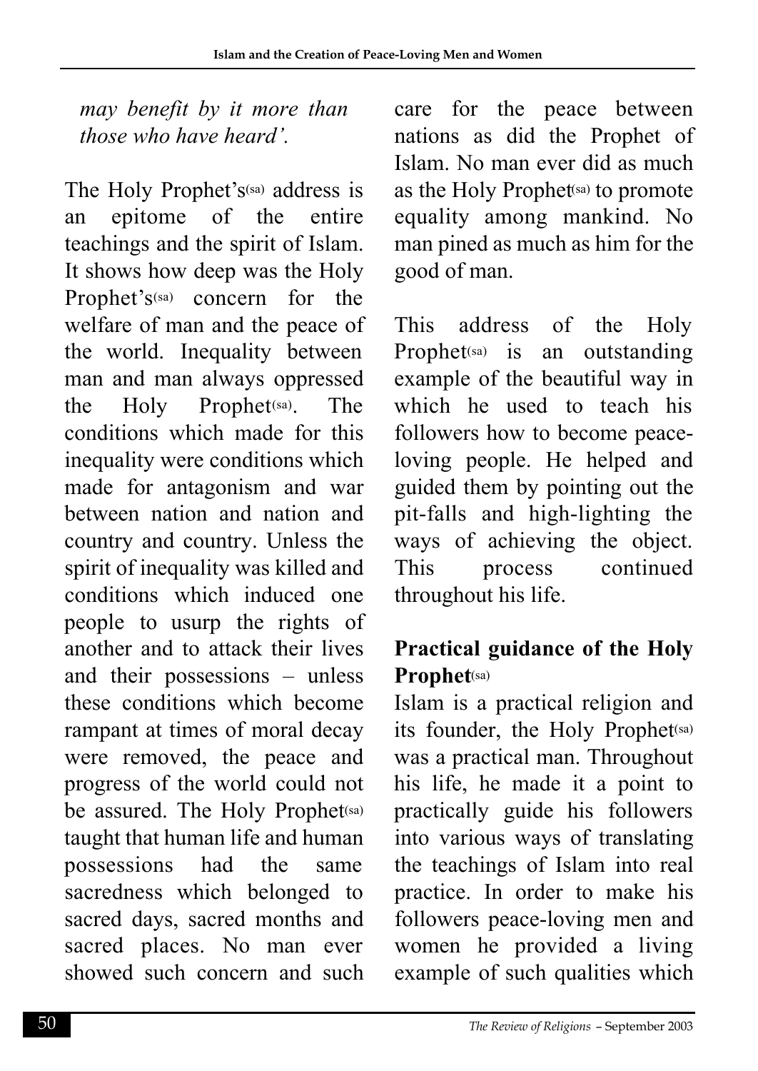*may benefit by it more than those who have heard'.*

The Holy Prophet's(sa) address is an epitome of the entire teachings and the spirit of Islam. It shows how deep was the Holy Prophet's(sa) concern for the welfare of man and the peace of the world. Inequality between man and man always oppressed the Holy Prophet(sa). The conditions which made for this inequality were conditions which made for antagonism and war between nation and nation and country and country. Unless the spirit of inequality was killed and conditions which induced one people to usurp the rights of another and to attack their lives and their possessions – unless these conditions which become rampant at times of moral decay were removed, the peace and progress of the world could not be assured. The Holy Prophet(sa) taught that human life and human possessions had the same sacredness which belonged to sacred days, sacred months and sacred places. No man ever showed such concern and such care for the peace between nations as did the Prophet of Islam. No man ever did as much as the Holy Prophet(sa) to promote equality among mankind. No man pined as much as him for the good of man.

This address of the Holy Prophet(sa) is an outstanding example of the beautiful way in which he used to teach his followers how to become peace-loving people. He helped and guided them by pointing out the pit-falls and high-lighting the ways of achieving the object. This process continued throughout his life.

## Practical guidance of the Holy Prophet(sa)

Islam is a practical religion and its founder, the Holy Prophet(sa) was a practical man. Throughout his life, he made it a point to practically guide his followers into various ways of translating the teachings of Islam into real practice. In order to make his followers peace-loving men and women he provided a living example of such qualities which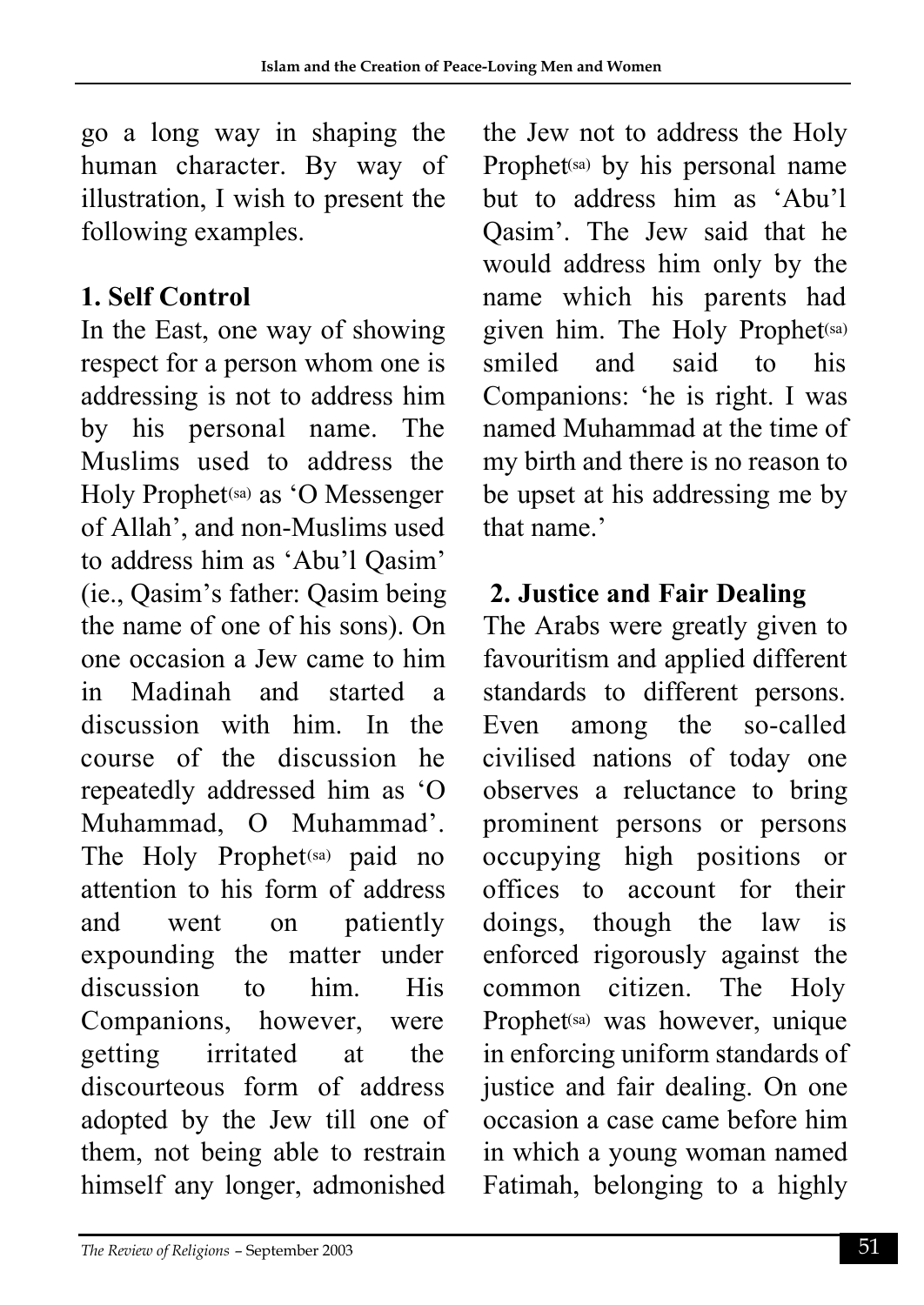go a long way in shaping the human character. By way of illustration, I wish to present the following examples.

**1. Self Control**

In the East, one way of showing respect for a person whom one is addressing is not to address him by his personal name. The Muslims used to address the Holy Prophet(sa) as 'O Messenger of Allah', and non-Muslims used to address him as 'Abu'l Qasim' (ie., Qasim's father: Qasim being the name of one of his sons). On one occasion a Jew came to him in Madinah and started a discussion with him. In the course of the discussion he repeatedly addressed him as 'O Muhammad, O Muhammad'. The Holy Prophet(sa) paid no attention to his form of address and went on patiently expounding the matter under discussion to him. His Companions, however, were getting irritated at the discourteous form of address adopted by the Jew till one of them, not being able to restrain himself any longer, admonished the Jew not to address the Holy Prophet(sa) by his personal name but to address him as 'Abu'l Qasim'. The Jew said that he would address him only by the name which his parents had given him. The Holy Prophet(sa) smiled and said to his Companions: 'he is right. I was named Muhammad at the time of my birth and there is no reason to be upset at his addressing me by that name.'

**2. Justice and Fair Dealing**

The Arabs were greatly given to favouritism and applied different standards to different persons. Even among the so-called civilised nations of today one observes a reluctance to bring prominent persons or persons occupying high positions or offices to account for their doings, though the law is enforced rigorously against the common citizen. The Holy Prophet(sa) was however, unique in enforcing uniform standards of justice and fair dealing. On one occasion a case came before him in which a young woman named Fatimah, belonging to a highly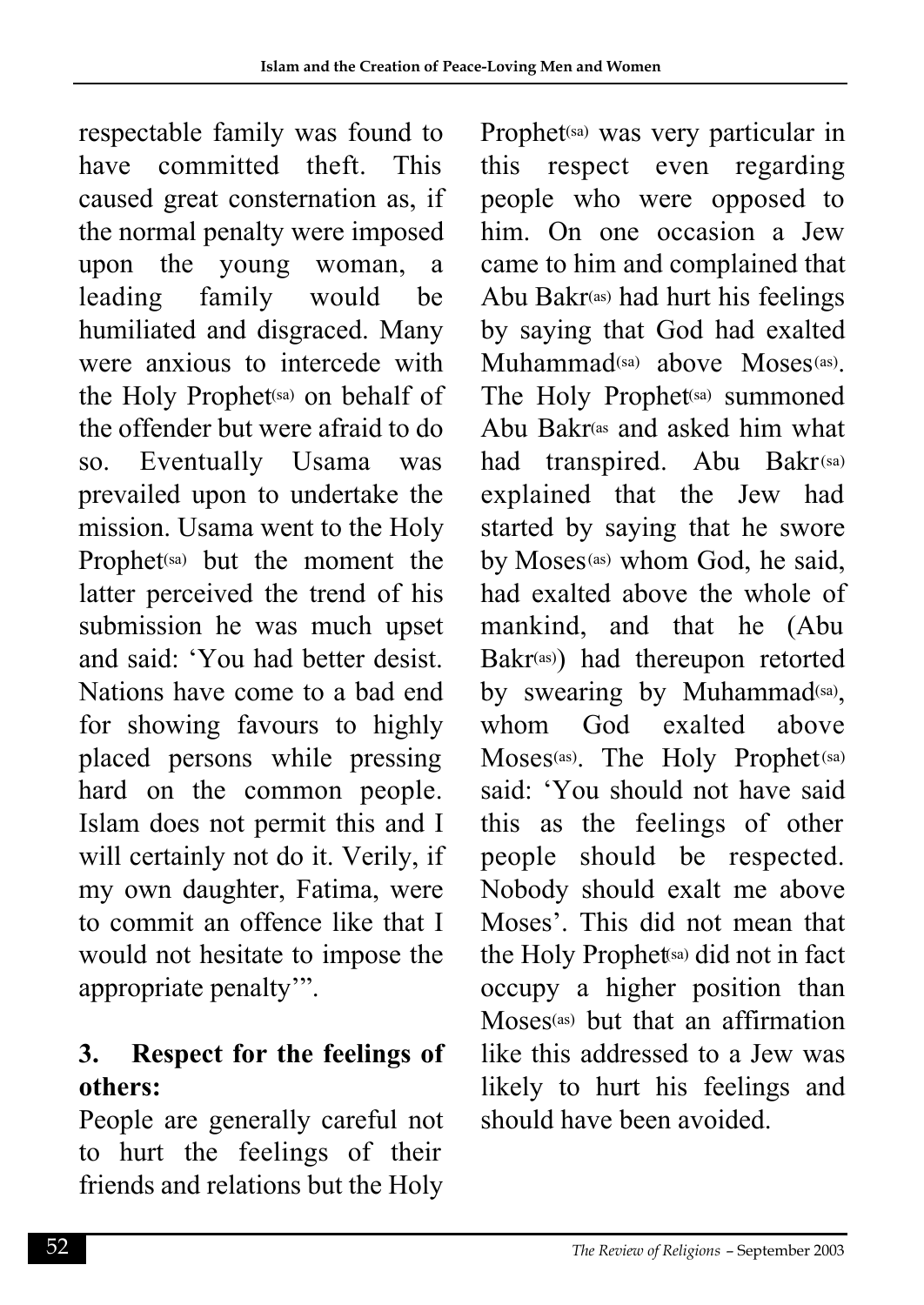respectable family was found to have committed theft. This caused great consternation as, if the normal penalty were imposed upon the young woman, a leading family would be humiliated and disgraced. Many were anxious to intercede with the Holy Prophet(sa) on behalf of the offender but were afraid to do so. Eventually Usama was prevailed upon to undertake the mission. Usama went to the Holy Prophet(sa) but the moment the latter perceived the trend of his submission he was much upset and said: 'You had better desist. Nations have come to a bad end for showing favours to highly placed persons while pressing hard on the common people. Islam does not permit this and I will certainly not do it. Verily, if my own daughter, Fatima, were to commit an offence like that I would not hesitate to impose the appropriate penalty'".

### 3. Respect for the feelings of others:

People are generally careful not to hurt the feelings of their friends and relations but the Holy Prophet(sa) was very particular in this respect even regarding people who were opposed to him. On one occasion a Jew came to him and complained that Abu Bakr(as) had hurt his feelings by saying that God had exalted Muhammad(sa) above Moses(as). The Holy Prophet(sa) summoned Abu Bakr(as and asked him what had transpired. Abu Bakr(sa) explained that the Jew had started by saying that he swore by Moses(as) whom God, he said, had exalted above the whole of mankind, and that he (Abu Bakr(as)) had thereupon retorted by swearing by Muhammad(sa), whom God exalted above Moses(as). The Holy Prophet(sa) said: 'You should not have said this as the feelings of other people should be respected. Nobody should exalt me above Moses'. This did not mean that the Holy Prophet(sa) did not in fact occupy a higher position than Moses(as) but that an affirmation like this addressed to a Jew was likely to hurt his feelings and should have been avoided.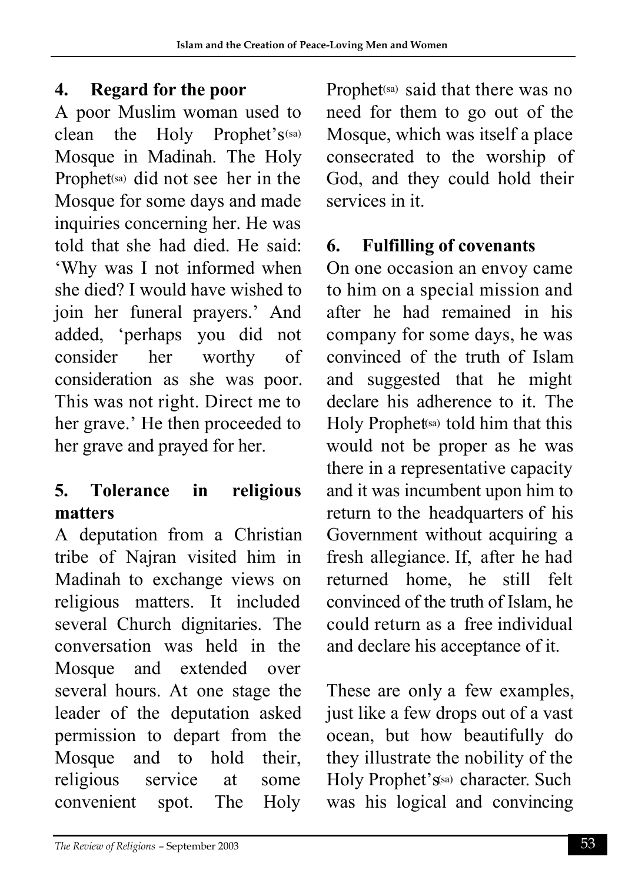### 4. Regard for the poor

A poor Muslim woman used to clean the Holy Prophet's(sa) Mosque in Madinah. The Holy Prophet(sa) did not see her in the Mosque for some days and made inquiries concerning her. He was told that she had died. He said: 'Why was I not informed when she died? I would have wished to join her funeral prayers.' And added, 'perhaps you did not consider her worthy of consideration as she was poor. This was not right. Direct me to her grave.' He then proceeded to her grave and prayed for her.

### 5. Tolerance in religious matters

A deputation from a Christian tribe of Najran visited him in Madinah to exchange views on religious matters. It included several Church dignitaries. The conversation was held in the Mosque and extended over several hours. At one stage the leader of the deputation asked permission to depart from the Mosque and to hold their, religious service at some convenient spot. The Holy Prophet(sa) said that there was no need for them to go out of the Mosque, which was itself a place consecrated to the worship of God, and they could hold their services in it.

### 6. Fulfilling of covenants

On one occasion an envoy came to him on a special mission and after he had remained in his company for some days, he was convinced of the truth of Islam and suggested that he might declare his adherence to it. The Holy Prophet(sa) told him that this would not be proper as he was there in a representative capacity and it was incumbent upon him to return to the headquarters of his Government without acquiring a fresh allegiance. If, after he had returned home, he still felt convinced of the truth of Islam, he could return as a free individual and declare his acceptance of it.

These are only a few examples, just like a few drops out of a vast ocean, but how beautifully do they illustrate the nobility of the Holy Prophet's(sa) character. Such was his logical and convincing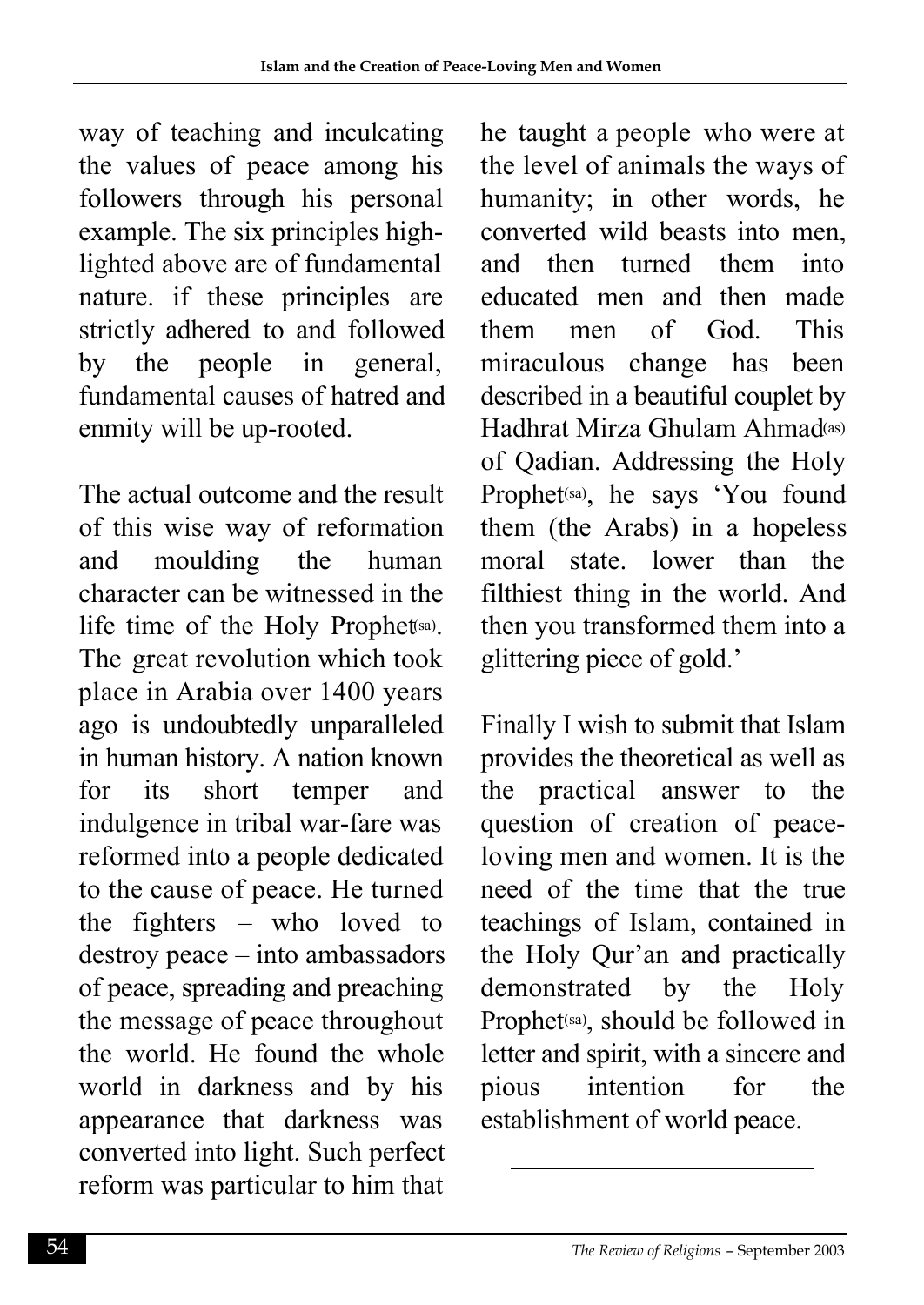way of teaching and inculcating the values of peace among his followers through his personal example. The six principles highlighted above are of fundamental nature. if these principles are strictly adhered to and followed by the people in general, fundamental causes of hatred and enmity will be up-rooted.

The actual outcome and the result of this wise way of reformation and moulding the human character can be witnessed in the life time of the Holy Prophet(sa). The great revolution which took place in Arabia over 1400 years ago is undoubtedly unparalleled in human history. A nation known for its short temper and indulgence in tribal war-fare was reformed into a people dedicated to the cause of peace. He turned the fighters – who loved to destroy peace – into ambassadors of peace, spreading and preaching the message of peace throughout the world. He found the whole world in darkness and by his appearance that darkness was converted into light. Such perfect reform was particular to him that he taught a people who were at the level of animals the ways of humanity; in other words, he converted wild beasts into men, and then turned them into educated men and then made them men of God. This miraculous change has been described in a beautiful couplet by Hadhrat Mirza Ghulam Ahmad(as) of Qadian. Addressing the Holy Prophet(sa), he says 'You found them (the Arabs) in a hopeless moral state. lower than the filthiest thing in the world. And then you transformed them into a glittering piece of gold.'

Finally I wish to submit that Islam provides the theoretical as well as the practical answer to the question of creation of peace-loving men and women. It is the need of the time that the true teachings of Islam, contained in the Holy Qur'an and practically demonstrated by the Holy Prophet(sa), should be followed in letter and spirit, with a sincere and pious intention for the establishment of world peace.

---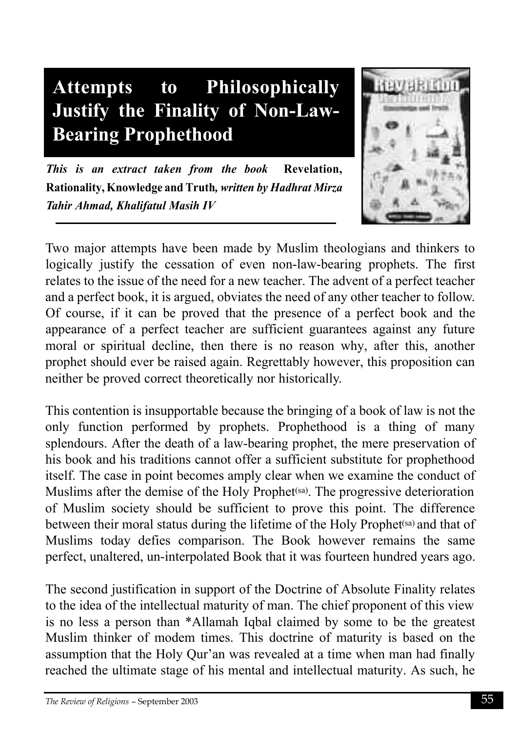# Attempts to Philosophically Justify the Finality of Non-Law-Bearing Prophethood

***This is an extract taken from the book* Revelation, Rationality, Knowledge and Truth*, written by Hadhrat Mirza Tahir Ahmad, Khalifatul Masih IV***

Two major attempts have been made by Muslim theologians and thinkers to logically justify the cessation of even non-law-bearing prophets. The first relates to the issue of the need for a new teacher. The advent of a perfect teacher and a perfect book, it is argued, obviates the need of any other teacher to follow. Of course, if it can be proved that the presence of a perfect book and the appearance of a perfect teacher are sufficient guarantees against any future moral or spiritual decline, then there is no reason why, after this, another prophet should ever be raised again. Regrettably however, this proposition can neither be proved correct theoretically nor historically.

This contention is insupportable because the bringing of a book of law is not the only function performed by prophets. Prophethood is a thing of many splendours. After the death of a law-bearing prophet, the mere preservation of his book and his traditions cannot offer a sufficient substitute for prophethood itself. The case in point becomes amply clear when we examine the conduct of Muslims after the demise of the Holy Prophet(sa). The progressive deterioration of Muslim society should be sufficient to prove this point. The difference between their moral status during the lifetime of the Holy Prophet(sa) and that of Muslims today defies comparison. The Book however remains the same perfect, unaltered, un-interpolated Book that it was fourteen hundred years ago.

The second justification in support of the Doctrine of Absolute Finality relates to the idea of the intellectual maturity of man. The chief proponent of this view is no less a person than *Allamah Iqbal claimed by some to be the greatest Muslim thinker of modem times. This doctrine of maturity is based on the assumption that the Holy Qur'an was revealed at a time when man had finally reached the ultimate stage of his mental and intellectual maturity. As such, he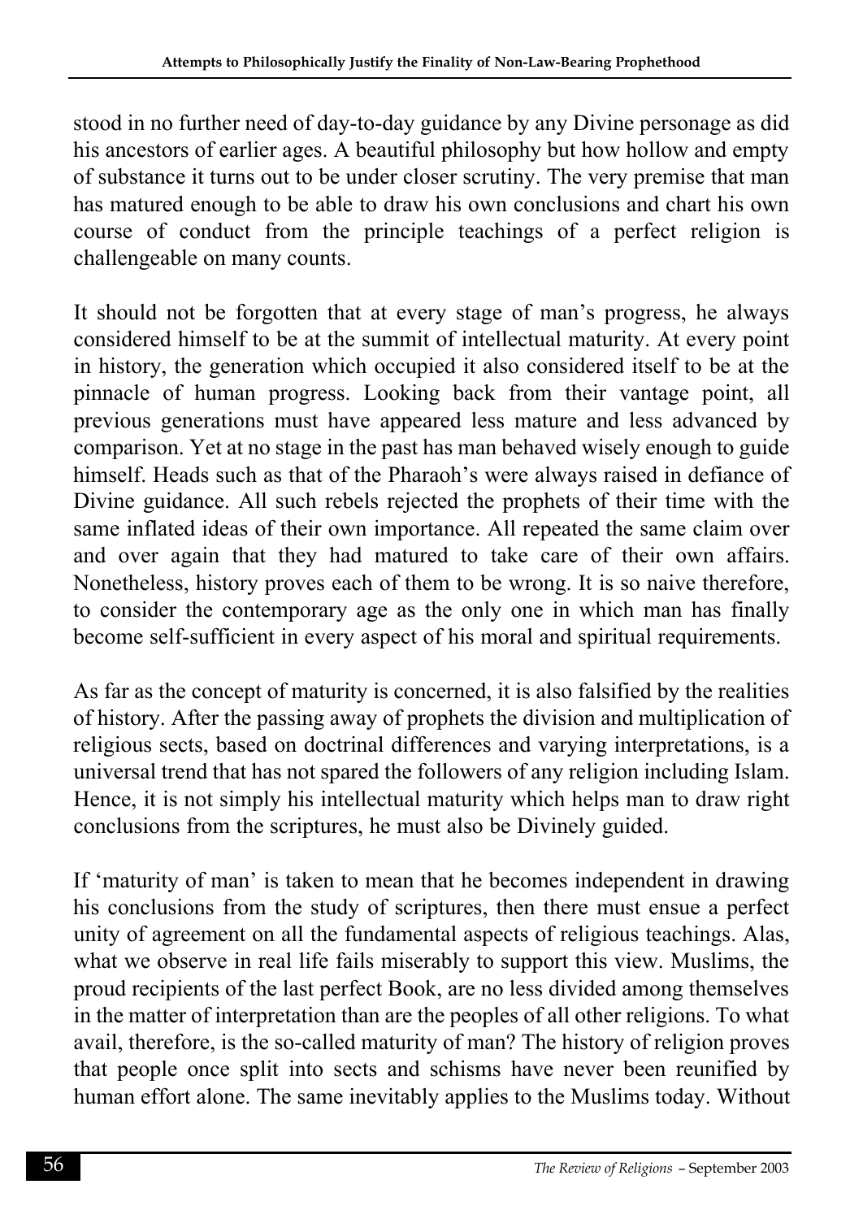stood in no further need of day-to-day guidance by any Divine personage as did his ancestors of earlier ages. A beautiful philosophy but how hollow and empty of substance it turns out to be under closer scrutiny. The very premise that man has matured enough to be able to draw his own conclusions and chart his own course of conduct from the principle teachings of a perfect religion is challengeable on many counts.

It should not be forgotten that at every stage of man's progress, he always considered himself to be at the summit of intellectual maturity. At every point in history, the generation which occupied it also considered itself to be at the pinnacle of human progress. Looking back from their vantage point, all previous generations must have appeared less mature and less advanced by comparison. Yet at no stage in the past has man behaved wisely enough to guide himself. Heads such as that of the Pharaoh's were always raised in defiance of Divine guidance. All such rebels rejected the prophets of their time with the same inflated ideas of their own importance. All repeated the same claim over and over again that they had matured to take care of their own affairs. Nonetheless, history proves each of them to be wrong. It is so naive therefore, to consider the contemporary age as the only one in which man has finally become self-sufficient in every aspect of his moral and spiritual requirements.

As far as the concept of maturity is concerned, it is also falsified by the realities of history. After the passing away of prophets the division and multiplication of religious sects, based on doctrinal differences and varying interpretations, is a universal trend that has not spared the followers of any religion including Islam. Hence, it is not simply his intellectual maturity which helps man to draw right conclusions from the scriptures, he must also be Divinely guided.

If 'maturity of man' is taken to mean that he becomes independent in drawing his conclusions from the study of scriptures, then there must ensue a perfect unity of agreement on all the fundamental aspects of religious teachings. Alas, what we observe in real life fails miserably to support this view. Muslims, the proud recipients of the last perfect Book, are no less divided among themselves in the matter of interpretation than are the peoples of all other religions. To what avail, therefore, is the so-called maturity of man? The history of religion proves that people once split into sects and schisms have never been reunified by human effort alone. The same inevitably applies to the Muslims today. Without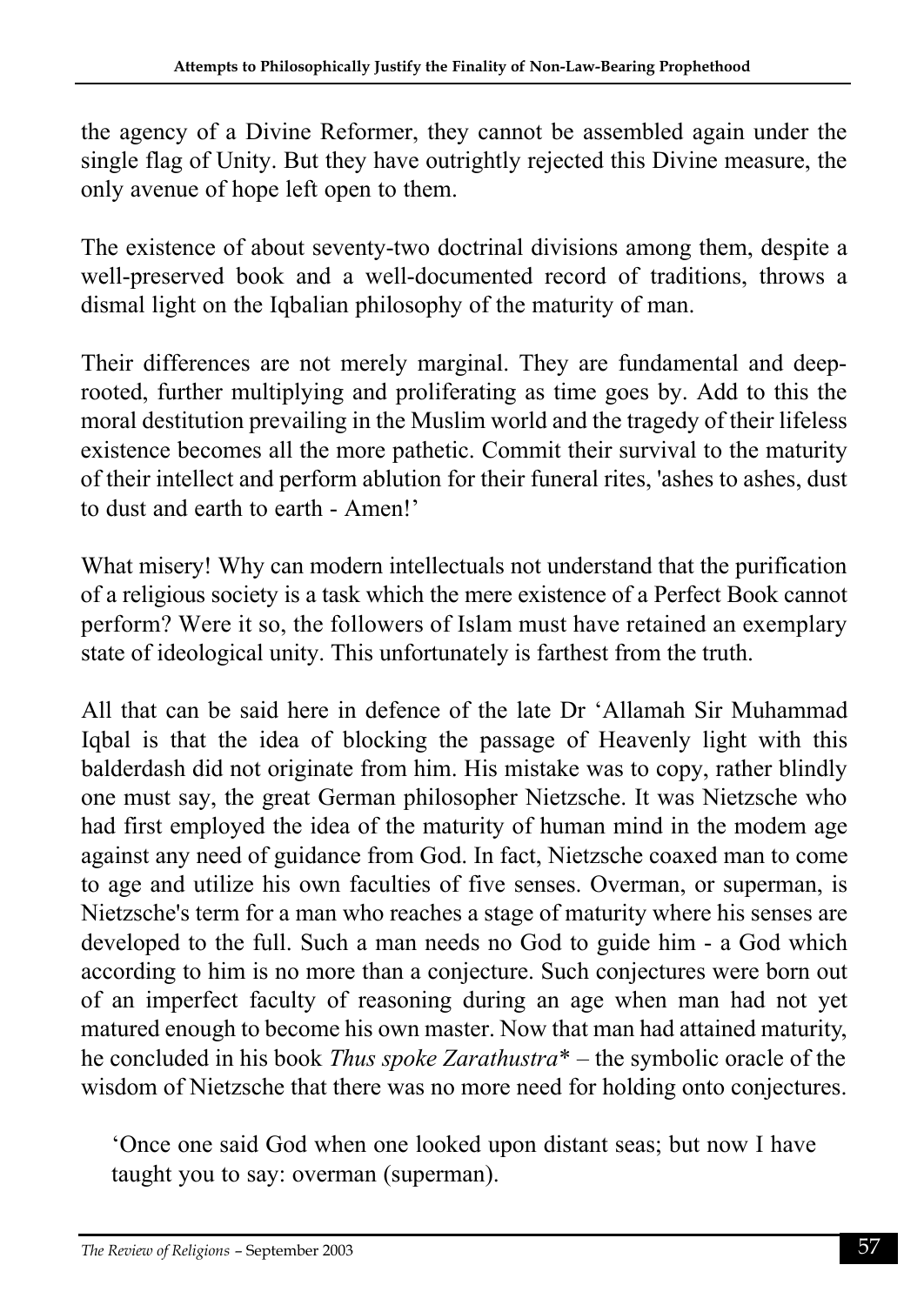the agency of a Divine Reformer, they cannot be assembled again under the single flag of Unity. But they have outrightly rejected this Divine measure, the only avenue of hope left open to them.

The existence of about seventy-two doctrinal divisions among them, despite a well-preserved book and a well-documented record of traditions, throws a dismal light on the Iqbalian philosophy of the maturity of man.

Their differences are not merely marginal. They are fundamental and deep-rooted, further multiplying and proliferating as time goes by. Add to this the moral destitution prevailing in the Muslim world and the tragedy of their lifeless existence becomes all the more pathetic. Commit their survival to the maturity of their intellect and perform ablution for their funeral rites, 'ashes to ashes, dust to dust and earth to earth - Amen!'

What misery! Why can modern intellectuals not understand that the purification of a religious society is a task which the mere existence of a Perfect Book cannot perform? Were it so, the followers of Islam must have retained an exemplary state of ideological unity. This unfortunately is farthest from the truth.

All that can be said here in defence of the late Dr 'Allamah Sir Muhammad Iqbal is that the idea of blocking the passage of Heavenly light with this balderdash did not originate from him. His mistake was to copy, rather blindly one must say, the great German philosopher Nietzsche. It was Nietzsche who had first employed the idea of the maturity of human mind in the modem age against any need of guidance from God. In fact, Nietzsche coaxed man to come to age and utilize his own faculties of five senses. Overman, or superman, is Nietzsche's term for a man who reaches a stage of maturity where his senses are developed to the full. Such a man needs no God to guide him - a God which according to him is no more than a conjecture. Such conjectures were born out of an imperfect faculty of reasoning during an age when man had not yet matured enough to become his own master. Now that man had attained maturity, he concluded in his book *Thus spoke Zarathustra\** – the symbolic oracle of the wisdom of Nietzsche that there was no more need for holding onto conjectures.

> 'Once one said God when one looked upon distant seas; but now I have taught you to say: overman (superman).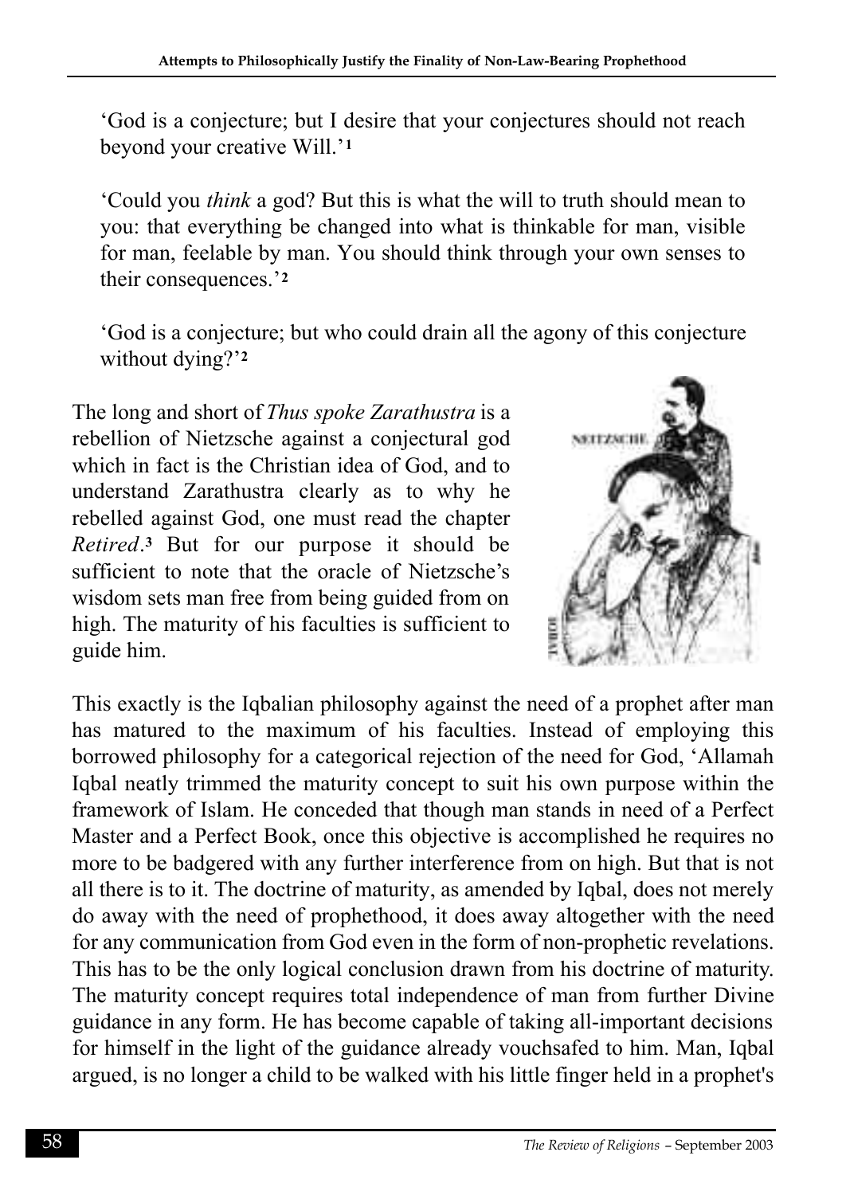'God is a conjecture; but I desire that your conjectures should not reach beyond your creative Will.'[1]

'Could you *think* a god? But this is what the will to truth should mean to you: that everything be changed into what is thinkable for man, visible for man, feelable by man. You should think through your own senses to their consequences.'[2]

'God is a conjecture; but who could drain all the agony of this conjecture without dying?'[2]

The long and short of *Thus spoke Zarathustra* is a rebellion of Nietzsche against a conjectural god which in fact is the Christian idea of God, and to understand Zarathustra clearly as to why he rebelled against God, one must read the chapter *Retired*.[3] But for our purpose it should be sufficient to note that the oracle of Nietzsche's wisdom sets man free from being guided from on high. The maturity of his faculties is sufficient to guide him.

This exactly is the Iqbalian philosophy against the need of a prophet after man has matured to the maximum of his faculties. Instead of employing this borrowed philosophy for a categorical rejection of the need for God, 'Allamah Iqbal neatly trimmed the maturity concept to suit his own purpose within the framework of Islam. He conceded that though man stands in need of a Perfect Master and a Perfect Book, once this objective is accomplished he requires no more to be badgered with any further interference from on high. But that is not all there is to it. The doctrine of maturity, as amended by Iqbal, does not merely do away with the need of prophethood, it does away altogether with the need for any communication from God even in the form of non-prophetic revelations. This has to be the only logical conclusion drawn from his doctrine of maturity. The maturity concept requires total independence of man from further Divine guidance in any form. He has become capable of taking all-important decisions for himself in the light of the guidance already vouchsafed to him. Man, Iqbal argued, is no longer a child to be walked with his little finger held in a prophet's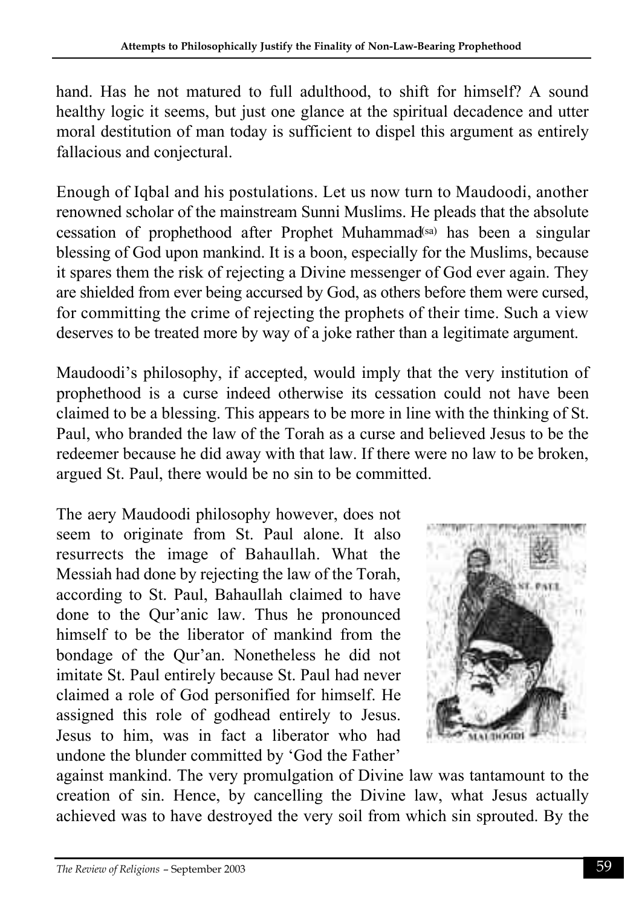hand. Has he not matured to full adulthood, to shift for himself? A sound healthy logic it seems, but just one glance at the spiritual decadence and utter moral destitution of man today is sufficient to dispel this argument as entirely fallacious and conjectural.

Enough of Iqbal and his postulations. Let us now turn to Maudoodi, another renowned scholar of the mainstream Sunni Muslims. He pleads that the absolute cessation of prophethood after Prophet Muhammad(sa) has been a singular blessing of God upon mankind. It is a boon, especially for the Muslims, because it spares them the risk of rejecting a Divine messenger of God ever again. They are shielded from ever being accursed by God, as others before them were cursed, for committing the crime of rejecting the prophets of their time. Such a view deserves to be treated more by way of a joke rather than a legitimate argument.

Maudoodi's philosophy, if accepted, would imply that the very institution of prophethood is a curse indeed otherwise its cessation could not have been claimed to be a blessing. This appears to be more in line with the thinking of St. Paul, who branded the law of the Torah as a curse and believed Jesus to be the redeemer because he did away with that law. If there were no law to be broken, argued St. Paul, there would be no sin to be committed.

The aery Maudoodi philosophy however, does not seem to originate from St. Paul alone. It also resurrects the image of Bahaullah. What the Messiah had done by rejecting the law of the Torah, according to St. Paul, Bahaullah claimed to have done to the Qur'anic law. Thus he pronounced himself to be the liberator of mankind from the bondage of the Qur'an. Nonetheless he did not imitate St. Paul entirely because St. Paul had never claimed a role of God personified for himself. He assigned this role of godhead entirely to Jesus. Jesus to him, was in fact a liberator who had undone the blunder committed by 'God the Father' against mankind. The very promulgation of Divine law was tantamount to the creation of sin. Hence, by cancelling the Divine law, what Jesus actually achieved was to have destroyed the very soil from which sin sprouted. By the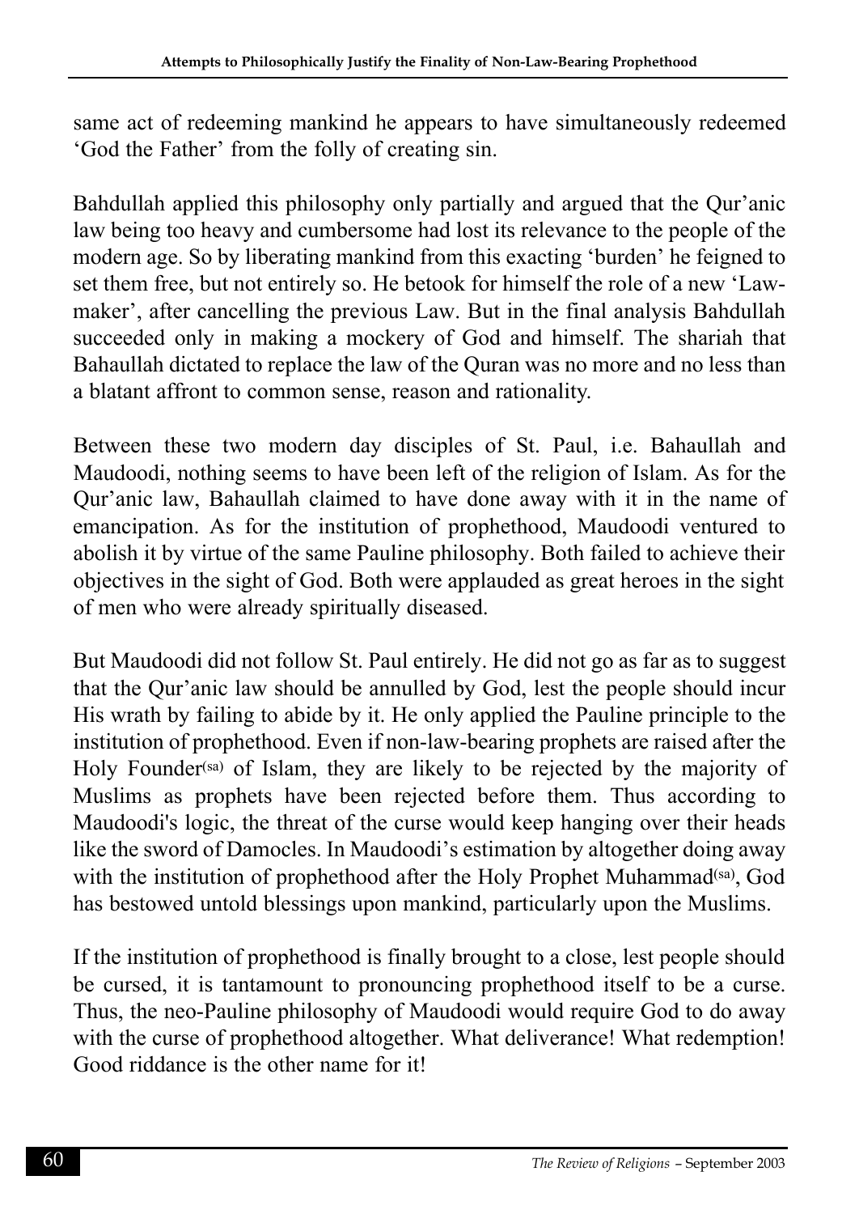same act of redeeming mankind he appears to have simultaneously redeemed 'God the Father' from the folly of creating sin.

Bahdullah applied this philosophy only partially and argued that the Qur'anic law being too heavy and cumbersome had lost its relevance to the people of the modern age. So by liberating mankind from this exacting 'burden' he feigned to set them free, but not entirely so. He betook for himself the role of a new 'Law-maker', after cancelling the previous Law. But in the final analysis Bahdullah succeeded only in making a mockery of God and himself. The shariah that Bahaullah dictated to replace the law of the Quran was no more and no less than a blatant affront to common sense, reason and rationality.

Between these two modern day disciples of St. Paul, i.e. Bahaullah and Maudoodi, nothing seems to have been left of the religion of Islam. As for the Qur'anic law, Bahaullah claimed to have done away with it in the name of emancipation. As for the institution of prophethood, Maudoodi ventured to abolish it by virtue of the same Pauline philosophy. Both failed to achieve their objectives in the sight of God. Both were applauded as great heroes in the sight of men who were already spiritually diseased.

But Maudoodi did not follow St. Paul entirely. He did not go as far as to suggest that the Qur'anic law should be annulled by God, lest the people should incur His wrath by failing to abide by it. He only applied the Pauline principle to the institution of prophethood. Even if non-law-bearing prophets are raised after the Holy Founder(sa) of Islam, they are likely to be rejected by the majority of Muslims as prophets have been rejected before them. Thus according to Maudoodi's logic, the threat of the curse would keep hanging over their heads like the sword of Damocles. In Maudoodi's estimation by altogether doing away with the institution of prophethood after the Holy Prophet Muhammad(sa), God has bestowed untold blessings upon mankind, particularly upon the Muslims.

If the institution of prophethood is finally brought to a close, lest people should be cursed, it is tantamount to pronouncing prophethood itself to be a curse. Thus, the neo-Pauline philosophy of Maudoodi would require God to do away with the curse of prophethood altogether. What deliverance! What redemption! Good riddance is the other name for it!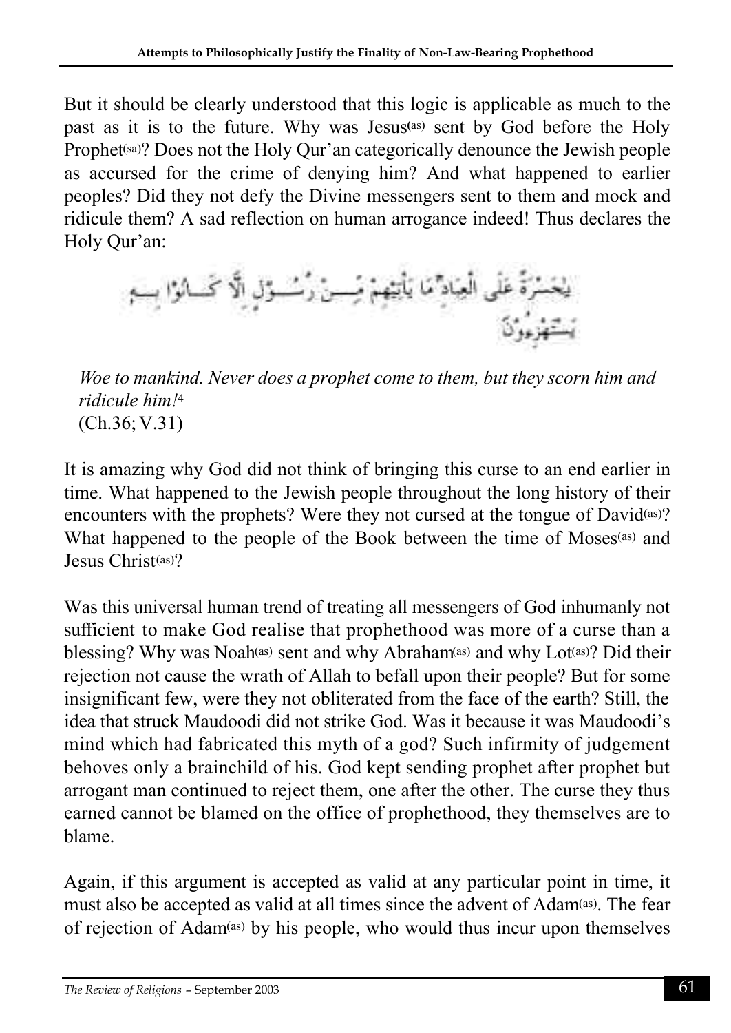But it should be clearly understood that this logic is applicable as much to the past as it is to the future. Why was Jesus(as) sent by God before the Holy Prophet(sa)? Does not the Holy Qur'an categorically denounce the Jewish people as accursed for the crime of denying him? And what happened to earlier peoples? Did they not defy the Divine messengers sent to them and mock and ridicule them? A sad reflection on human arrogance indeed! Thus declares the Holy Qur'an:

يٰحَسْرَةً عَلَى الْعِبَادِ ۚ مَا يَأْتِيهِمْ مِّنْ رَّسُوْلٍ اِلَّا كَانُوْا بِهٖ يَسْتَهْزِءُوْنَ

*Woe to mankind. Never does a prophet come to them, but they scorn him and ridicule him!*[4]
(Ch.36; V.31)

It is amazing why God did not think of bringing this curse to an end earlier in time. What happened to the Jewish people throughout the long history of their encounters with the prophets? Were they not cursed at the tongue of David(as)? What happened to the people of the Book between the time of Moses(as) and Jesus Christ(as)?

Was this universal human trend of treating all messengers of God inhumanly not sufficient to make God realise that prophethood was more of a curse than a blessing? Why was Noah(as) sent and why Abraham(as) and why Lot(as)? Did their rejection not cause the wrath of Allah to befall upon their people? But for some insignificant few, were they not obliterated from the face of the earth? Still, the idea that struck Maudoodi did not strike God. Was it because it was Maudoodi's mind which had fabricated this myth of a god? Such infirmity of judgement behoves only a brainchild of his. God kept sending prophet after prophet but arrogant man continued to reject them, one after the other. The curse they thus earned cannot be blamed on the office of prophethood, they themselves are to blame.

Again, if this argument is accepted as valid at any particular point in time, it must also be accepted as valid at all times since the advent of Adam(as). The fear of rejection of Adam(as) by his people, who would thus incur upon themselves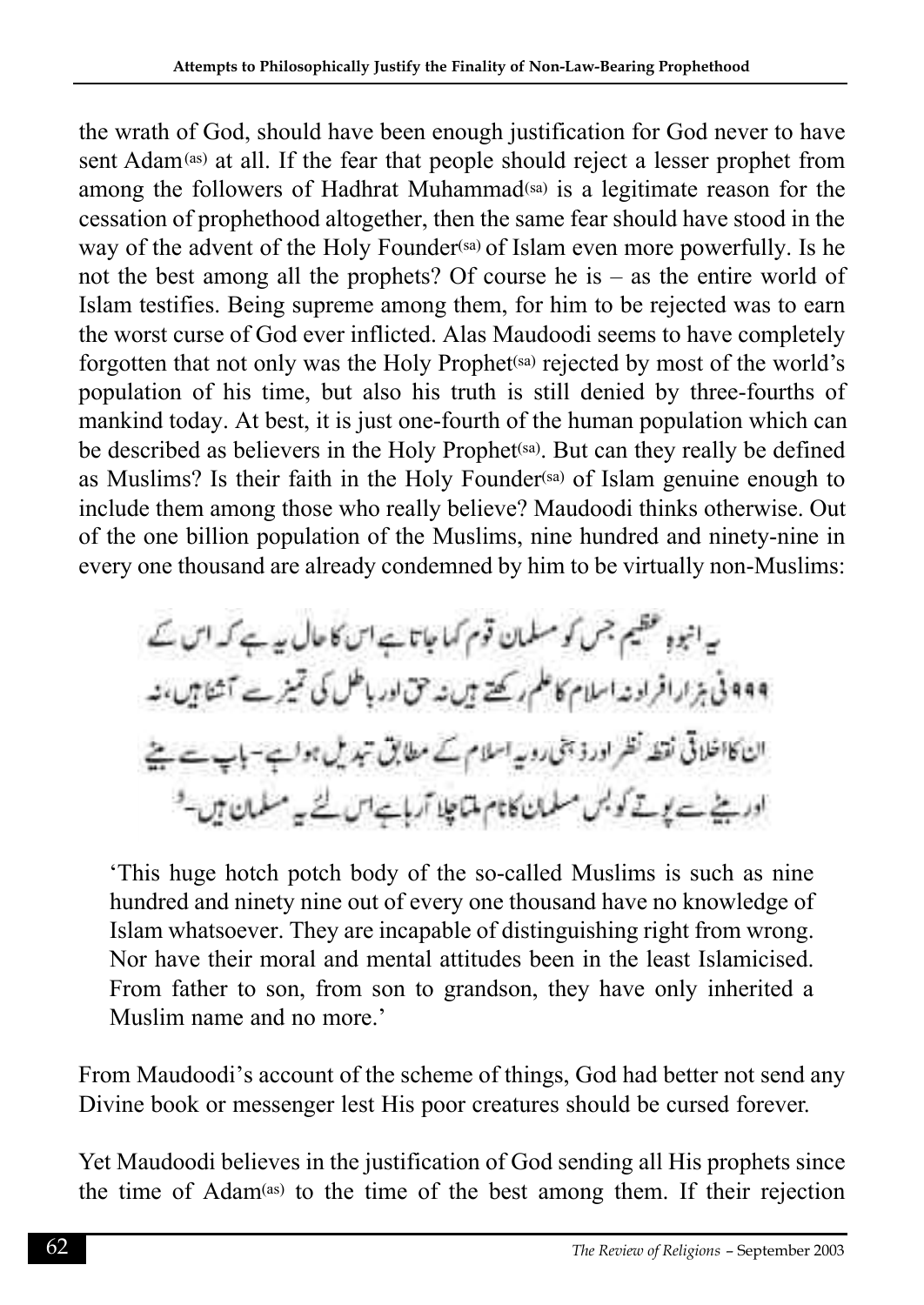the wrath of God, should have been enough justification for God never to have sent Adam(as) at all. If the fear that people should reject a lesser prophet from among the followers of Hadhrat Muhammad(sa) is a legitimate reason for the cessation of prophethood altogether, then the same fear should have stood in the way of the advent of the Holy Founder(sa) of Islam even more powerfully. Is he not the best among all the prophets? Of course he is – as the entire world of Islam testifies. Being supreme among them, for him to be rejected was to earn the worst curse of God ever inflicted. Alas Maudoodi seems to have completely forgotten that not only was the Holy Prophet(sa) rejected by most of the world's population of his time, but also his truth is still denied by three-fourths of mankind today. At best, it is just one-fourth of the human population which can be described as believers in the Holy Prophet(sa). But can they really be defined as Muslims? Is their faith in the Holy Founder(sa) of Islam genuine enough to include them among those who really believe? Maudoodi thinks otherwise. Out of the one billion population of the Muslims, nine hundred and ninety-nine in every one thousand are already condemned by him to be virtually non-Muslims:

یہ انبوہِ عظیم جس کو مسلمان قوم کہا جاتا ہے اس کا حال یہ ہے کہ اس کے ۹۹۹ فی ہزار افراد نہ اسلام کا علم رکھتے ہیں نہ حق اور باطل کی تمیز سے آشنا ہیں، نہ ان کا اخلاقی نقطۂ نظر اور ذہنی رویہ اسلام کے مطابق تبدیل ہوا ہے۔ باپ سے بیٹے اور بیٹے سے پوتے کو بس مسلمان کا نام ملتا چلا آرہا ہے اس لئے یہ مسلمان ہیں۔[9]

> 'This huge hotch potch body of the so-called Muslims is such as nine hundred and ninety nine out of every one thousand have no knowledge of Islam whatsoever. They are incapable of distinguishing right from wrong. Nor have their moral and mental attitudes been in the least Islamicised. From father to son, from son to grandson, they have only inherited a Muslim name and no more.'

From Maudoodi's account of the scheme of things, God had better not send any Divine book or messenger lest His poor creatures should be cursed forever.

Yet Maudoodi believes in the justification of God sending all His prophets since the time of Adam(as) to the time of the best among them. If their rejection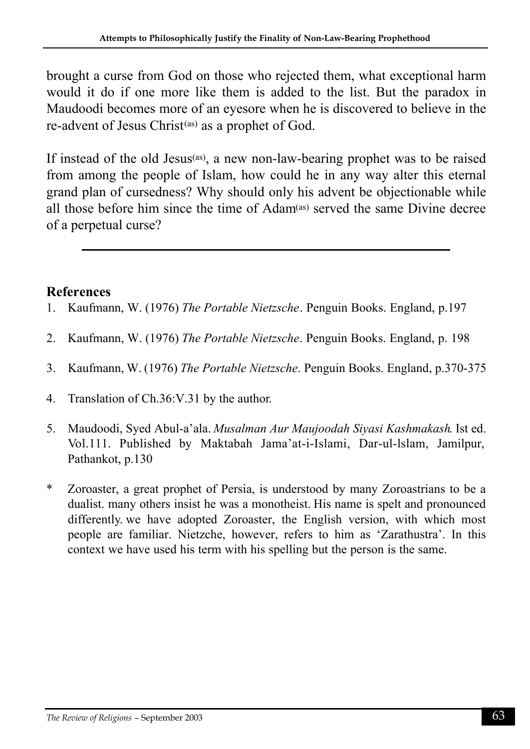brought a curse from God on those who rejected them, what exceptional harm would it do if one more like them is added to the list. But the paradox in Maudoodi becomes more of an eyesore when he is discovered to believe in the re-advent of Jesus Christ(as) as a prophet of God.

If instead of the old Jesus(as), a new non-law-bearing prophet was to be raised from among the people of Islam, how could he in any way alter this eternal grand plan of cursedness? Why should only his advent be objectionable while all those before him since the time of Adam(as) served the same Divine decree of a perpetual curse?

---

**References**

1. Kaufmann, W. (1976) *The Portable Nietzsche*. Penguin Books. England, p.197
2. Kaufmann, W. (1976) *The Portable Nietzsche*. Penguin Books. England, p. 198
3. Kaufmann, W. (1976) *The Portable Nietzsche*. Penguin Books. England, p.370-375
4. Translation of Ch.36:V.31 by the author.
5. Maudoodi, Syed Abul-a'ala. *Musalman Aur Maujoodah Siyasi Kashmakash*. Ist ed. Vol.111. Published by Maktabah Jama'at-i-Islami, Dar-ul-lslam, Jamilpur, Pathankot, p.130

\* Zoroaster, a great prophet of Persia, is understood by many Zoroastrians to be a dualist. many others insist he was a monotheist. His name is spelt and pronounced differently. we have adopted Zoroaster, the English version, with which most people are familiar. Nietzche, however, refers to him as 'Zarathustra'. In this context we have used his term with his spelling but the person is the same.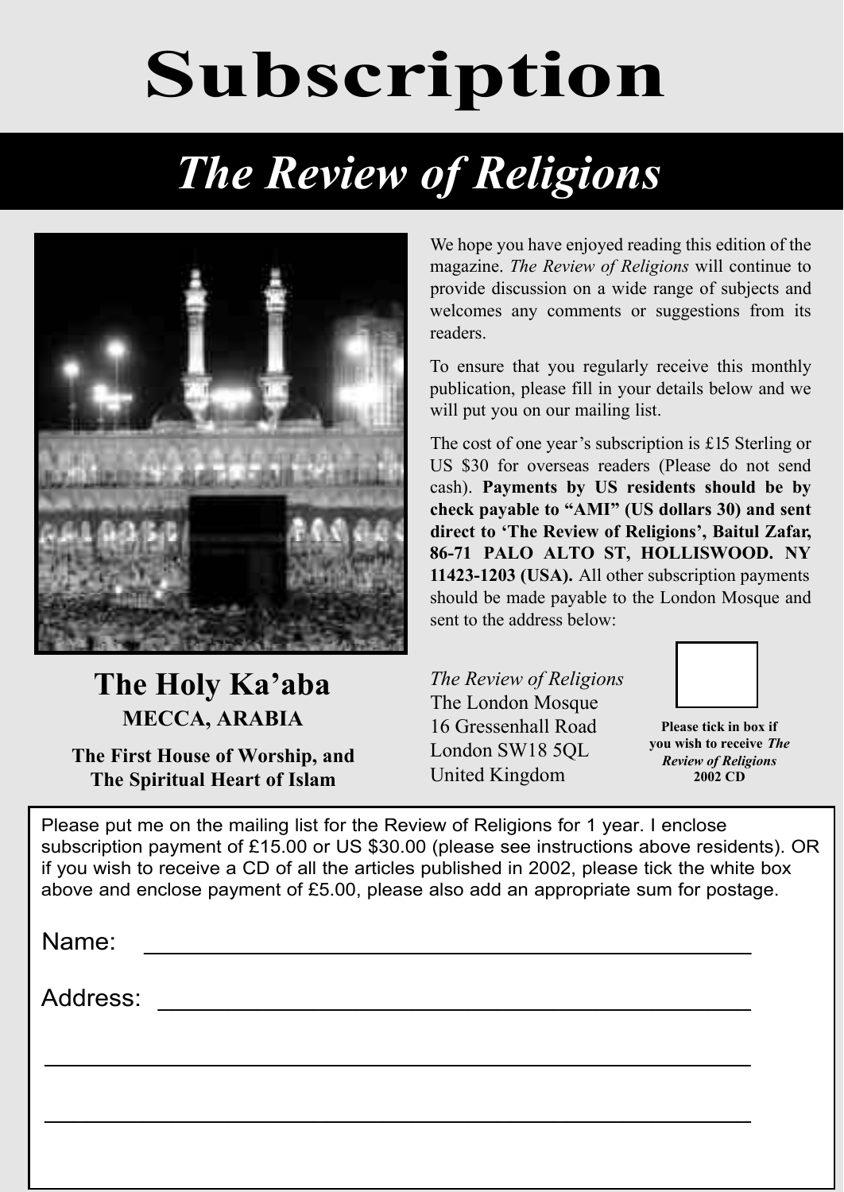# Subscription

## *The Review of Religions*

**The Holy Ka'aba**

**MECCA, ARABIA**

**The First House of Worship, and The Spiritual Heart of Islam**

We hope you have enjoyed reading this edition of the magazine. *The Review of Religions* will continue to provide discussion on a wide range of subjects and welcomes any comments or suggestions from its readers.

To ensure that you regularly receive this monthly publication, please fill in your details below and we will put you on our mailing list.

The cost of one year's subscription is £15 Sterling or US $30 for overseas readers (Please do not send cash). **Payments by US residents should be by check payable to "AMI" (US dollars 30) and sent direct to 'The Review of Religions', Baitul Zafar, 86-71 PALO ALTO ST, HOLLISWOOD. NY 11423-1203 (USA).** All other subscription payments should be made payable to the London Mosque and sent to the address below:

*The Review of Religions*
The London Mosque
16 Gressenhall Road
London SW18 5QL
United Kingdom

**Please tick in box if you wish to receive *The Review of Religions* 2002 CD**

Please put me on the mailing list for the Review of Religions for 1 year. I enclose subscription payment of £15.00 or US $30.00 (please see instructions above residents). OR if you wish to receive a CD of all the articles published in 2002, please tick the white box above and enclose payment of £5.00, please also add an appropriate sum for postage.

Name: \_\_\_\_\_\_\_\_\_\_\_\_\_\_\_\_\_\_\_\_\_\_\_\_\_\_\_\_\_\_\_\_\_\_\_\_\_\_\_\_

Address: \_\_\_\_\_\_\_\_\_\_\_\_\_\_\_\_\_\_\_\_\_\_\_\_\_\_\_\_\_\_\_\_\_\_\_\_\_\_\_\_

\_\_\_\_\_\_\_\_\_\_\_\_\_\_\_\_\_\_\_\_\_\_\_\_\_\_\_\_\_\_\_\_\_\_\_\_\_\_\_\_\_\_\_\_\_\_\_\_

\_\_\_\_\_\_\_\_\_\_\_\_\_\_\_\_\_\_\_\_\_\_\_\_\_\_\_\_\_\_\_\_\_\_\_\_\_\_\_\_\_\_\_\_\_\_\_\_